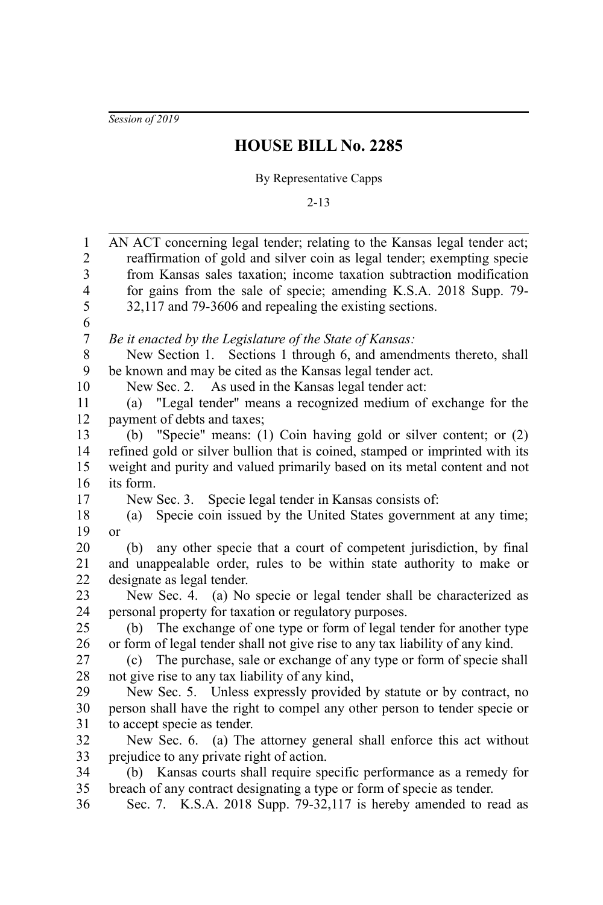*Session of 2019*

# HOUSE BILL No. 2285

By Representative Capps

2-13

AN ACT concerning legal tender; relating to the Kansas legal tender act; reaffirmation of gold and silver coin as legal tender; exempting specie from Kansas sales taxation; income taxation subtraction modification for gains from the sale of specie; amending K.S.A. 2018 Supp. 79-32,117 and 79-3606 and repealing the existing sections.

*Be it enacted by the Legislature of the State of Kansas:*

New Section 1. Sections 1 through 6, and amendments thereto, shall be known and may be cited as the Kansas legal tender act.

New Sec. 2. As used in the Kansas legal tender act:

(a) "Legal tender" means a recognized medium of exchange for the payment of debts and taxes;

(b) "Specie" means: (1) Coin having gold or silver content; or (2) refined gold or silver bullion that is coined, stamped or imprinted with its weight and purity and valued primarily based on its metal content and not its form.

New Sec. 3. Specie legal tender in Kansas consists of:

(a) Specie coin issued by the United States government at any time; or

(b) any other specie that a court of competent jurisdiction, by final and unappealable order, rules to be within state authority to make or designate as legal tender.

New Sec. 4. (a) No specie or legal tender shall be characterized as personal property for taxation or regulatory purposes.

(b) The exchange of one type or form of legal tender for another type or form of legal tender shall not give rise to any tax liability of any kind.

(c) The purchase, sale or exchange of any type or form of specie shall not give rise to any tax liability of any kind,

New Sec. 5. Unless expressly provided by statute or by contract, no person shall have the right to compel any other person to tender specie or to accept specie as tender.

New Sec. 6. (a) The attorney general shall enforce this act without prejudice to any private right of action.

(b) Kansas courts shall require specific performance as a remedy for breach of any contract designating a type or form of specie as tender.

Sec. 7. K.S.A. 2018 Supp. 79-32,117 is hereby amended to read as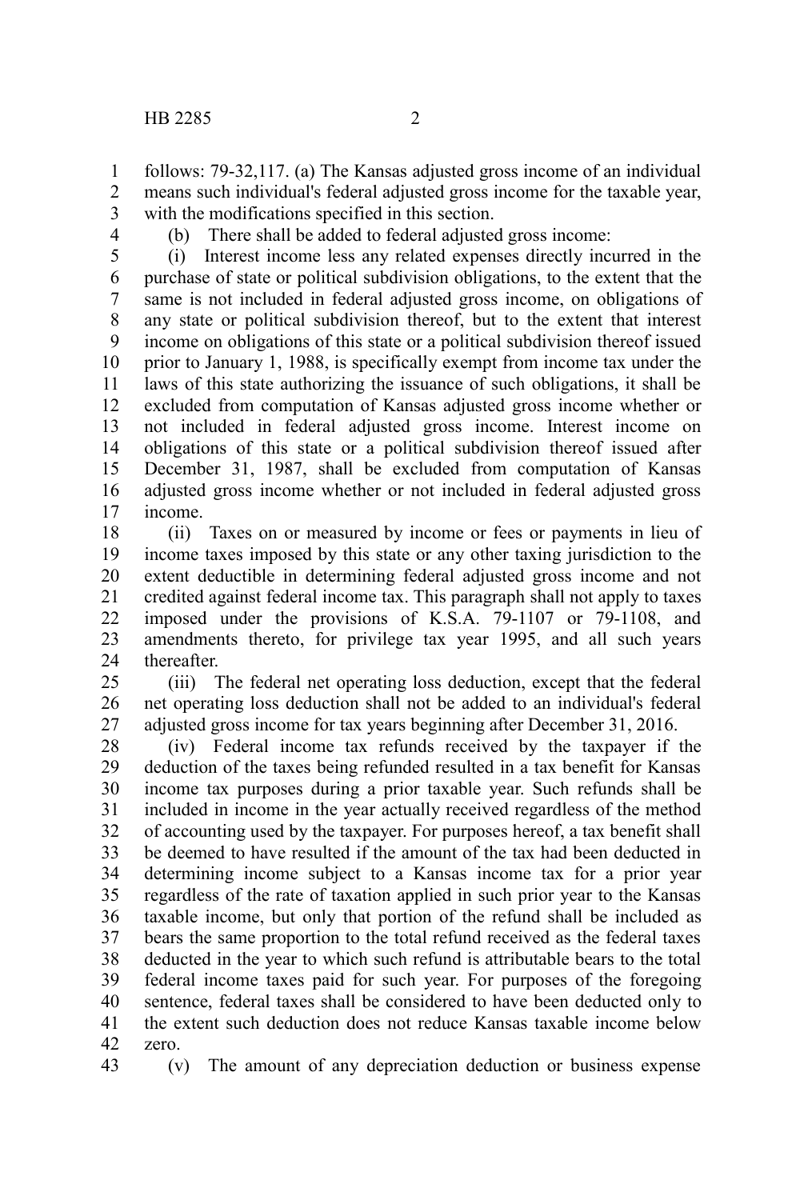follows: 79-32,117. (a) The Kansas adjusted gross income of an individual means such individual's federal adjusted gross income for the taxable year, with the modifications specified in this section.

(b) There shall be added to federal adjusted gross income:

(i) Interest income less any related expenses directly incurred in the purchase of state or political subdivision obligations, to the extent that the same is not included in federal adjusted gross income, on obligations of any state or political subdivision thereof, but to the extent that interest income on obligations of this state or a political subdivision thereof issued prior to January 1, 1988, is specifically exempt from income tax under the laws of this state authorizing the issuance of such obligations, it shall be excluded from computation of Kansas adjusted gross income whether or not included in federal adjusted gross income. Interest income on obligations of this state or a political subdivision thereof issued after December 31, 1987, shall be excluded from computation of Kansas adjusted gross income whether or not included in federal adjusted gross income.

(ii) Taxes on or measured by income or fees or payments in lieu of income taxes imposed by this state or any other taxing jurisdiction to the extent deductible in determining federal adjusted gross income and not credited against federal income tax. This paragraph shall not apply to taxes imposed under the provisions of K.S.A. 79-1107 or 79-1108, and amendments thereto, for privilege tax year 1995, and all such years thereafter.

(iii) The federal net operating loss deduction, except that the federal net operating loss deduction shall not be added to an individual's federal adjusted gross income for tax years beginning after December 31, 2016.

(iv) Federal income tax refunds received by the taxpayer if the deduction of the taxes being refunded resulted in a tax benefit for Kansas income tax purposes during a prior taxable year. Such refunds shall be included in income in the year actually received regardless of the method of accounting used by the taxpayer. For purposes hereof, a tax benefit shall be deemed to have resulted if the amount of the tax had been deducted in determining income subject to a Kansas income tax for a prior year regardless of the rate of taxation applied in such prior year to the Kansas taxable income, but only that portion of the refund shall be included as bears the same proportion to the total refund received as the federal taxes deducted in the year to which such refund is attributable bears to the total federal income taxes paid for such year. For purposes of the foregoing sentence, federal taxes shall be considered to have been deducted only to the extent such deduction does not reduce Kansas taxable income below zero.

(v) The amount of any depreciation deduction or business expense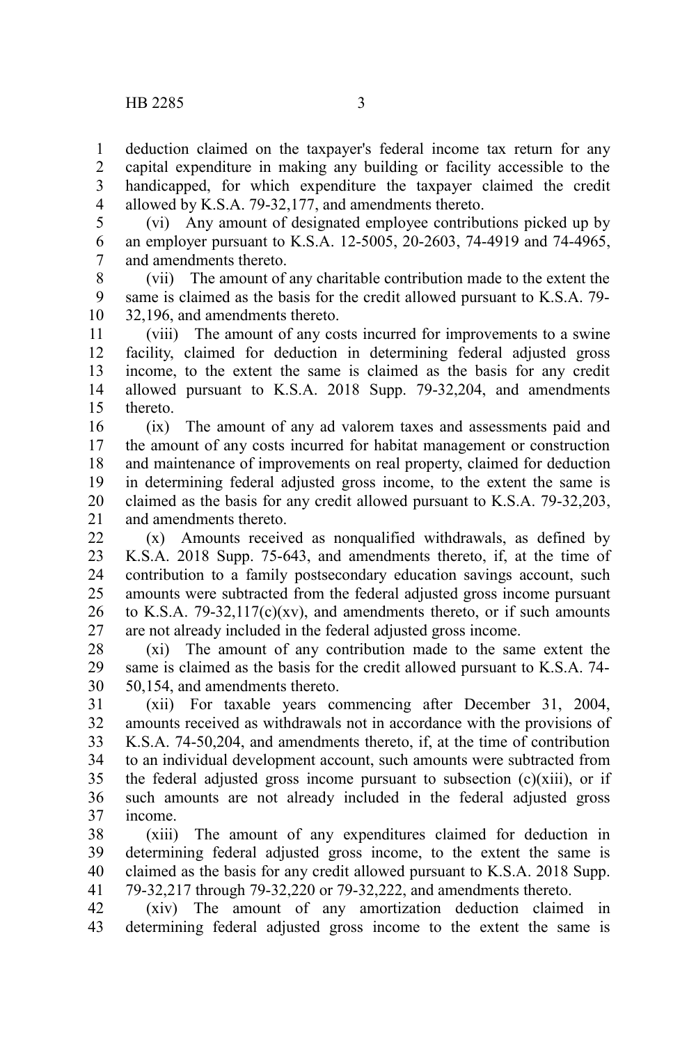deduction claimed on the taxpayer's federal income tax return for any capital expenditure in making any building or facility accessible to the handicapped, for which expenditure the taxpayer claimed the credit allowed by K.S.A. 79-32,177, and amendments thereto.

(vi) Any amount of designated employee contributions picked up by an employer pursuant to K.S.A. 12-5005, 20-2603, 74-4919 and 74-4965, and amendments thereto.

(vii) The amount of any charitable contribution made to the extent the same is claimed as the basis for the credit allowed pursuant to K.S.A. 79-32,196, and amendments thereto.

(viii) The amount of any costs incurred for improvements to a swine facility, claimed for deduction in determining federal adjusted gross income, to the extent the same is claimed as the basis for any credit allowed pursuant to K.S.A. 2018 Supp. 79-32,204, and amendments thereto.

(ix) The amount of any ad valorem taxes and assessments paid and the amount of any costs incurred for habitat management or construction and maintenance of improvements on real property, claimed for deduction in determining federal adjusted gross income, to the extent the same is claimed as the basis for any credit allowed pursuant to K.S.A. 79-32,203, and amendments thereto.

(x) Amounts received as nonqualified withdrawals, as defined by K.S.A. 2018 Supp. 75-643, and amendments thereto, if, at the time of contribution to a family postsecondary education savings account, such amounts were subtracted from the federal adjusted gross income pursuant to K.S.A. 79-32,117(c)(xv), and amendments thereto, or if such amounts are not already included in the federal adjusted gross income.

(xi) The amount of any contribution made to the same extent the same is claimed as the basis for the credit allowed pursuant to K.S.A. 74-50,154, and amendments thereto.

(xii) For taxable years commencing after December 31, 2004, amounts received as withdrawals not in accordance with the provisions of K.S.A. 74-50,204, and amendments thereto, if, at the time of contribution to an individual development account, such amounts were subtracted from the federal adjusted gross income pursuant to subsection (c)(xiii), or if such amounts are not already included in the federal adjusted gross income.

(xiii) The amount of any expenditures claimed for deduction in determining federal adjusted gross income, to the extent the same is claimed as the basis for any credit allowed pursuant to K.S.A. 2018 Supp. 79-32,217 through 79-32,220 or 79-32,222, and amendments thereto.

(xiv) The amount of any amortization deduction claimed in determining federal adjusted gross income to the extent the same is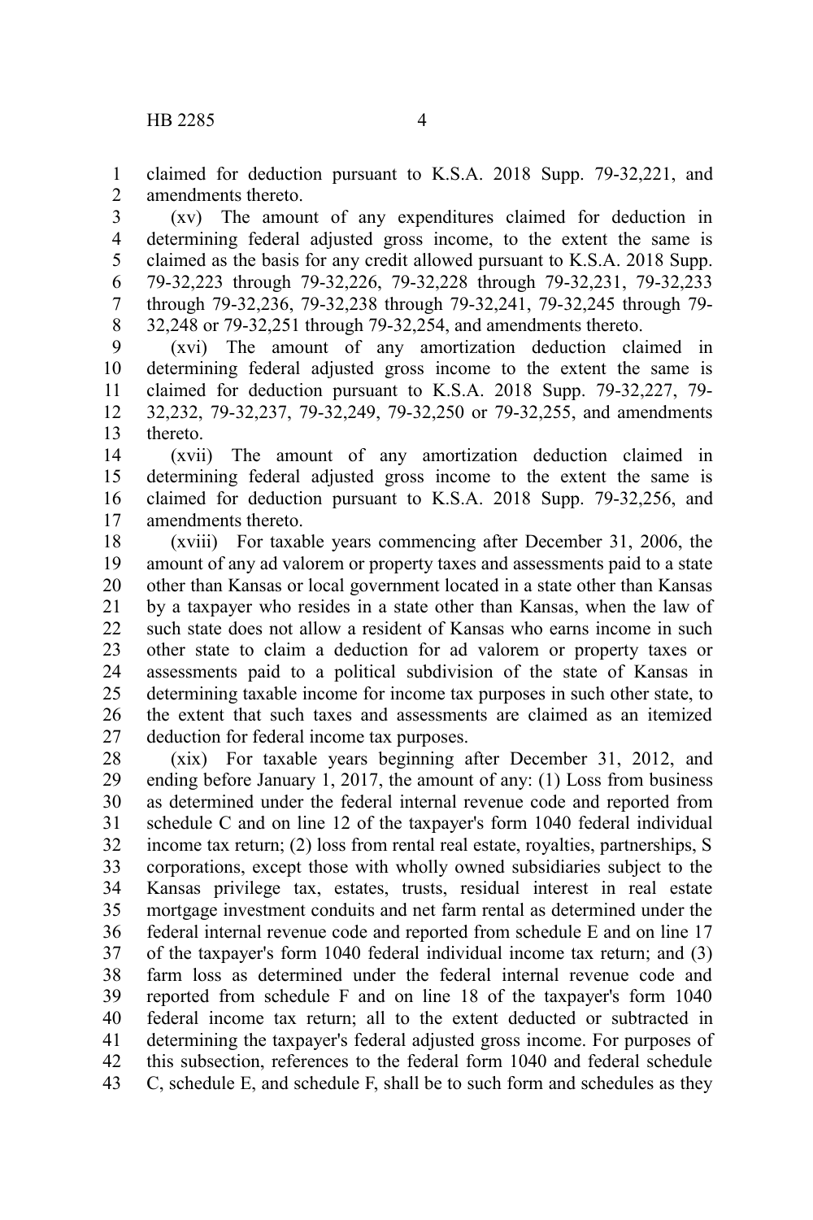claimed for deduction pursuant to K.S.A. 2018 Supp. 79-32,221, and amendments thereto.

(xv) The amount of any expenditures claimed for deduction in determining federal adjusted gross income, to the extent the same is claimed as the basis for any credit allowed pursuant to K.S.A. 2018 Supp. 79-32,223 through 79-32,226, 79-32,228 through 79-32,231, 79-32,233 through 79-32,236, 79-32,238 through 79-32,241, 79-32,245 through 79-32,248 or 79-32,251 through 79-32,254, and amendments thereto.

(xvi) The amount of any amortization deduction claimed in determining federal adjusted gross income to the extent the same is claimed for deduction pursuant to K.S.A. 2018 Supp. 79-32,227, 79-32,232, 79-32,237, 79-32,249, 79-32,250 or 79-32,255, and amendments thereto.

(xvii) The amount of any amortization deduction claimed in determining federal adjusted gross income to the extent the same is claimed for deduction pursuant to K.S.A. 2018 Supp. 79-32,256, and amendments thereto.

(xviii) For taxable years commencing after December 31, 2006, the amount of any ad valorem or property taxes and assessments paid to a state other than Kansas or local government located in a state other than Kansas by a taxpayer who resides in a state other than Kansas, when the law of such state does not allow a resident of Kansas who earns income in such other state to claim a deduction for ad valorem or property taxes or assessments paid to a political subdivision of the state of Kansas in determining taxable income for income tax purposes in such other state, to the extent that such taxes and assessments are claimed as an itemized deduction for federal income tax purposes.

(xix) For taxable years beginning after December 31, 2012, and ending before January 1, 2017, the amount of any: (1) Loss from business as determined under the federal internal revenue code and reported from schedule C and on line 12 of the taxpayer's form 1040 federal individual income tax return; (2) loss from rental real estate, royalties, partnerships, S corporations, except those with wholly owned subsidiaries subject to the Kansas privilege tax, estates, trusts, residual interest in real estate mortgage investment conduits and net farm rental as determined under the federal internal revenue code and reported from schedule E and on line 17 of the taxpayer's form 1040 federal individual income tax return; and (3) farm loss as determined under the federal internal revenue code and reported from schedule F and on line 18 of the taxpayer's form 1040 federal income tax return; all to the extent deducted or subtracted in determining the taxpayer's federal adjusted gross income. For purposes of this subsection, references to the federal form 1040 and federal schedule C, schedule E, and schedule F, shall be to such form and schedules as they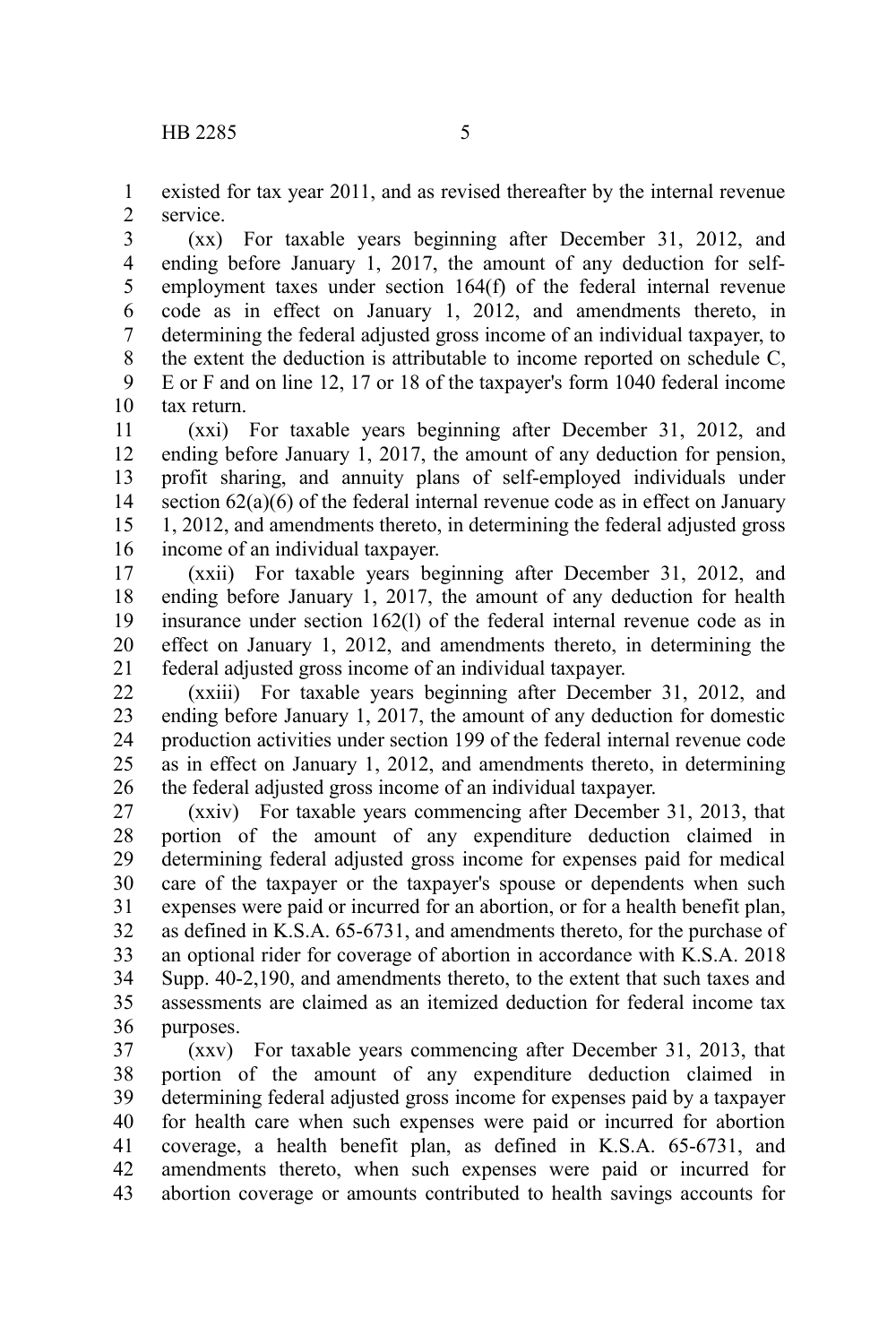existed for tax year 2011, and as revised thereafter by the internal revenue service.

(xx) For taxable years beginning after December 31, 2012, and ending before January 1, 2017, the amount of any deduction for self-employment taxes under section 164(f) of the federal internal revenue code as in effect on January 1, 2012, and amendments thereto, in determining the federal adjusted gross income of an individual taxpayer, to the extent the deduction is attributable to income reported on schedule C, E or F and on line 12, 17 or 18 of the taxpayer's form 1040 federal income tax return.

(xxi) For taxable years beginning after December 31, 2012, and ending before January 1, 2017, the amount of any deduction for pension, profit sharing, and annuity plans of self-employed individuals under section 62(a)(6) of the federal internal revenue code as in effect on January 1, 2012, and amendments thereto, in determining the federal adjusted gross income of an individual taxpayer.

(xxii) For taxable years beginning after December 31, 2012, and ending before January 1, 2017, the amount of any deduction for health insurance under section 162(l) of the federal internal revenue code as in effect on January 1, 2012, and amendments thereto, in determining the federal adjusted gross income of an individual taxpayer.

(xxiii) For taxable years beginning after December 31, 2012, and ending before January 1, 2017, the amount of any deduction for domestic production activities under section 199 of the federal internal revenue code as in effect on January 1, 2012, and amendments thereto, in determining the federal adjusted gross income of an individual taxpayer.

(xxiv) For taxable years commencing after December 31, 2013, that portion of the amount of any expenditure deduction claimed in determining federal adjusted gross income for expenses paid for medical care of the taxpayer or the taxpayer's spouse or dependents when such expenses were paid or incurred for an abortion, or for a health benefit plan, as defined in K.S.A. 65-6731, and amendments thereto, for the purchase of an optional rider for coverage of abortion in accordance with K.S.A. 2018 Supp. 40-2,190, and amendments thereto, to the extent that such taxes and assessments are claimed as an itemized deduction for federal income tax purposes.

(xxv) For taxable years commencing after December 31, 2013, that portion of the amount of any expenditure deduction claimed in determining federal adjusted gross income for expenses paid by a taxpayer for health care when such expenses were paid or incurred for abortion coverage, a health benefit plan, as defined in K.S.A. 65-6731, and amendments thereto, when such expenses were paid or incurred for abortion coverage or amounts contributed to health savings accounts for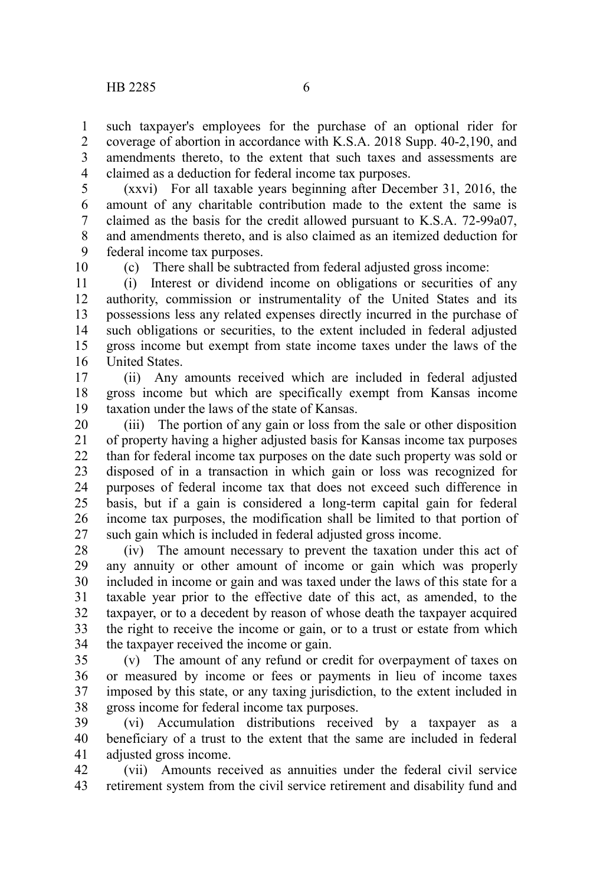such taxpayer's employees for the purchase of an optional rider for coverage of abortion in accordance with K.S.A. 2018 Supp. 40-2,190, and amendments thereto, to the extent that such taxes and assessments are claimed as a deduction for federal income tax purposes.

(xxvi) For all taxable years beginning after December 31, 2016, the amount of any charitable contribution made to the extent the same is claimed as the basis for the credit allowed pursuant to K.S.A. 72-99a07, and amendments thereto, and is also claimed as an itemized deduction for federal income tax purposes.

(c) There shall be subtracted from federal adjusted gross income:

(i) Interest or dividend income on obligations or securities of any authority, commission or instrumentality of the United States and its possessions less any related expenses directly incurred in the purchase of such obligations or securities, to the extent included in federal adjusted gross income but exempt from state income taxes under the laws of the United States.

(ii) Any amounts received which are included in federal adjusted gross income but which are specifically exempt from Kansas income taxation under the laws of the state of Kansas.

(iii) The portion of any gain or loss from the sale or other disposition of property having a higher adjusted basis for Kansas income tax purposes than for federal income tax purposes on the date such property was sold or disposed of in a transaction in which gain or loss was recognized for purposes of federal income tax that does not exceed such difference in basis, but if a gain is considered a long-term capital gain for federal income tax purposes, the modification shall be limited to that portion of such gain which is included in federal adjusted gross income.

(iv) The amount necessary to prevent the taxation under this act of any annuity or other amount of income or gain which was properly included in income or gain and was taxed under the laws of this state for a taxable year prior to the effective date of this act, as amended, to the taxpayer, or to a decedent by reason of whose death the taxpayer acquired the right to receive the income or gain, or to a trust or estate from which the taxpayer received the income or gain.

(v) The amount of any refund or credit for overpayment of taxes on or measured by income or fees or payments in lieu of income taxes imposed by this state, or any taxing jurisdiction, to the extent included in gross income for federal income tax purposes.

(vi) Accumulation distributions received by a taxpayer as a beneficiary of a trust to the extent that the same are included in federal adjusted gross income.

(vii) Amounts received as annuities under the federal civil service retirement system from the civil service retirement and disability fund and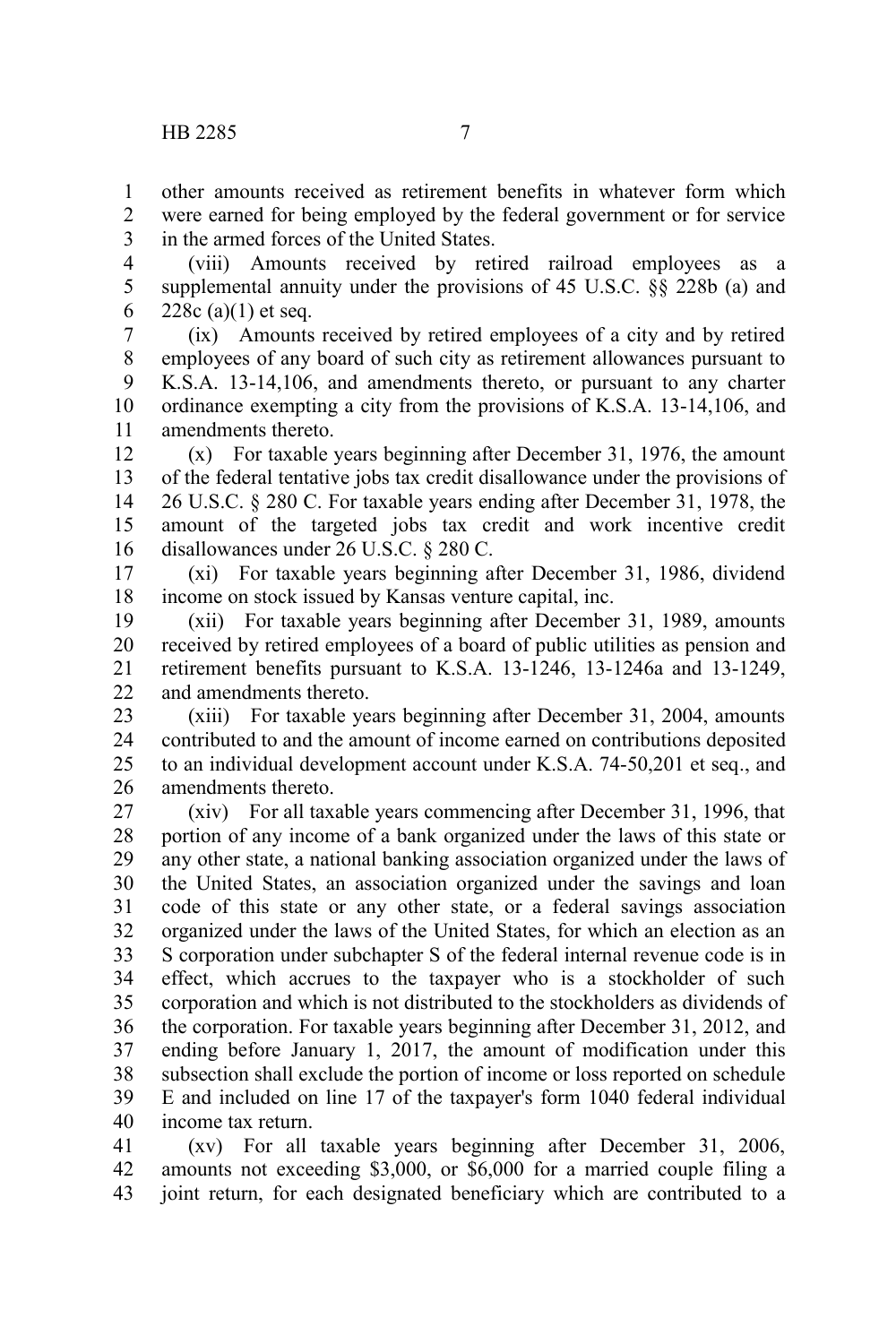other amounts received as retirement benefits in whatever form which were earned for being employed by the federal government or for service in the armed forces of the United States.

(viii) Amounts received by retired railroad employees as a supplemental annuity under the provisions of 45 U.S.C. §§ 228b (a) and 228c (a)(1) et seq.

(ix) Amounts received by retired employees of a city and by retired employees of any board of such city as retirement allowances pursuant to K.S.A. 13-14,106, and amendments thereto, or pursuant to any charter ordinance exempting a city from the provisions of K.S.A. 13-14,106, and amendments thereto.

(x) For taxable years beginning after December 31, 1976, the amount of the federal tentative jobs tax credit disallowance under the provisions of 26 U.S.C. § 280 C. For taxable years ending after December 31, 1978, the amount of the targeted jobs tax credit and work incentive credit disallowances under 26 U.S.C. § 280 C.

(xi) For taxable years beginning after December 31, 1986, dividend income on stock issued by Kansas venture capital, inc.

(xii) For taxable years beginning after December 31, 1989, amounts received by retired employees of a board of public utilities as pension and retirement benefits pursuant to K.S.A. 13-1246, 13-1246a and 13-1249, and amendments thereto.

(xiii) For taxable years beginning after December 31, 2004, amounts contributed to and the amount of income earned on contributions deposited to an individual development account under K.S.A. 74-50,201 et seq., and amendments thereto.

(xiv) For all taxable years commencing after December 31, 1996, that portion of any income of a bank organized under the laws of this state or any other state, a national banking association organized under the laws of the United States, an association organized under the savings and loan code of this state or any other state, or a federal savings association organized under the laws of the United States, for which an election as an S corporation under subchapter S of the federal internal revenue code is in effect, which accrues to the taxpayer who is a stockholder of such corporation and which is not distributed to the stockholders as dividends of the corporation. For taxable years beginning after December 31, 2012, and ending before January 1, 2017, the amount of modification under this subsection shall exclude the portion of income or loss reported on schedule E and included on line 17 of the taxpayer's form 1040 federal individual income tax return.

(xv) For all taxable years beginning after December 31, 2006, amounts not exceeding $3,000, or $6,000 for a married couple filing a joint return, for each designated beneficiary which are contributed to a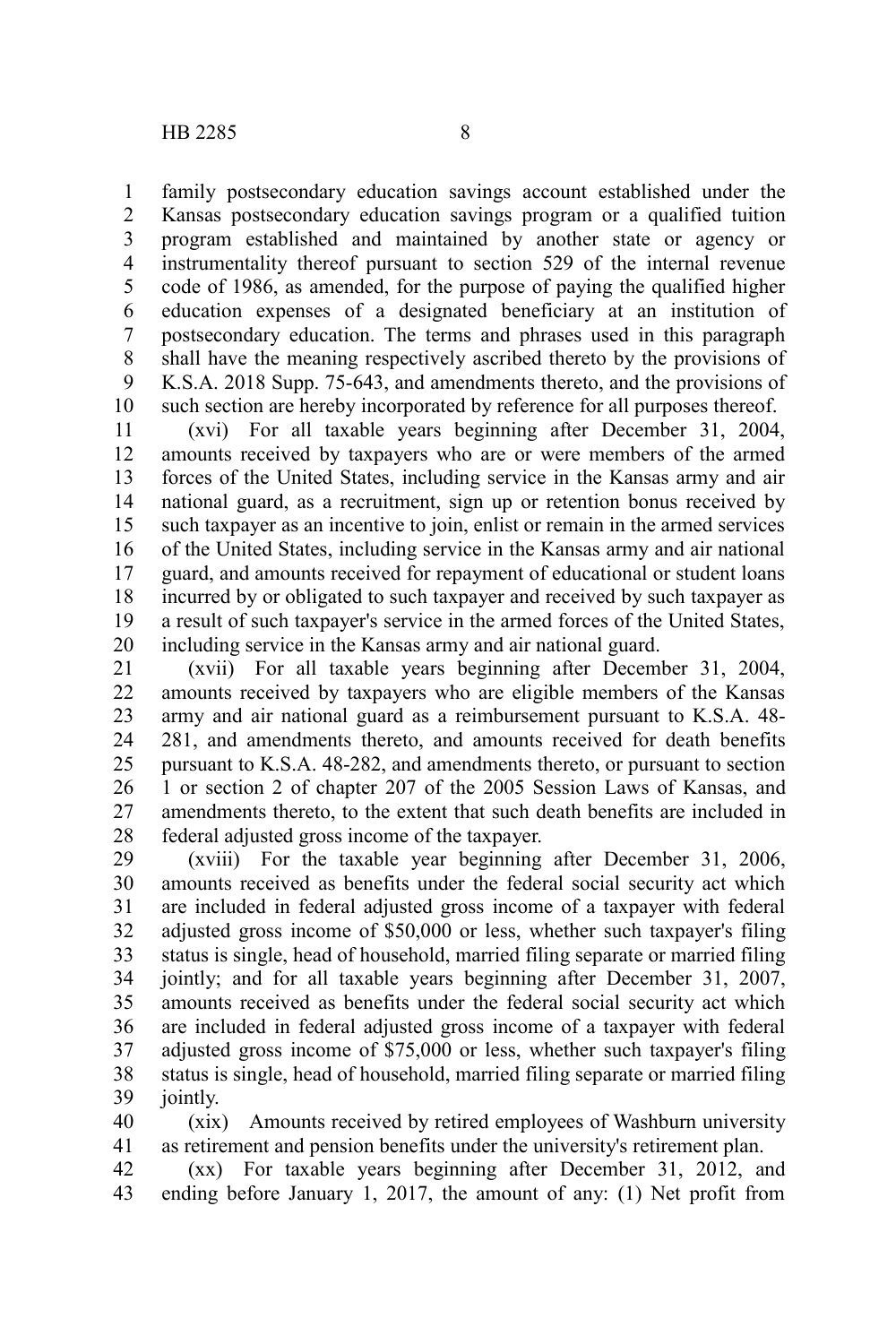family postsecondary education savings account established under the Kansas postsecondary education savings program or a qualified tuition program established and maintained by another state or agency or instrumentality thereof pursuant to section 529 of the internal revenue code of 1986, as amended, for the purpose of paying the qualified higher education expenses of a designated beneficiary at an institution of postsecondary education. The terms and phrases used in this paragraph shall have the meaning respectively ascribed thereto by the provisions of K.S.A. 2018 Supp. 75-643, and amendments thereto, and the provisions of such section are hereby incorporated by reference for all purposes thereof.

(xvi) For all taxable years beginning after December 31, 2004, amounts received by taxpayers who are or were members of the armed forces of the United States, including service in the Kansas army and air national guard, as a recruitment, sign up or retention bonus received by such taxpayer as an incentive to join, enlist or remain in the armed services of the United States, including service in the Kansas army and air national guard, and amounts received for repayment of educational or student loans incurred by or obligated to such taxpayer and received by such taxpayer as a result of such taxpayer's service in the armed forces of the United States, including service in the Kansas army and air national guard.

(xvii) For all taxable years beginning after December 31, 2004, amounts received by taxpayers who are eligible members of the Kansas army and air national guard as a reimbursement pursuant to K.S.A. 48-281, and amendments thereto, and amounts received for death benefits pursuant to K.S.A. 48-282, and amendments thereto, or pursuant to section 1 or section 2 of chapter 207 of the 2005 Session Laws of Kansas, and amendments thereto, to the extent that such death benefits are included in federal adjusted gross income of the taxpayer.

(xviii) For the taxable year beginning after December 31, 2006, amounts received as benefits under the federal social security act which are included in federal adjusted gross income of a taxpayer with federal adjusted gross income of $50,000 or less, whether such taxpayer's filing status is single, head of household, married filing separate or married filing jointly; and for all taxable years beginning after December 31, 2007, amounts received as benefits under the federal social security act which are included in federal adjusted gross income of a taxpayer with federal adjusted gross income of $75,000 or less, whether such taxpayer's filing status is single, head of household, married filing separate or married filing jointly.

(xix) Amounts received by retired employees of Washburn university as retirement and pension benefits under the university's retirement plan.

(xx) For taxable years beginning after December 31, 2012, and ending before January 1, 2017, the amount of any: (1) Net profit from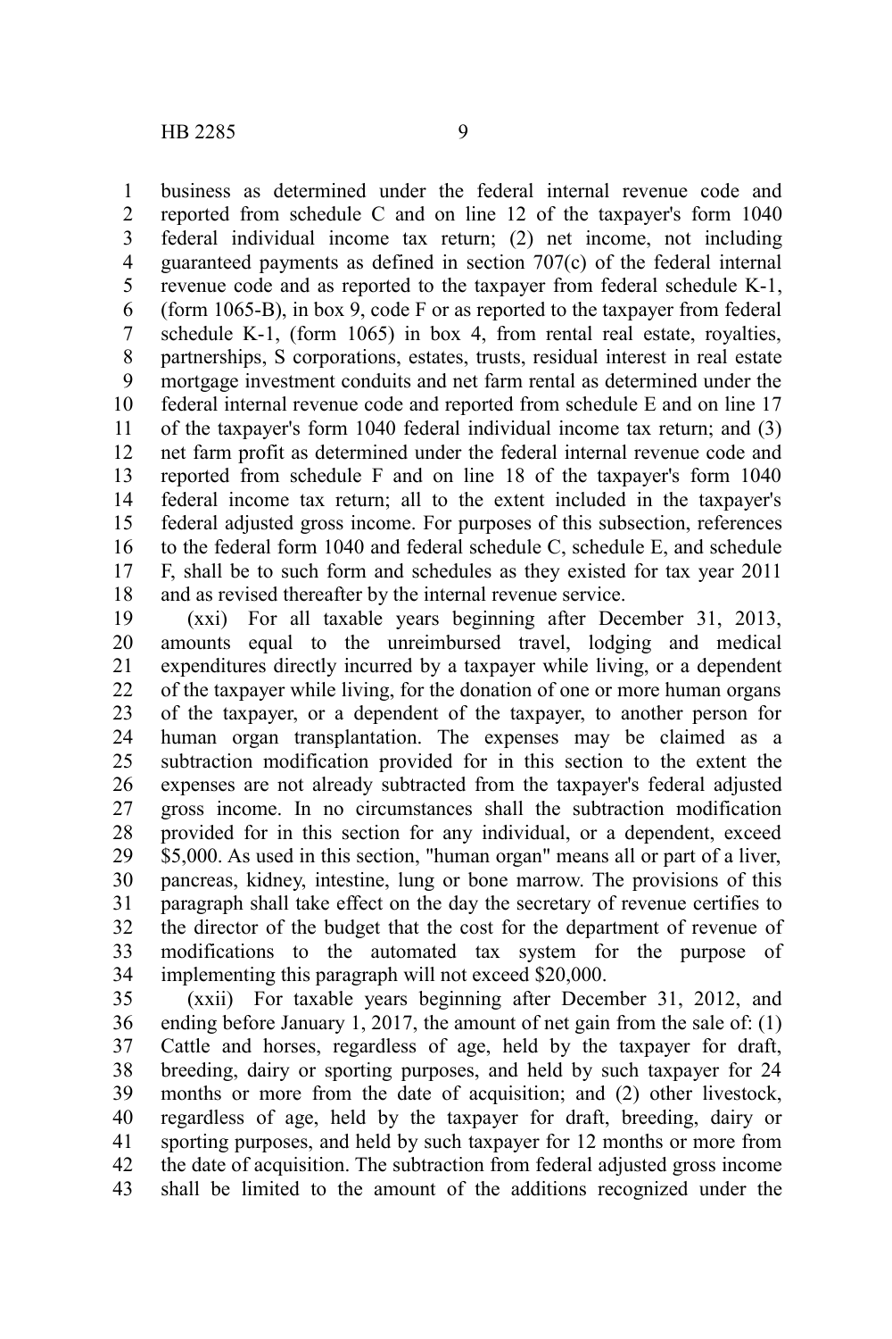business as determined under the federal internal revenue code and reported from schedule C and on line 12 of the taxpayer's form 1040 federal individual income tax return; (2) net income, not including guaranteed payments as defined in section 707(c) of the federal internal revenue code and as reported to the taxpayer from federal schedule K-1, (form 1065-B), in box 9, code F or as reported to the taxpayer from federal schedule K-1, (form 1065) in box 4, from rental real estate, royalties, partnerships, S corporations, estates, trusts, residual interest in real estate mortgage investment conduits and net farm rental as determined under the federal internal revenue code and reported from schedule E and on line 17 of the taxpayer's form 1040 federal individual income tax return; and (3) net farm profit as determined under the federal internal revenue code and reported from schedule F and on line 18 of the taxpayer's form 1040 federal income tax return; all to the extent included in the taxpayer's federal adjusted gross income. For purposes of this subsection, references to the federal form 1040 and federal schedule C, schedule E, and schedule F, shall be to such form and schedules as they existed for tax year 2011 and as revised thereafter by the internal revenue service.

(xxi) For all taxable years beginning after December 31, 2013, amounts equal to the unreimbursed travel, lodging and medical expenditures directly incurred by a taxpayer while living, or a dependent of the taxpayer while living, for the donation of one or more human organs of the taxpayer, or a dependent of the taxpayer, to another person for human organ transplantation. The expenses may be claimed as a subtraction modification provided for in this section to the extent the expenses are not already subtracted from the taxpayer's federal adjusted gross income. In no circumstances shall the subtraction modification provided for in this section for any individual, or a dependent, exceed $5,000. As used in this section, "human organ" means all or part of a liver, pancreas, kidney, intestine, lung or bone marrow. The provisions of this paragraph shall take effect on the day the secretary of revenue certifies to the director of the budget that the cost for the department of revenue of modifications to the automated tax system for the purpose of implementing this paragraph will not exceed $20,000.

(xxii) For taxable years beginning after December 31, 2012, and ending before January 1, 2017, the amount of net gain from the sale of: (1) Cattle and horses, regardless of age, held by the taxpayer for draft, breeding, dairy or sporting purposes, and held by such taxpayer for 24 months or more from the date of acquisition; and (2) other livestock, regardless of age, held by the taxpayer for draft, breeding, dairy or sporting purposes, and held by such taxpayer for 12 months or more from the date of acquisition. The subtraction from federal adjusted gross income shall be limited to the amount of the additions recognized under the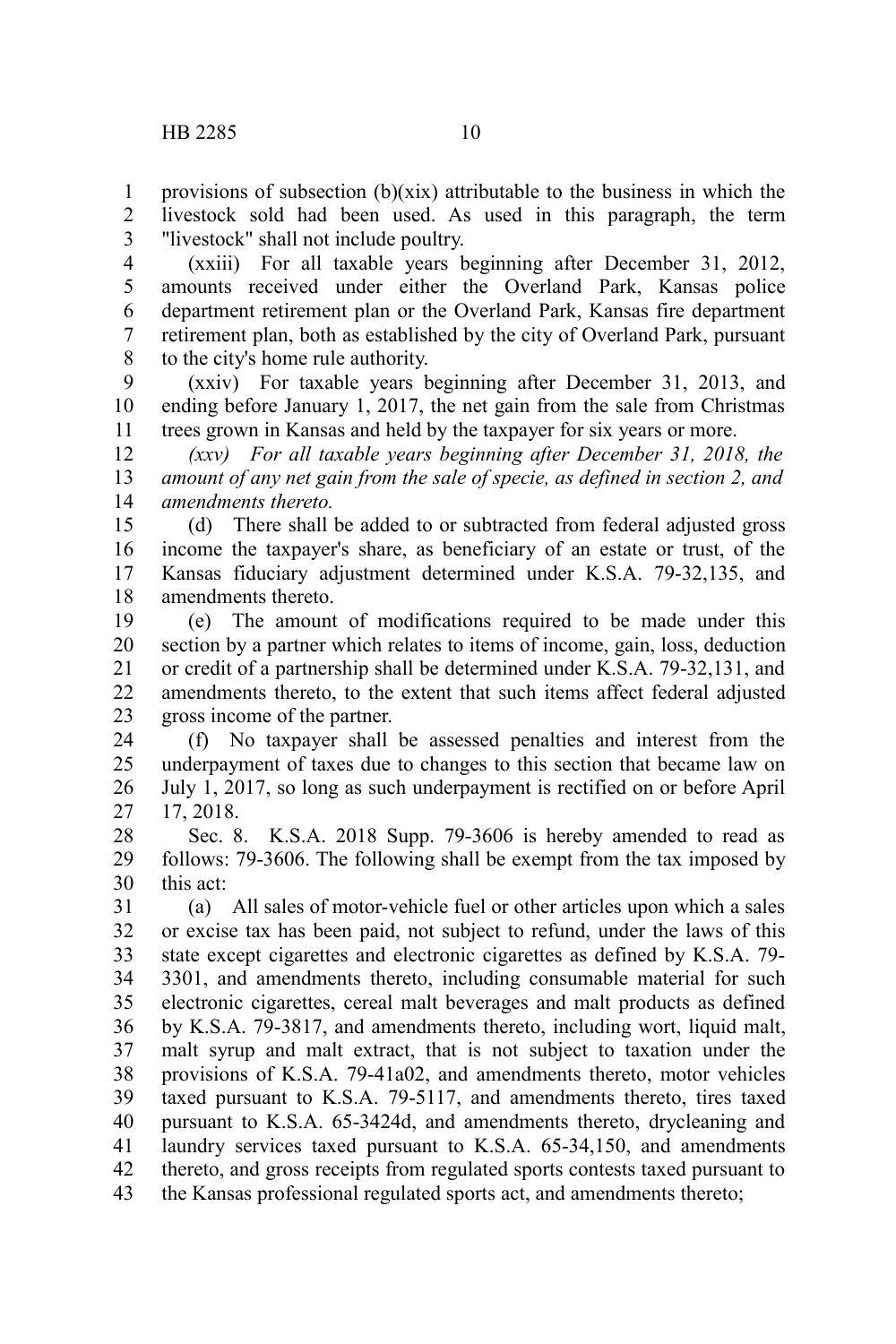provisions of subsection (b)(xix) attributable to the business in which the livestock sold had been used. As used in this paragraph, the term "livestock" shall not include poultry.

(xxiii) For all taxable years beginning after December 31, 2012, amounts received under either the Overland Park, Kansas police department retirement plan or the Overland Park, Kansas fire department retirement plan, both as established by the city of Overland Park, pursuant to the city's home rule authority.

(xxiv) For taxable years beginning after December 31, 2013, and ending before January 1, 2017, the net gain from the sale from Christmas trees grown in Kansas and held by the taxpayer for six years or more.

*(xxv) For all taxable years beginning after December 31, 2018, the amount of any net gain from the sale of specie, as defined in section 2, and amendments thereto.*

(d) There shall be added to or subtracted from federal adjusted gross income the taxpayer's share, as beneficiary of an estate or trust, of the Kansas fiduciary adjustment determined under K.S.A. 79-32,135, and amendments thereto.

(e) The amount of modifications required to be made under this section by a partner which relates to items of income, gain, loss, deduction or credit of a partnership shall be determined under K.S.A. 79-32,131, and amendments thereto, to the extent that such items affect federal adjusted gross income of the partner.

(f) No taxpayer shall be assessed penalties and interest from the underpayment of taxes due to changes to this section that became law on July 1, 2017, so long as such underpayment is rectified on or before April 17, 2018.

Sec. 8. K.S.A. 2018 Supp. 79-3606 is hereby amended to read as follows: 79-3606. The following shall be exempt from the tax imposed by this act:

(a) All sales of motor-vehicle fuel or other articles upon which a sales or excise tax has been paid, not subject to refund, under the laws of this state except cigarettes and electronic cigarettes as defined by K.S.A. 79-3301, and amendments thereto, including consumable material for such electronic cigarettes, cereal malt beverages and malt products as defined by K.S.A. 79-3817, and amendments thereto, including wort, liquid malt, malt syrup and malt extract, that is not subject to taxation under the provisions of K.S.A. 79-41a02, and amendments thereto, motor vehicles taxed pursuant to K.S.A. 79-5117, and amendments thereto, tires taxed pursuant to K.S.A. 65-3424d, and amendments thereto, drycleaning and laundry services taxed pursuant to K.S.A. 65-34,150, and amendments thereto, and gross receipts from regulated sports contests taxed pursuant to the Kansas professional regulated sports act, and amendments thereto;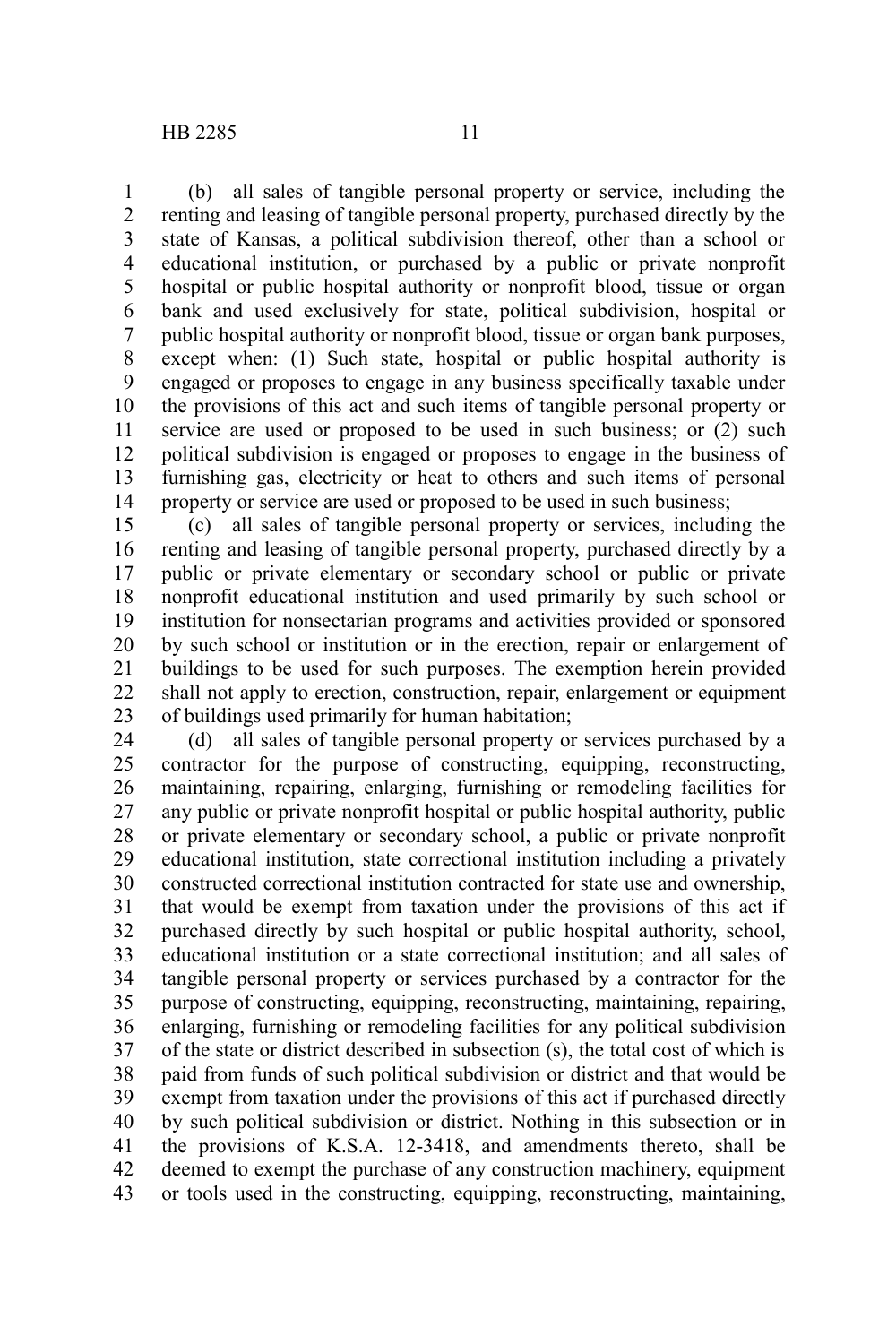(b) all sales of tangible personal property or service, including the renting and leasing of tangible personal property, purchased directly by the state of Kansas, a political subdivision thereof, other than a school or educational institution, or purchased by a public or private nonprofit hospital or public hospital authority or nonprofit blood, tissue or organ bank and used exclusively for state, political subdivision, hospital or public hospital authority or nonprofit blood, tissue or organ bank purposes, except when: (1) Such state, hospital or public hospital authority is engaged or proposes to engage in any business specifically taxable under the provisions of this act and such items of tangible personal property or service are used or proposed to be used in such business; or (2) such political subdivision is engaged or proposes to engage in the business of furnishing gas, electricity or heat to others and such items of personal property or service are used or proposed to be used in such business;

(c) all sales of tangible personal property or services, including the renting and leasing of tangible personal property, purchased directly by a public or private elementary or secondary school or public or private nonprofit educational institution and used primarily by such school or institution for nonsectarian programs and activities provided or sponsored by such school or institution or in the erection, repair or enlargement of buildings to be used for such purposes. The exemption herein provided shall not apply to erection, construction, repair, enlargement or equipment of buildings used primarily for human habitation;

(d) all sales of tangible personal property or services purchased by a contractor for the purpose of constructing, equipping, reconstructing, maintaining, repairing, enlarging, furnishing or remodeling facilities for any public or private nonprofit hospital or public hospital authority, public or private elementary or secondary school, a public or private nonprofit educational institution, state correctional institution including a privately constructed correctional institution contracted for state use and ownership, that would be exempt from taxation under the provisions of this act if purchased directly by such hospital or public hospital authority, school, educational institution or a state correctional institution; and all sales of tangible personal property or services purchased by a contractor for the purpose of constructing, equipping, reconstructing, maintaining, repairing, enlarging, furnishing or remodeling facilities for any political subdivision of the state or district described in subsection (s), the total cost of which is paid from funds of such political subdivision or district and that would be exempt from taxation under the provisions of this act if purchased directly by such political subdivision or district. Nothing in this subsection or in the provisions of K.S.A. 12-3418, and amendments thereto, shall be deemed to exempt the purchase of any construction machinery, equipment or tools used in the constructing, equipping, reconstructing, maintaining,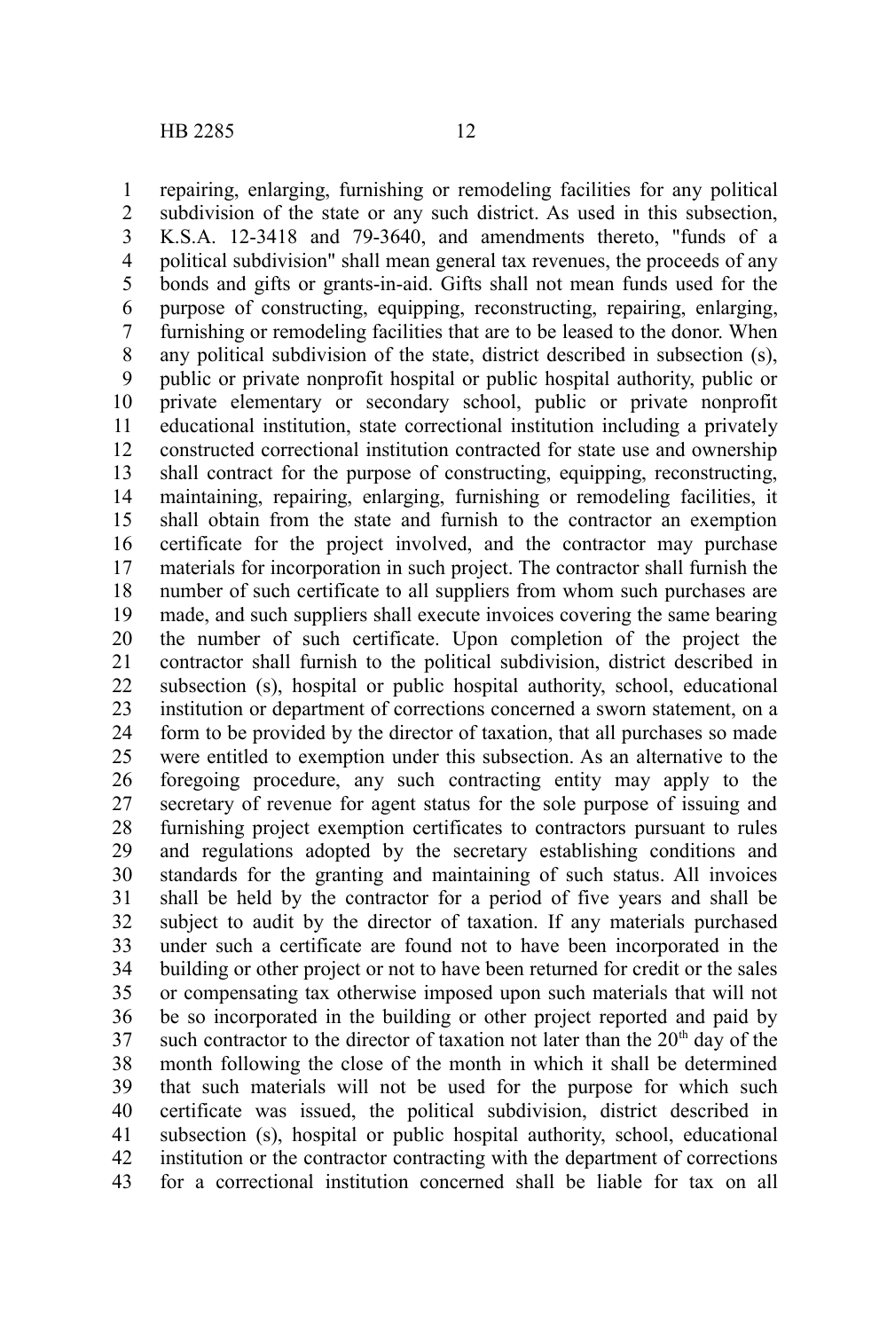repairing, enlarging, furnishing or remodeling facilities for any political subdivision of the state or any such district. As used in this subsection, K.S.A. 12-3418 and 79-3640, and amendments thereto, "funds of a political subdivision" shall mean general tax revenues, the proceeds of any bonds and gifts or grants-in-aid. Gifts shall not mean funds used for the purpose of constructing, equipping, reconstructing, repairing, enlarging, furnishing or remodeling facilities that are to be leased to the donor. When any political subdivision of the state, district described in subsection (s), public or private nonprofit hospital or public hospital authority, public or private elementary or secondary school, public or private nonprofit educational institution, state correctional institution including a privately constructed correctional institution contracted for state use and ownership shall contract for the purpose of constructing, equipping, reconstructing, maintaining, repairing, enlarging, furnishing or remodeling facilities, it shall obtain from the state and furnish to the contractor an exemption certificate for the project involved, and the contractor may purchase materials for incorporation in such project. The contractor shall furnish the number of such certificate to all suppliers from whom such purchases are made, and such suppliers shall execute invoices covering the same bearing the number of such certificate. Upon completion of the project the contractor shall furnish to the political subdivision, district described in subsection (s), hospital or public hospital authority, school, educational institution or department of corrections concerned a sworn statement, on a form to be provided by the director of taxation, that all purchases so made were entitled to exemption under this subsection. As an alternative to the foregoing procedure, any such contracting entity may apply to the secretary of revenue for agent status for the sole purpose of issuing and furnishing project exemption certificates to contractors pursuant to rules and regulations adopted by the secretary establishing conditions and standards for the granting and maintaining of such status. All invoices shall be held by the contractor for a period of five years and shall be subject to audit by the director of taxation. If any materials purchased under such a certificate are found not to have been incorporated in the building or other project or not to have been returned for credit or the sales or compensating tax otherwise imposed upon such materials that will not be so incorporated in the building or other project reported and paid by such contractor to the director of taxation not later than the 20th day of the month following the close of the month in which it shall be determined that such materials will not be used for the purpose for which such certificate was issued, the political subdivision, district described in subsection (s), hospital or public hospital authority, school, educational institution or the contractor contracting with the department of corrections for a correctional institution concerned shall be liable for tax on all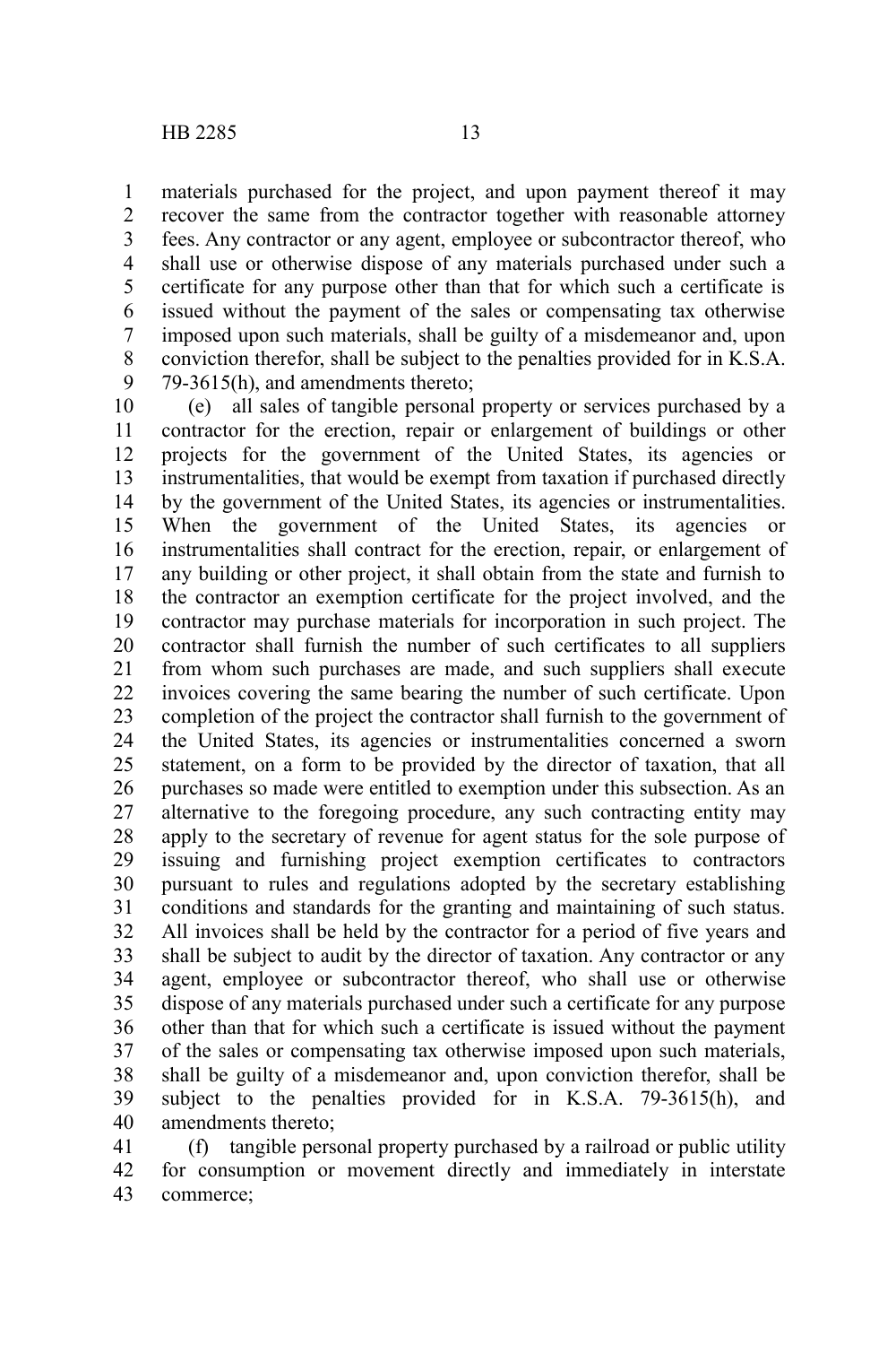materials purchased for the project, and upon payment thereof it may recover the same from the contractor together with reasonable attorney fees. Any contractor or any agent, employee or subcontractor thereof, who shall use or otherwise dispose of any materials purchased under such a certificate for any purpose other than that for which such a certificate is issued without the payment of the sales or compensating tax otherwise imposed upon such materials, shall be guilty of a misdemeanor and, upon conviction therefor, shall be subject to the penalties provided for in K.S.A. 79-3615(h), and amendments thereto;

(e) all sales of tangible personal property or services purchased by a contractor for the erection, repair or enlargement of buildings or other projects for the government of the United States, its agencies or instrumentalities, that would be exempt from taxation if purchased directly by the government of the United States, its agencies or instrumentalities. When the government of the United States, its agencies or instrumentalities shall contract for the erection, repair, or enlargement of any building or other project, it shall obtain from the state and furnish to the contractor an exemption certificate for the project involved, and the contractor may purchase materials for incorporation in such project. The contractor shall furnish the number of such certificates to all suppliers from whom such purchases are made, and such suppliers shall execute invoices covering the same bearing the number of such certificate. Upon completion of the project the contractor shall furnish to the government of the United States, its agencies or instrumentalities concerned a sworn statement, on a form to be provided by the director of taxation, that all purchases so made were entitled to exemption under this subsection. As an alternative to the foregoing procedure, any such contracting entity may apply to the secretary of revenue for agent status for the sole purpose of issuing and furnishing project exemption certificates to contractors pursuant to rules and regulations adopted by the secretary establishing conditions and standards for the granting and maintaining of such status. All invoices shall be held by the contractor for a period of five years and shall be subject to audit by the director of taxation. Any contractor or any agent, employee or subcontractor thereof, who shall use or otherwise dispose of any materials purchased under such a certificate for any purpose other than that for which such a certificate is issued without the payment of the sales or compensating tax otherwise imposed upon such materials, shall be guilty of a misdemeanor and, upon conviction therefor, shall be subject to the penalties provided for in K.S.A. 79-3615(h), and amendments thereto;

(f) tangible personal property purchased by a railroad or public utility for consumption or movement directly and immediately in interstate commerce;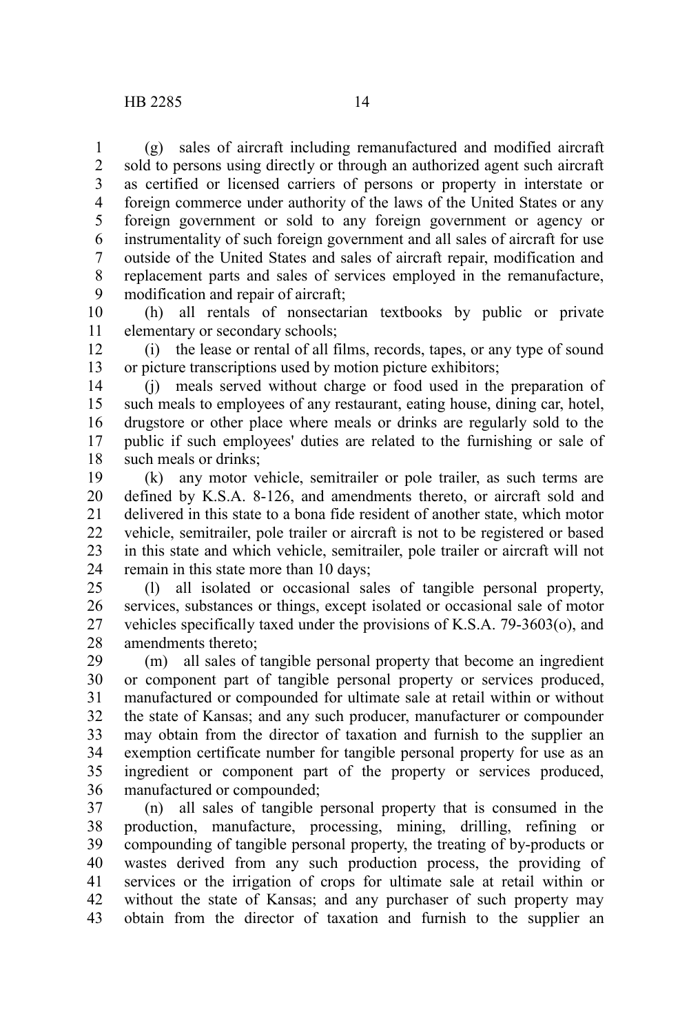(g) sales of aircraft including remanufactured and modified aircraft sold to persons using directly or through an authorized agent such aircraft as certified or licensed carriers of persons or property in interstate or foreign commerce under authority of the laws of the United States or any foreign government or sold to any foreign government or agency or instrumentality of such foreign government and all sales of aircraft for use outside of the United States and sales of aircraft repair, modification and replacement parts and sales of services employed in the remanufacture, modification and repair of aircraft;

(h) all rentals of nonsectarian textbooks by public or private elementary or secondary schools;

(i) the lease or rental of all films, records, tapes, or any type of sound or picture transcriptions used by motion picture exhibitors;

(j) meals served without charge or food used in the preparation of such meals to employees of any restaurant, eating house, dining car, hotel, drugstore or other place where meals or drinks are regularly sold to the public if such employees' duties are related to the furnishing or sale of such meals or drinks;

(k) any motor vehicle, semitrailer or pole trailer, as such terms are defined by K.S.A. 8-126, and amendments thereto, or aircraft sold and delivered in this state to a bona fide resident of another state, which motor vehicle, semitrailer, pole trailer or aircraft is not to be registered or based in this state and which vehicle, semitrailer, pole trailer or aircraft will not remain in this state more than 10 days;

(l) all isolated or occasional sales of tangible personal property, services, substances or things, except isolated or occasional sale of motor vehicles specifically taxed under the provisions of K.S.A. 79-3603(o), and amendments thereto;

(m) all sales of tangible personal property that become an ingredient or component part of tangible personal property or services produced, manufactured or compounded for ultimate sale at retail within or without the state of Kansas; and any such producer, manufacturer or compounder may obtain from the director of taxation and furnish to the supplier an exemption certificate number for tangible personal property for use as an ingredient or component part of the property or services produced, manufactured or compounded;

(n) all sales of tangible personal property that is consumed in the production, manufacture, processing, mining, drilling, refining or compounding of tangible personal property, the treating of by-products or wastes derived from any such production process, the providing of services or the irrigation of crops for ultimate sale at retail within or without the state of Kansas; and any purchaser of such property may obtain from the director of taxation and furnish to the supplier an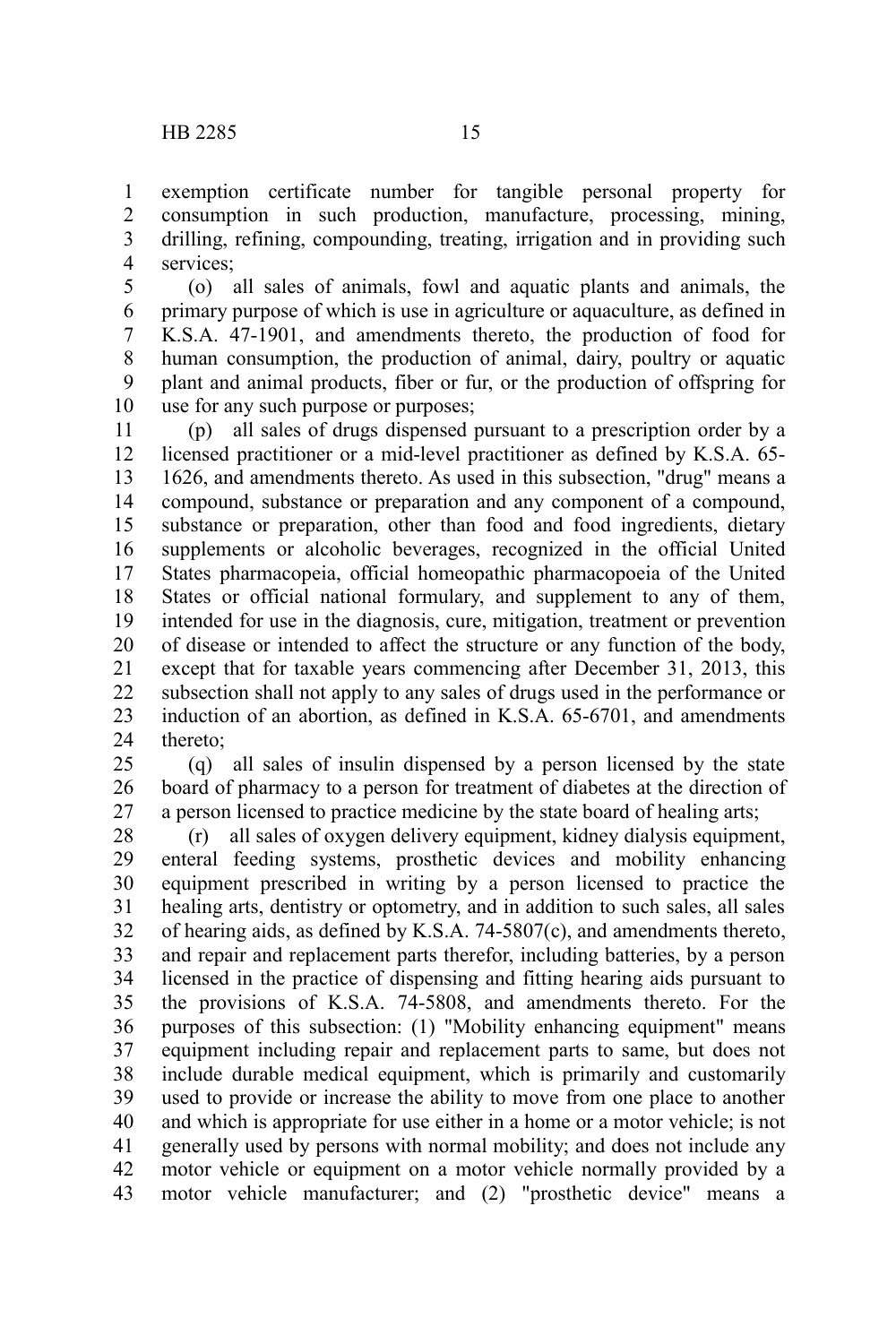exemption certificate number for tangible personal property for consumption in such production, manufacture, processing, mining, drilling, refining, compounding, treating, irrigation and in providing such services;

(o) all sales of animals, fowl and aquatic plants and animals, the primary purpose of which is use in agriculture or aquaculture, as defined in K.S.A. 47-1901, and amendments thereto, the production of food for human consumption, the production of animal, dairy, poultry or aquatic plant and animal products, fiber or fur, or the production of offspring for use for any such purpose or purposes;

(p) all sales of drugs dispensed pursuant to a prescription order by a licensed practitioner or a mid-level practitioner as defined by K.S.A. 65-1626, and amendments thereto. As used in this subsection, "drug" means a compound, substance or preparation and any component of a compound, substance or preparation, other than food and food ingredients, dietary supplements or alcoholic beverages, recognized in the official United States pharmacopeia, official homeopathic pharmacopoeia of the United States or official national formulary, and supplement to any of them, intended for use in the diagnosis, cure, mitigation, treatment or prevention of disease or intended to affect the structure or any function of the body, except that for taxable years commencing after December 31, 2013, this subsection shall not apply to any sales of drugs used in the performance or induction of an abortion, as defined in K.S.A. 65-6701, and amendments thereto;

(q) all sales of insulin dispensed by a person licensed by the state board of pharmacy to a person for treatment of diabetes at the direction of a person licensed to practice medicine by the state board of healing arts;

(r) all sales of oxygen delivery equipment, kidney dialysis equipment, enteral feeding systems, prosthetic devices and mobility enhancing equipment prescribed in writing by a person licensed to practice the healing arts, dentistry or optometry, and in addition to such sales, all sales of hearing aids, as defined by K.S.A. 74-5807(c), and amendments thereto, and repair and replacement parts therefor, including batteries, by a person licensed in the practice of dispensing and fitting hearing aids pursuant to the provisions of K.S.A. 74-5808, and amendments thereto. For the purposes of this subsection: (1) "Mobility enhancing equipment" means equipment including repair and replacement parts to same, but does not include durable medical equipment, which is primarily and customarily used to provide or increase the ability to move from one place to another and which is appropriate for use either in a home or a motor vehicle; is not generally used by persons with normal mobility; and does not include any motor vehicle or equipment on a motor vehicle normally provided by a motor vehicle manufacturer; and (2) "prosthetic device" means a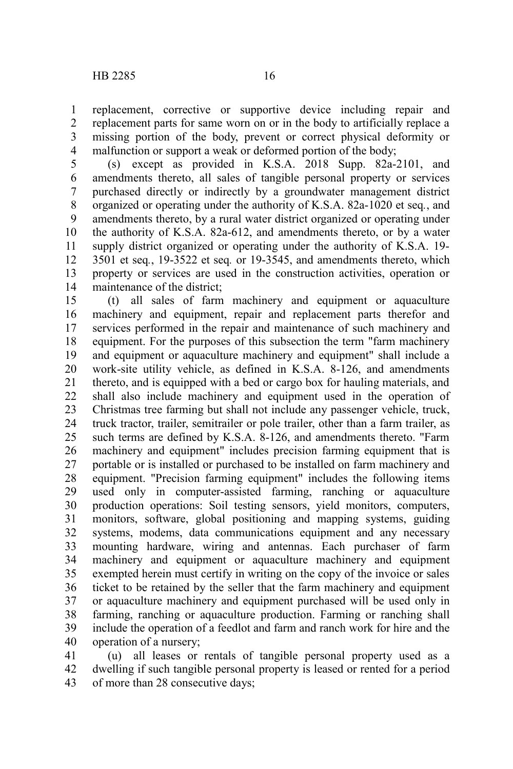replacement, corrective or supportive device including repair and replacement parts for same worn on or in the body to artificially replace a missing portion of the body, prevent or correct physical deformity or malfunction or support a weak or deformed portion of the body;

(s) except as provided in K.S.A. 2018 Supp. 82a-2101, and amendments thereto, all sales of tangible personal property or services purchased directly or indirectly by a groundwater management district organized or operating under the authority of K.S.A. 82a-1020 et seq., and amendments thereto, by a rural water district organized or operating under the authority of K.S.A. 82a-612, and amendments thereto, or by a water supply district organized or operating under the authority of K.S.A. 19-3501 et seq., 19-3522 et seq. or 19-3545, and amendments thereto, which property or services are used in the construction activities, operation or maintenance of the district;

(t) all sales of farm machinery and equipment or aquaculture machinery and equipment, repair and replacement parts therefor and services performed in the repair and maintenance of such machinery and equipment. For the purposes of this subsection the term "farm machinery and equipment or aquaculture machinery and equipment" shall include a work-site utility vehicle, as defined in K.S.A. 8-126, and amendments thereto, and is equipped with a bed or cargo box for hauling materials, and shall also include machinery and equipment used in the operation of Christmas tree farming but shall not include any passenger vehicle, truck, truck tractor, trailer, semitrailer or pole trailer, other than a farm trailer, as such terms are defined by K.S.A. 8-126, and amendments thereto. "Farm machinery and equipment" includes precision farming equipment that is portable or is installed or purchased to be installed on farm machinery and equipment. "Precision farming equipment" includes the following items used only in computer-assisted farming, ranching or aquaculture production operations: Soil testing sensors, yield monitors, computers, monitors, software, global positioning and mapping systems, guiding systems, modems, data communications equipment and any necessary mounting hardware, wiring and antennas. Each purchaser of farm machinery and equipment or aquaculture machinery and equipment exempted herein must certify in writing on the copy of the invoice or sales ticket to be retained by the seller that the farm machinery and equipment or aquaculture machinery and equipment purchased will be used only in farming, ranching or aquaculture production. Farming or ranching shall include the operation of a feedlot and farm and ranch work for hire and the operation of a nursery;

(u) all leases or rentals of tangible personal property used as a dwelling if such tangible personal property is leased or rented for a period of more than 28 consecutive days;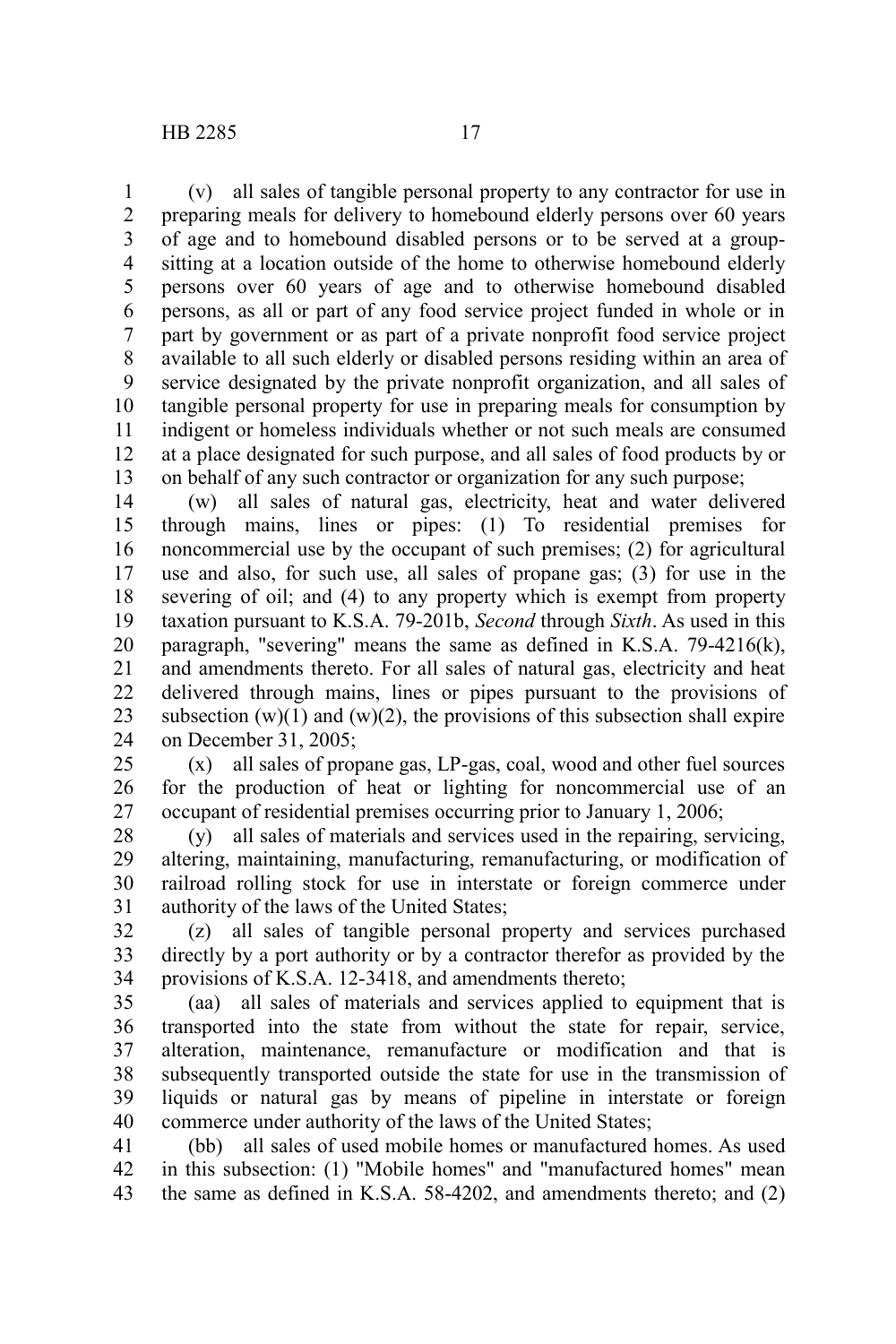(v) all sales of tangible personal property to any contractor for use in preparing meals for delivery to homebound elderly persons over 60 years of age and to homebound disabled persons or to be served at a group-sitting at a location outside of the home to otherwise homebound elderly persons over 60 years of age and to otherwise homebound disabled persons, as all or part of any food service project funded in whole or in part by government or as part of a private nonprofit food service project available to all such elderly or disabled persons residing within an area of service designated by the private nonprofit organization, and all sales of tangible personal property for use in preparing meals for consumption by indigent or homeless individuals whether or not such meals are consumed at a place designated for such purpose, and all sales of food products by or on behalf of any such contractor or organization for any such purpose;

(w) all sales of natural gas, electricity, heat and water delivered through mains, lines or pipes: (1) To residential premises for noncommercial use by the occupant of such premises; (2) for agricultural use and also, for such use, all sales of propane gas; (3) for use in the severing of oil; and (4) to any property which is exempt from property taxation pursuant to K.S.A. 79-201b, *Second* through *Sixth*. As used in this paragraph, "severing" means the same as defined in K.S.A. 79-4216(k), and amendments thereto. For all sales of natural gas, electricity and heat delivered through mains, lines or pipes pursuant to the provisions of subsection (w)(1) and (w)(2), the provisions of this subsection shall expire on December 31, 2005;

(x) all sales of propane gas, LP-gas, coal, wood and other fuel sources for the production of heat or lighting for noncommercial use of an occupant of residential premises occurring prior to January 1, 2006;

(y) all sales of materials and services used in the repairing, servicing, altering, maintaining, manufacturing, remanufacturing, or modification of railroad rolling stock for use in interstate or foreign commerce under authority of the laws of the United States;

(z) all sales of tangible personal property and services purchased directly by a port authority or by a contractor therefor as provided by the provisions of K.S.A. 12-3418, and amendments thereto;

(aa) all sales of materials and services applied to equipment that is transported into the state from without the state for repair, service, alteration, maintenance, remanufacture or modification and that is subsequently transported outside the state for use in the transmission of liquids or natural gas by means of pipeline in interstate or foreign commerce under authority of the laws of the United States;

(bb) all sales of used mobile homes or manufactured homes. As used in this subsection: (1) "Mobile homes" and "manufactured homes" mean the same as defined in K.S.A. 58-4202, and amendments thereto; and (2)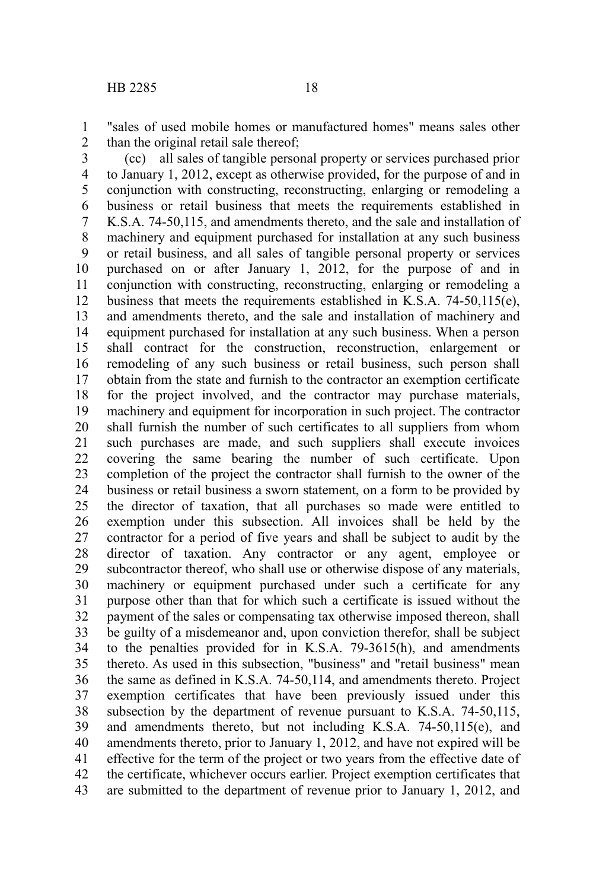"sales of used mobile homes or manufactured homes" means sales other than the original retail sale thereof;

(cc) all sales of tangible personal property or services purchased prior to January 1, 2012, except as otherwise provided, for the purpose of and in conjunction with constructing, reconstructing, enlarging or remodeling a business or retail business that meets the requirements established in K.S.A. 74-50,115, and amendments thereto, and the sale and installation of machinery and equipment purchased for installation at any such business or retail business, and all sales of tangible personal property or services purchased on or after January 1, 2012, for the purpose of and in conjunction with constructing, reconstructing, enlarging or remodeling a business that meets the requirements established in K.S.A. 74-50,115(e), and amendments thereto, and the sale and installation of machinery and equipment purchased for installation at any such business. When a person shall contract for the construction, reconstruction, enlargement or remodeling of any such business or retail business, such person shall obtain from the state and furnish to the contractor an exemption certificate for the project involved, and the contractor may purchase materials, machinery and equipment for incorporation in such project. The contractor shall furnish the number of such certificates to all suppliers from whom such purchases are made, and such suppliers shall execute invoices covering the same bearing the number of such certificate. Upon completion of the project the contractor shall furnish to the owner of the business or retail business a sworn statement, on a form to be provided by the director of taxation, that all purchases so made were entitled to exemption under this subsection. All invoices shall be held by the contractor for a period of five years and shall be subject to audit by the director of taxation. Any contractor or any agent, employee or subcontractor thereof, who shall use or otherwise dispose of any materials, machinery or equipment purchased under such a certificate for any purpose other than that for which such a certificate is issued without the payment of the sales or compensating tax otherwise imposed thereon, shall be guilty of a misdemeanor and, upon conviction therefor, shall be subject to the penalties provided for in K.S.A. 79-3615(h), and amendments thereto. As used in this subsection, "business" and "retail business" mean the same as defined in K.S.A. 74-50,114, and amendments thereto. Project exemption certificates that have been previously issued under this subsection by the department of revenue pursuant to K.S.A. 74-50,115, and amendments thereto, but not including K.S.A. 74-50,115(e), and amendments thereto, prior to January 1, 2012, and have not expired will be effective for the term of the project or two years from the effective date of the certificate, whichever occurs earlier. Project exemption certificates that are submitted to the department of revenue prior to January 1, 2012, and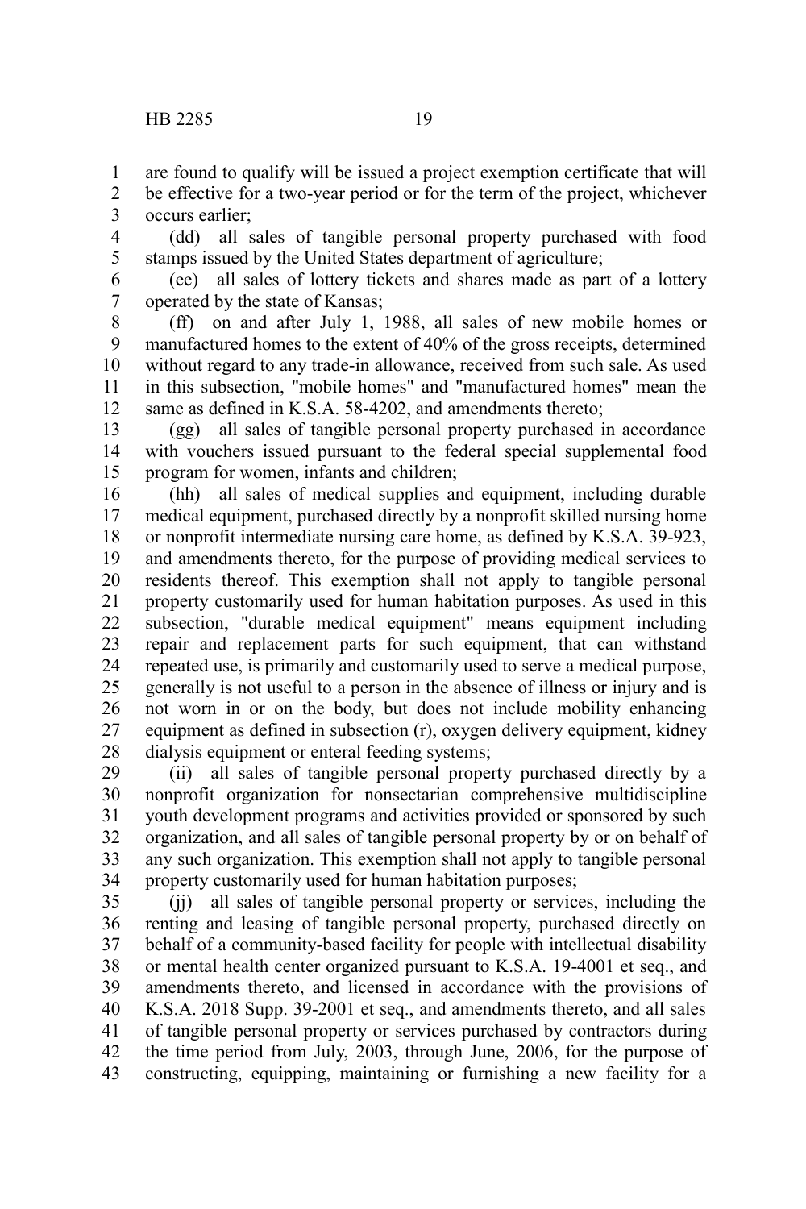are found to qualify will be issued a project exemption certificate that will be effective for a two-year period or for the term of the project, whichever occurs earlier;

(dd) all sales of tangible personal property purchased with food stamps issued by the United States department of agriculture;

(ee) all sales of lottery tickets and shares made as part of a lottery operated by the state of Kansas;

(ff) on and after July 1, 1988, all sales of new mobile homes or manufactured homes to the extent of 40% of the gross receipts, determined without regard to any trade-in allowance, received from such sale. As used in this subsection, "mobile homes" and "manufactured homes" mean the same as defined in K.S.A. 58-4202, and amendments thereto;

(gg) all sales of tangible personal property purchased in accordance with vouchers issued pursuant to the federal special supplemental food program for women, infants and children;

(hh) all sales of medical supplies and equipment, including durable medical equipment, purchased directly by a nonprofit skilled nursing home or nonprofit intermediate nursing care home, as defined by K.S.A. 39-923, and amendments thereto, for the purpose of providing medical services to residents thereof. This exemption shall not apply to tangible personal property customarily used for human habitation purposes. As used in this subsection, "durable medical equipment" means equipment including repair and replacement parts for such equipment, that can withstand repeated use, is primarily and customarily used to serve a medical purpose, generally is not useful to a person in the absence of illness or injury and is not worn in or on the body, but does not include mobility enhancing equipment as defined in subsection (r), oxygen delivery equipment, kidney dialysis equipment or enteral feeding systems;

(ii) all sales of tangible personal property purchased directly by a nonprofit organization for nonsectarian comprehensive multidiscipline youth development programs and activities provided or sponsored by such organization, and all sales of tangible personal property by or on behalf of any such organization. This exemption shall not apply to tangible personal property customarily used for human habitation purposes;

(jj) all sales of tangible personal property or services, including the renting and leasing of tangible personal property, purchased directly on behalf of a community-based facility for people with intellectual disability or mental health center organized pursuant to K.S.A. 19-4001 et seq., and amendments thereto, and licensed in accordance with the provisions of K.S.A. 2018 Supp. 39-2001 et seq., and amendments thereto, and all sales of tangible personal property or services purchased by contractors during the time period from July, 2003, through June, 2006, for the purpose of constructing, equipping, maintaining or furnishing a new facility for a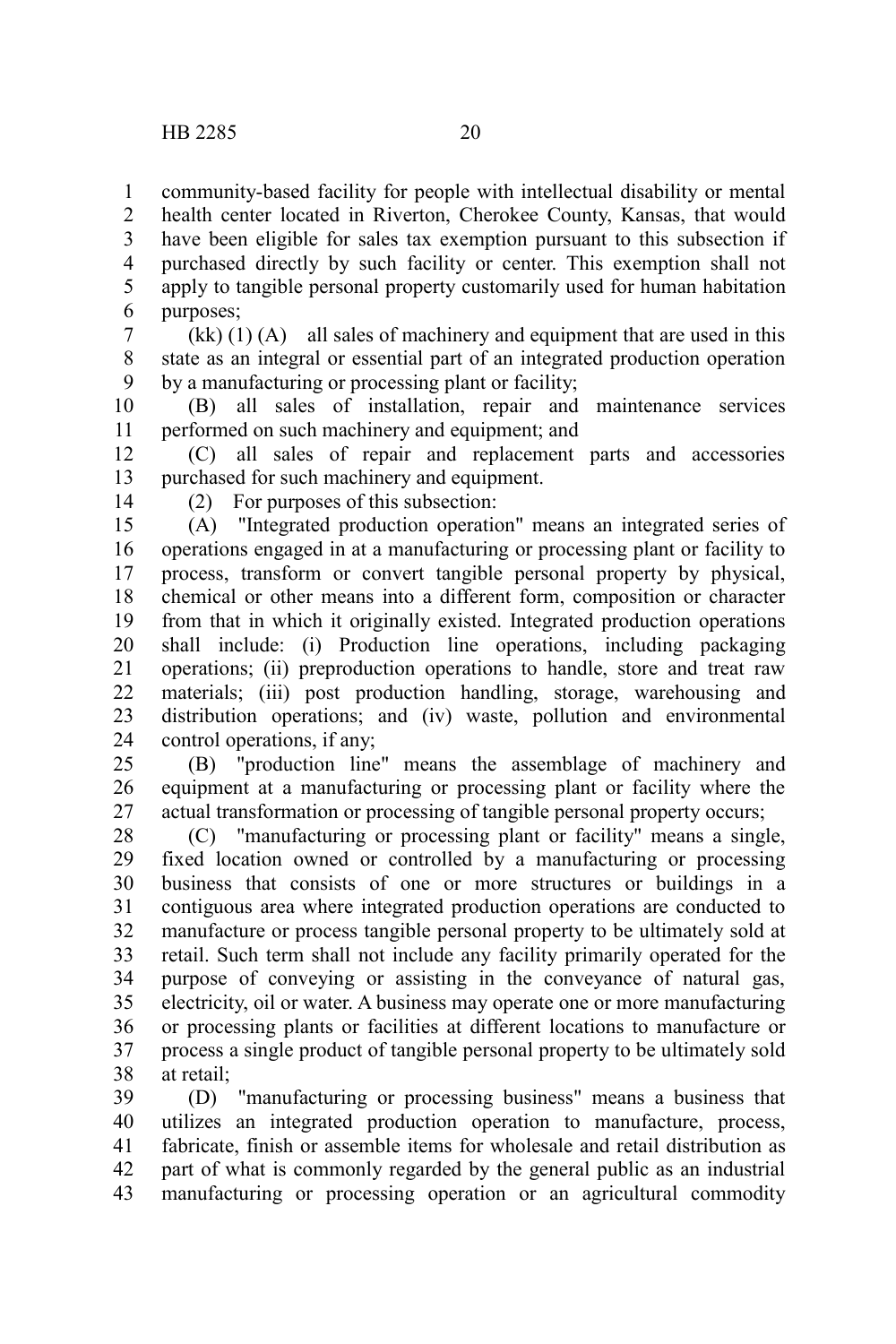community-based facility for people with intellectual disability or mental health center located in Riverton, Cherokee County, Kansas, that would have been eligible for sales tax exemption pursuant to this subsection if purchased directly by such facility or center. This exemption shall not apply to tangible personal property customarily used for human habitation purposes;

(kk) (1) (A) all sales of machinery and equipment that are used in this state as an integral or essential part of an integrated production operation by a manufacturing or processing plant or facility;

(B) all sales of installation, repair and maintenance services performed on such machinery and equipment; and

(C) all sales of repair and replacement parts and accessories purchased for such machinery and equipment.

(2) For purposes of this subsection:

(A) "Integrated production operation" means an integrated series of operations engaged in at a manufacturing or processing plant or facility to process, transform or convert tangible personal property by physical, chemical or other means into a different form, composition or character from that in which it originally existed. Integrated production operations shall include: (i) Production line operations, including packaging operations; (ii) preproduction operations to handle, store and treat raw materials; (iii) post production handling, storage, warehousing and distribution operations; and (iv) waste, pollution and environmental control operations, if any;

(B) "production line" means the assemblage of machinery and equipment at a manufacturing or processing plant or facility where the actual transformation or processing of tangible personal property occurs;

(C) "manufacturing or processing plant or facility" means a single, fixed location owned or controlled by a manufacturing or processing business that consists of one or more structures or buildings in a contiguous area where integrated production operations are conducted to manufacture or process tangible personal property to be ultimately sold at retail. Such term shall not include any facility primarily operated for the purpose of conveying or assisting in the conveyance of natural gas, electricity, oil or water. A business may operate one or more manufacturing or processing plants or facilities at different locations to manufacture or process a single product of tangible personal property to be ultimately sold at retail;

(D) "manufacturing or processing business" means a business that utilizes an integrated production operation to manufacture, process, fabricate, finish or assemble items for wholesale and retail distribution as part of what is commonly regarded by the general public as an industrial manufacturing or processing operation or an agricultural commodity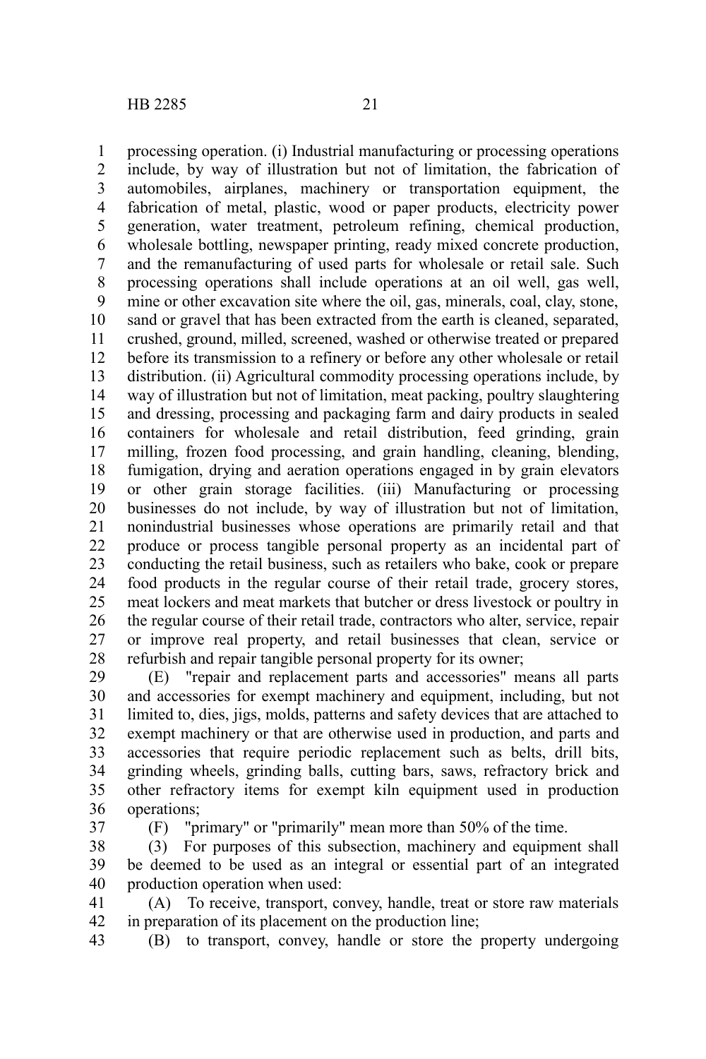processing operation. (i) Industrial manufacturing or processing operations include, by way of illustration but not of limitation, the fabrication of automobiles, airplanes, machinery or transportation equipment, the fabrication of metal, plastic, wood or paper products, electricity power generation, water treatment, petroleum refining, chemical production, wholesale bottling, newspaper printing, ready mixed concrete production, and the remanufacturing of used parts for wholesale or retail sale. Such processing operations shall include operations at an oil well, gas well, mine or other excavation site where the oil, gas, minerals, coal, clay, stone, sand or gravel that has been extracted from the earth is cleaned, separated, crushed, ground, milled, screened, washed or otherwise treated or prepared before its transmission to a refinery or before any other wholesale or retail distribution. (ii) Agricultural commodity processing operations include, by way of illustration but not of limitation, meat packing, poultry slaughtering and dressing, processing and packaging farm and dairy products in sealed containers for wholesale and retail distribution, feed grinding, grain milling, frozen food processing, and grain handling, cleaning, blending, fumigation, drying and aeration operations engaged in by grain elevators or other grain storage facilities. (iii) Manufacturing or processing businesses do not include, by way of illustration but not of limitation, nonindustrial businesses whose operations are primarily retail and that produce or process tangible personal property as an incidental part of conducting the retail business, such as retailers who bake, cook or prepare food products in the regular course of their retail trade, grocery stores, meat lockers and meat markets that butcher or dress livestock or poultry in the regular course of their retail trade, contractors who alter, service, repair or improve real property, and retail businesses that clean, service or refurbish and repair tangible personal property for its owner;

(E) "repair and replacement parts and accessories" means all parts and accessories for exempt machinery and equipment, including, but not limited to, dies, jigs, molds, patterns and safety devices that are attached to exempt machinery or that are otherwise used in production, and parts and accessories that require periodic replacement such as belts, drill bits, grinding wheels, grinding balls, cutting bars, saws, refractory brick and other refractory items for exempt kiln equipment used in production operations;

(F) "primary" or "primarily" mean more than 50% of the time.

(3) For purposes of this subsection, machinery and equipment shall be deemed to be used as an integral or essential part of an integrated production operation when used:

(A) To receive, transport, convey, handle, treat or store raw materials in preparation of its placement on the production line;

(B) to transport, convey, handle or store the property undergoing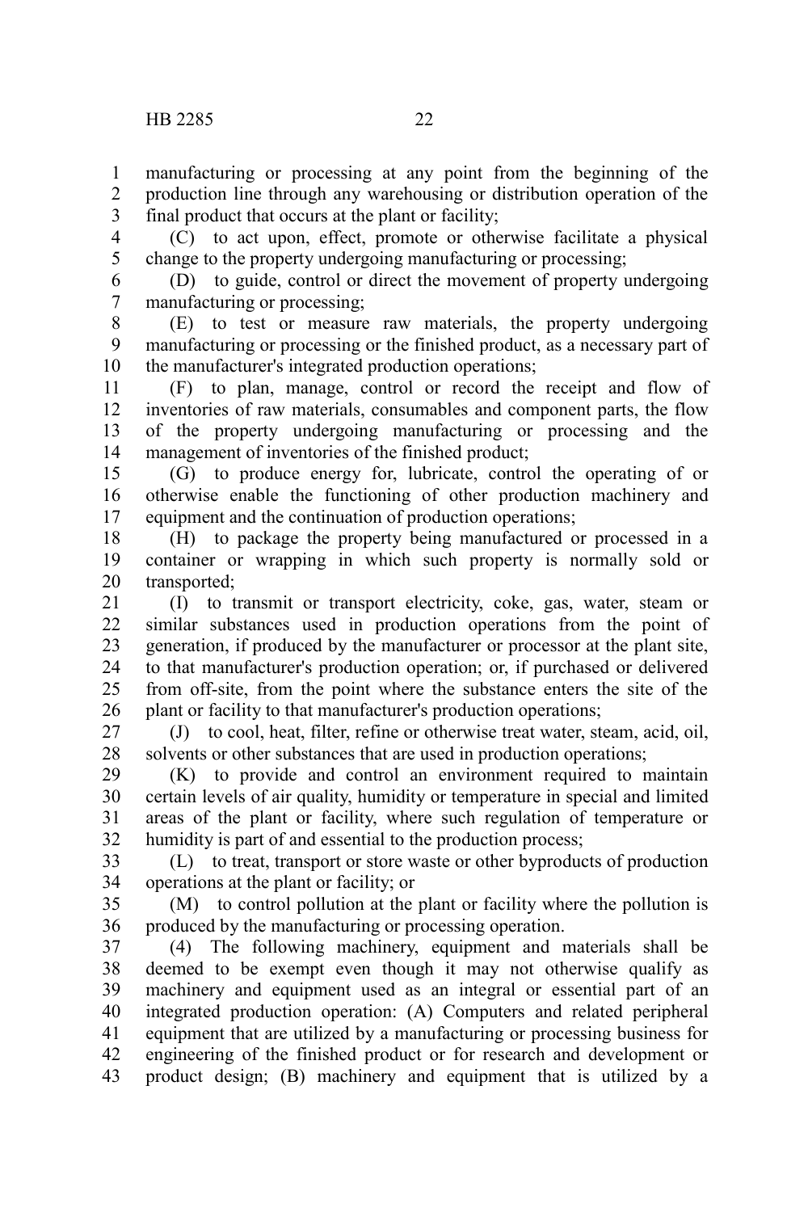manufacturing or processing at any point from the beginning of the production line through any warehousing or distribution operation of the final product that occurs at the plant or facility;

(C) to act upon, effect, promote or otherwise facilitate a physical change to the property undergoing manufacturing or processing;

(D) to guide, control or direct the movement of property undergoing manufacturing or processing;

(E) to test or measure raw materials, the property undergoing manufacturing or processing or the finished product, as a necessary part of the manufacturer's integrated production operations;

(F) to plan, manage, control or record the receipt and flow of inventories of raw materials, consumables and component parts, the flow of the property undergoing manufacturing or processing and the management of inventories of the finished product;

(G) to produce energy for, lubricate, control the operating of or otherwise enable the functioning of other production machinery and equipment and the continuation of production operations;

(H) to package the property being manufactured or processed in a container or wrapping in which such property is normally sold or transported;

(I) to transmit or transport electricity, coke, gas, water, steam or similar substances used in production operations from the point of generation, if produced by the manufacturer or processor at the plant site, to that manufacturer's production operation; or, if purchased or delivered from off-site, from the point where the substance enters the site of the plant or facility to that manufacturer's production operations;

(J) to cool, heat, filter, refine or otherwise treat water, steam, acid, oil, solvents or other substances that are used in production operations;

(K) to provide and control an environment required to maintain certain levels of air quality, humidity or temperature in special and limited areas of the plant or facility, where such regulation of temperature or humidity is part of and essential to the production process;

(L) to treat, transport or store waste or other byproducts of production operations at the plant or facility; or

(M) to control pollution at the plant or facility where the pollution is produced by the manufacturing or processing operation.

(4) The following machinery, equipment and materials shall be deemed to be exempt even though it may not otherwise qualify as machinery and equipment used as an integral or essential part of an integrated production operation: (A) Computers and related peripheral equipment that are utilized by a manufacturing or processing business for engineering of the finished product or for research and development or product design; (B) machinery and equipment that is utilized by a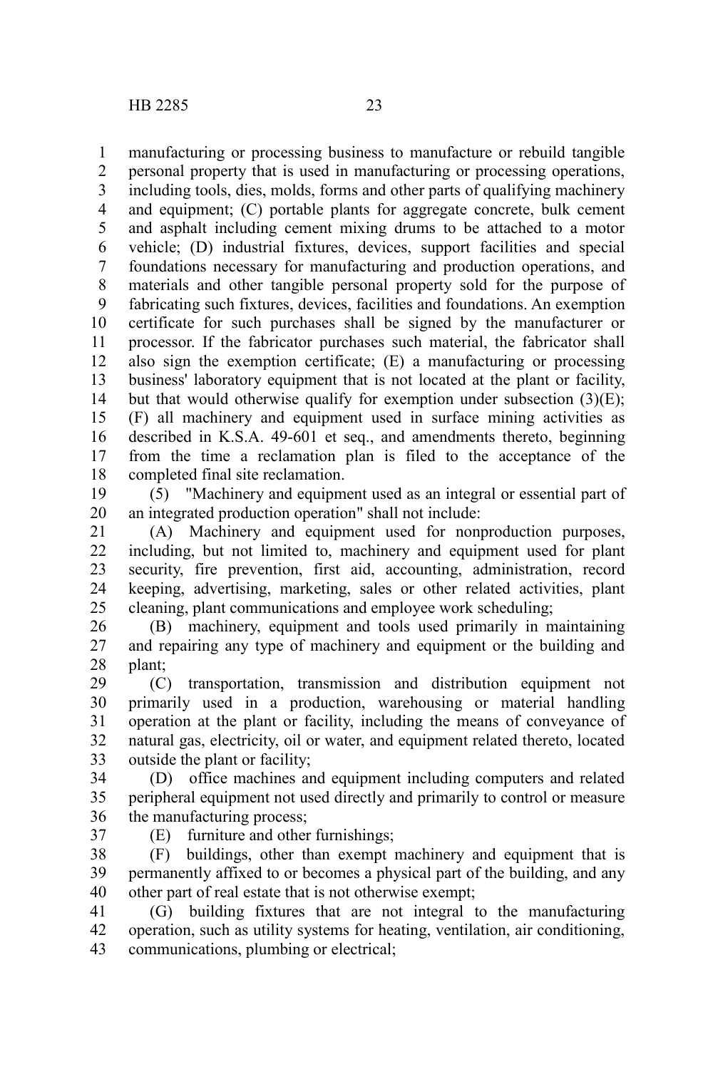manufacturing or processing business to manufacture or rebuild tangible personal property that is used in manufacturing or processing operations, including tools, dies, molds, forms and other parts of qualifying machinery and equipment; (C) portable plants for aggregate concrete, bulk cement and asphalt including cement mixing drums to be attached to a motor vehicle; (D) industrial fixtures, devices, support facilities and special foundations necessary for manufacturing and production operations, and materials and other tangible personal property sold for the purpose of fabricating such fixtures, devices, facilities and foundations. An exemption certificate for such purchases shall be signed by the manufacturer or processor. If the fabricator purchases such material, the fabricator shall also sign the exemption certificate; (E) a manufacturing or processing business' laboratory equipment that is not located at the plant or facility, but that would otherwise qualify for exemption under subsection (3)(E); (F) all machinery and equipment used in surface mining activities as described in K.S.A. 49-601 et seq., and amendments thereto, beginning from the time a reclamation plan is filed to the acceptance of the completed final site reclamation.

(5) "Machinery and equipment used as an integral or essential part of an integrated production operation" shall not include:

(A) Machinery and equipment used for nonproduction purposes, including, but not limited to, machinery and equipment used for plant security, fire prevention, first aid, accounting, administration, record keeping, advertising, marketing, sales or other related activities, plant cleaning, plant communications and employee work scheduling;

(B) machinery, equipment and tools used primarily in maintaining and repairing any type of machinery and equipment or the building and plant;

(C) transportation, transmission and distribution equipment not primarily used in a production, warehousing or material handling operation at the plant or facility, including the means of conveyance of natural gas, electricity, oil or water, and equipment related thereto, located outside the plant or facility;

(D) office machines and equipment including computers and related peripheral equipment not used directly and primarily to control or measure the manufacturing process;

(E) furniture and other furnishings;

(F) buildings, other than exempt machinery and equipment that is permanently affixed to or becomes a physical part of the building, and any other part of real estate that is not otherwise exempt;

(G) building fixtures that are not integral to the manufacturing operation, such as utility systems for heating, ventilation, air conditioning, communications, plumbing or electrical;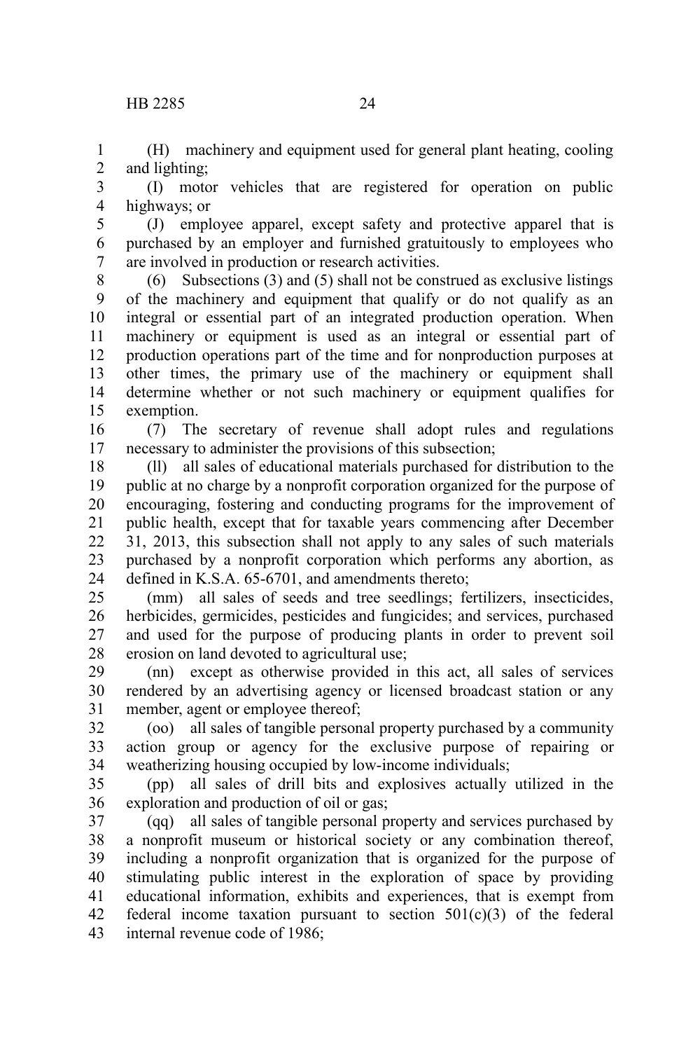(H) machinery and equipment used for general plant heating, cooling and lighting;

(I) motor vehicles that are registered for operation on public highways; or

(J) employee apparel, except safety and protective apparel that is purchased by an employer and furnished gratuitously to employees who are involved in production or research activities.

(6) Subsections (3) and (5) shall not be construed as exclusive listings of the machinery and equipment that qualify or do not qualify as an integral or essential part of an integrated production operation. When machinery or equipment is used as an integral or essential part of production operations part of the time and for nonproduction purposes at other times, the primary use of the machinery or equipment shall determine whether or not such machinery or equipment qualifies for exemption.

(7) The secretary of revenue shall adopt rules and regulations necessary to administer the provisions of this subsection;

(ll) all sales of educational materials purchased for distribution to the public at no charge by a nonprofit corporation organized for the purpose of encouraging, fostering and conducting programs for the improvement of public health, except that for taxable years commencing after December 31, 2013, this subsection shall not apply to any sales of such materials purchased by a nonprofit corporation which performs any abortion, as defined in K.S.A. 65-6701, and amendments thereto;

(mm) all sales of seeds and tree seedlings; fertilizers, insecticides, herbicides, germicides, pesticides and fungicides; and services, purchased and used for the purpose of producing plants in order to prevent soil erosion on land devoted to agricultural use;

(nn) except as otherwise provided in this act, all sales of services rendered by an advertising agency or licensed broadcast station or any member, agent or employee thereof;

(oo) all sales of tangible personal property purchased by a community action group or agency for the exclusive purpose of repairing or weatherizing housing occupied by low-income individuals;

(pp) all sales of drill bits and explosives actually utilized in the exploration and production of oil or gas;

(qq) all sales of tangible personal property and services purchased by a nonprofit museum or historical society or any combination thereof, including a nonprofit organization that is organized for the purpose of stimulating public interest in the exploration of space by providing educational information, exhibits and experiences, that is exempt from federal income taxation pursuant to section 501(c)(3) of the federal internal revenue code of 1986;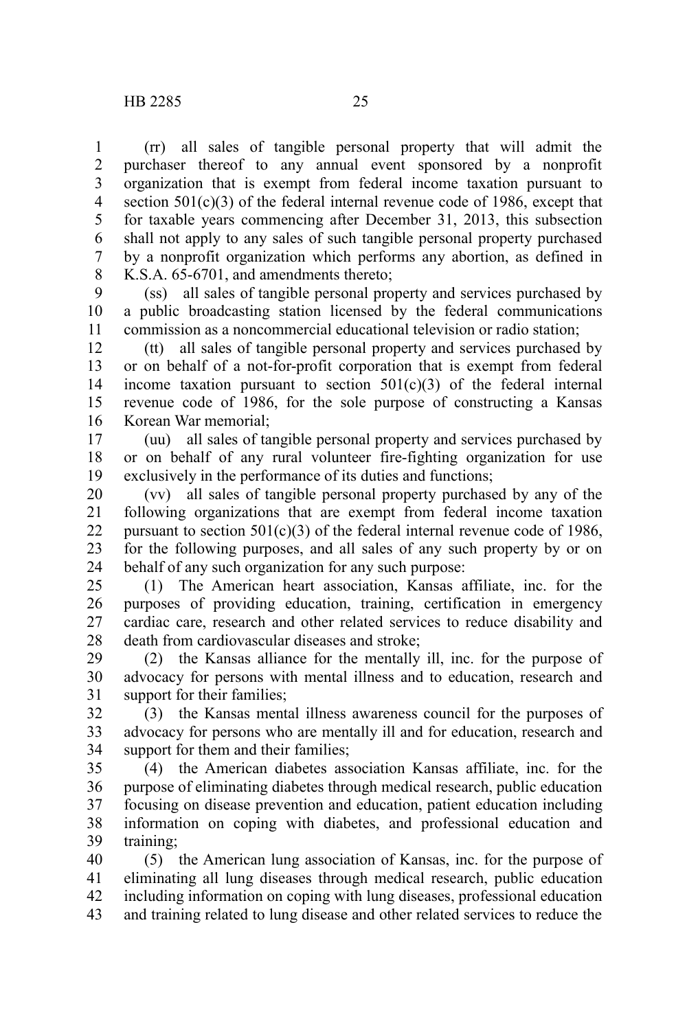(rr) all sales of tangible personal property that will admit the purchaser thereof to any annual event sponsored by a nonprofit organization that is exempt from federal income taxation pursuant to section 501(c)(3) of the federal internal revenue code of 1986, except that for taxable years commencing after December 31, 2013, this subsection shall not apply to any sales of such tangible personal property purchased by a nonprofit organization which performs any abortion, as defined in K.S.A. 65-6701, and amendments thereto;

(ss) all sales of tangible personal property and services purchased by a public broadcasting station licensed by the federal communications commission as a noncommercial educational television or radio station;

(tt) all sales of tangible personal property and services purchased by or on behalf of a not-for-profit corporation that is exempt from federal income taxation pursuant to section 501(c)(3) of the federal internal revenue code of 1986, for the sole purpose of constructing a Kansas Korean War memorial;

(uu) all sales of tangible personal property and services purchased by or on behalf of any rural volunteer fire-fighting organization for use exclusively in the performance of its duties and functions;

(vv) all sales of tangible personal property purchased by any of the following organizations that are exempt from federal income taxation pursuant to section 501(c)(3) of the federal internal revenue code of 1986, for the following purposes, and all sales of any such property by or on behalf of any such organization for any such purpose:

(1) The American heart association, Kansas affiliate, inc. for the purposes of providing education, training, certification in emergency cardiac care, research and other related services to reduce disability and death from cardiovascular diseases and stroke;

(2) the Kansas alliance for the mentally ill, inc. for the purpose of advocacy for persons with mental illness and to education, research and support for their families;

(3) the Kansas mental illness awareness council for the purposes of advocacy for persons who are mentally ill and for education, research and support for them and their families;

(4) the American diabetes association Kansas affiliate, inc. for the purpose of eliminating diabetes through medical research, public education focusing on disease prevention and education, patient education including information on coping with diabetes, and professional education and training;

(5) the American lung association of Kansas, inc. for the purpose of eliminating all lung diseases through medical research, public education including information on coping with lung diseases, professional education and training related to lung disease and other related services to reduce the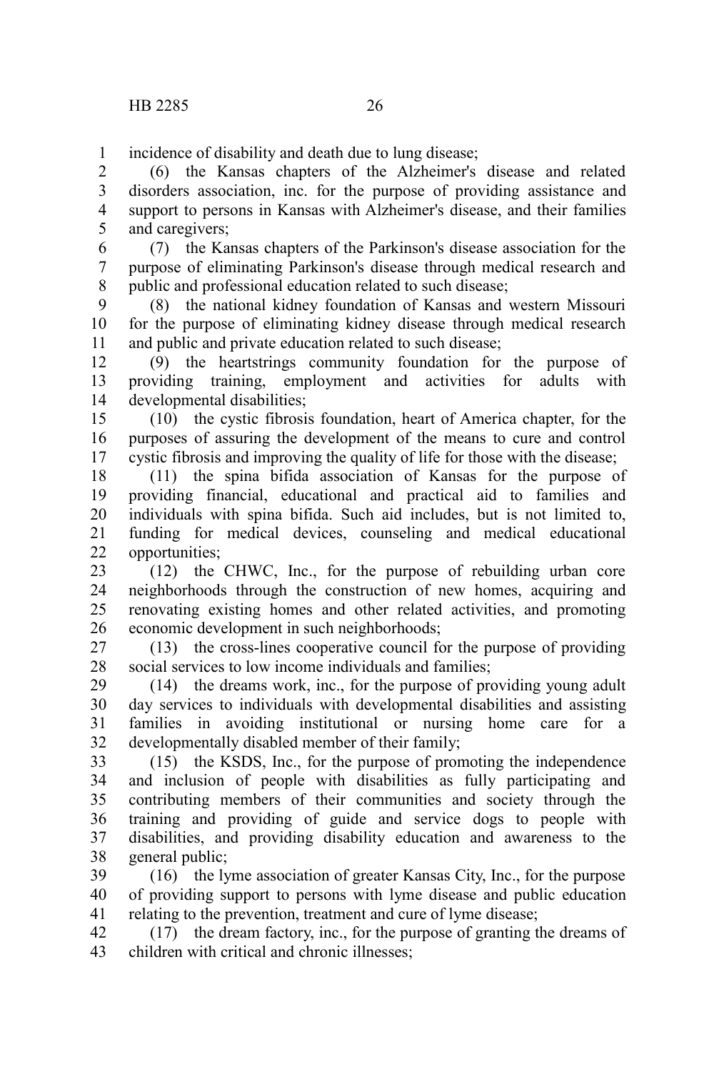incidence of disability and death due to lung disease;

(6) the Kansas chapters of the Alzheimer's disease and related disorders association, inc. for the purpose of providing assistance and support to persons in Kansas with Alzheimer's disease, and their families and caregivers;

(7) the Kansas chapters of the Parkinson's disease association for the purpose of eliminating Parkinson's disease through medical research and public and professional education related to such disease;

(8) the national kidney foundation of Kansas and western Missouri for the purpose of eliminating kidney disease through medical research and public and private education related to such disease;

(9) the heartstrings community foundation for the purpose of providing training, employment and activities for adults with developmental disabilities;

(10) the cystic fibrosis foundation, heart of America chapter, for the purposes of assuring the development of the means to cure and control cystic fibrosis and improving the quality of life for those with the disease;

(11) the spina bifida association of Kansas for the purpose of providing financial, educational and practical aid to families and individuals with spina bifida. Such aid includes, but is not limited to, funding for medical devices, counseling and medical educational opportunities;

(12) the CHWC, Inc., for the purpose of rebuilding urban core neighborhoods through the construction of new homes, acquiring and renovating existing homes and other related activities, and promoting economic development in such neighborhoods;

(13) the cross-lines cooperative council for the purpose of providing social services to low income individuals and families;

(14) the dreams work, inc., for the purpose of providing young adult day services to individuals with developmental disabilities and assisting families in avoiding institutional or nursing home care for a developmentally disabled member of their family;

(15) the KSDS, Inc., for the purpose of promoting the independence and inclusion of people with disabilities as fully participating and contributing members of their communities and society through the training and providing of guide and service dogs to people with disabilities, and providing disability education and awareness to the general public;

(16) the lyme association of greater Kansas City, Inc., for the purpose of providing support to persons with lyme disease and public education relating to the prevention, treatment and cure of lyme disease;

(17) the dream factory, inc., for the purpose of granting the dreams of children with critical and chronic illnesses;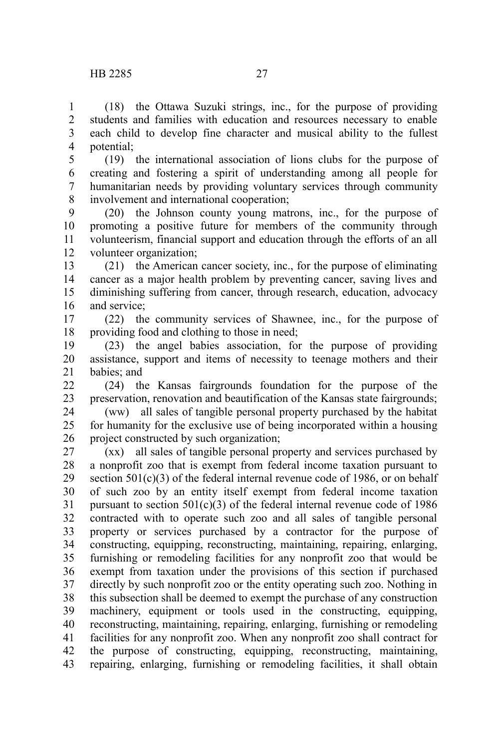(18) the Ottawa Suzuki strings, inc., for the purpose of providing students and families with education and resources necessary to enable each child to develop fine character and musical ability to the fullest potential;

(19) the international association of lions clubs for the purpose of creating and fostering a spirit of understanding among all people for humanitarian needs by providing voluntary services through community involvement and international cooperation;

(20) the Johnson county young matrons, inc., for the purpose of promoting a positive future for members of the community through volunteerism, financial support and education through the efforts of an all volunteer organization;

(21) the American cancer society, inc., for the purpose of eliminating cancer as a major health problem by preventing cancer, saving lives and diminishing suffering from cancer, through research, education, advocacy and service;

(22) the community services of Shawnee, inc., for the purpose of providing food and clothing to those in need;

(23) the angel babies association, for the purpose of providing assistance, support and items of necessity to teenage mothers and their babies; and

(24) the Kansas fairgrounds foundation for the purpose of the preservation, renovation and beautification of the Kansas state fairgrounds;

(ww) all sales of tangible personal property purchased by the habitat for humanity for the exclusive use of being incorporated within a housing project constructed by such organization;

(xx) all sales of tangible personal property and services purchased by a nonprofit zoo that is exempt from federal income taxation pursuant to section 501(c)(3) of the federal internal revenue code of 1986, or on behalf of such zoo by an entity itself exempt from federal income taxation pursuant to section 501(c)(3) of the federal internal revenue code of 1986 contracted with to operate such zoo and all sales of tangible personal property or services purchased by a contractor for the purpose of constructing, equipping, reconstructing, maintaining, repairing, enlarging, furnishing or remodeling facilities for any nonprofit zoo that would be exempt from taxation under the provisions of this section if purchased directly by such nonprofit zoo or the entity operating such zoo. Nothing in this subsection shall be deemed to exempt the purchase of any construction machinery, equipment or tools used in the constructing, equipping, reconstructing, maintaining, repairing, enlarging, furnishing or remodeling facilities for any nonprofit zoo. When any nonprofit zoo shall contract for the purpose of constructing, equipping, reconstructing, maintaining, repairing, enlarging, furnishing or remodeling facilities, it shall obtain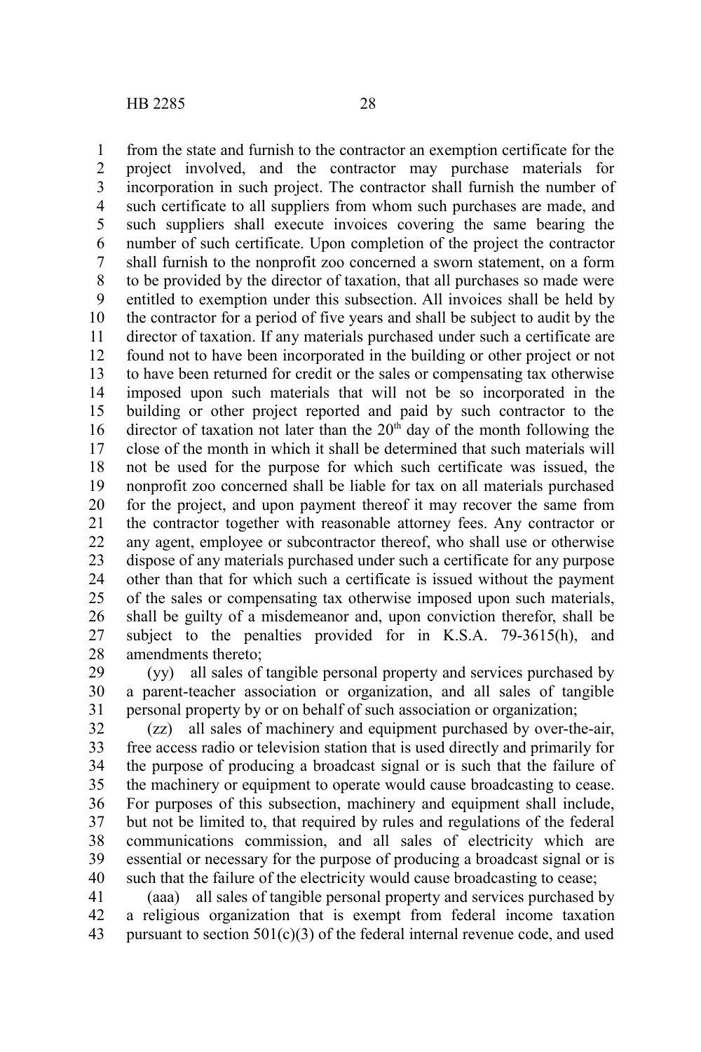from the state and furnish to the contractor an exemption certificate for the project involved, and the contractor may purchase materials for incorporation in such project. The contractor shall furnish the number of such certificate to all suppliers from whom such purchases are made, and such suppliers shall execute invoices covering the same bearing the number of such certificate. Upon completion of the project the contractor shall furnish to the nonprofit zoo concerned a sworn statement, on a form to be provided by the director of taxation, that all purchases so made were entitled to exemption under this subsection. All invoices shall be held by the contractor for a period of five years and shall be subject to audit by the director of taxation. If any materials purchased under such a certificate are found not to have been incorporated in the building or other project or not to have been returned for credit or the sales or compensating tax otherwise imposed upon such materials that will not be so incorporated in the building or other project reported and paid by such contractor to the director of taxation not later than the 20th day of the month following the close of the month in which it shall be determined that such materials will not be used for the purpose for which such certificate was issued, the nonprofit zoo concerned shall be liable for tax on all materials purchased for the project, and upon payment thereof it may recover the same from the contractor together with reasonable attorney fees. Any contractor or any agent, employee or subcontractor thereof, who shall use or otherwise dispose of any materials purchased under such a certificate for any purpose other than that for which such a certificate is issued without the payment of the sales or compensating tax otherwise imposed upon such materials, shall be guilty of a misdemeanor and, upon conviction therefor, shall be subject to the penalties provided for in K.S.A. 79-3615(h), and amendments thereto;

(yy) all sales of tangible personal property and services purchased by a parent-teacher association or organization, and all sales of tangible personal property by or on behalf of such association or organization;

(zz) all sales of machinery and equipment purchased by over-the-air, free access radio or television station that is used directly and primarily for the purpose of producing a broadcast signal or is such that the failure of the machinery or equipment to operate would cause broadcasting to cease. For purposes of this subsection, machinery and equipment shall include, but not be limited to, that required by rules and regulations of the federal communications commission, and all sales of electricity which are essential or necessary for the purpose of producing a broadcast signal or is such that the failure of the electricity would cause broadcasting to cease;

(aaa) all sales of tangible personal property and services purchased by a religious organization that is exempt from federal income taxation pursuant to section 501(c)(3) of the federal internal revenue code, and used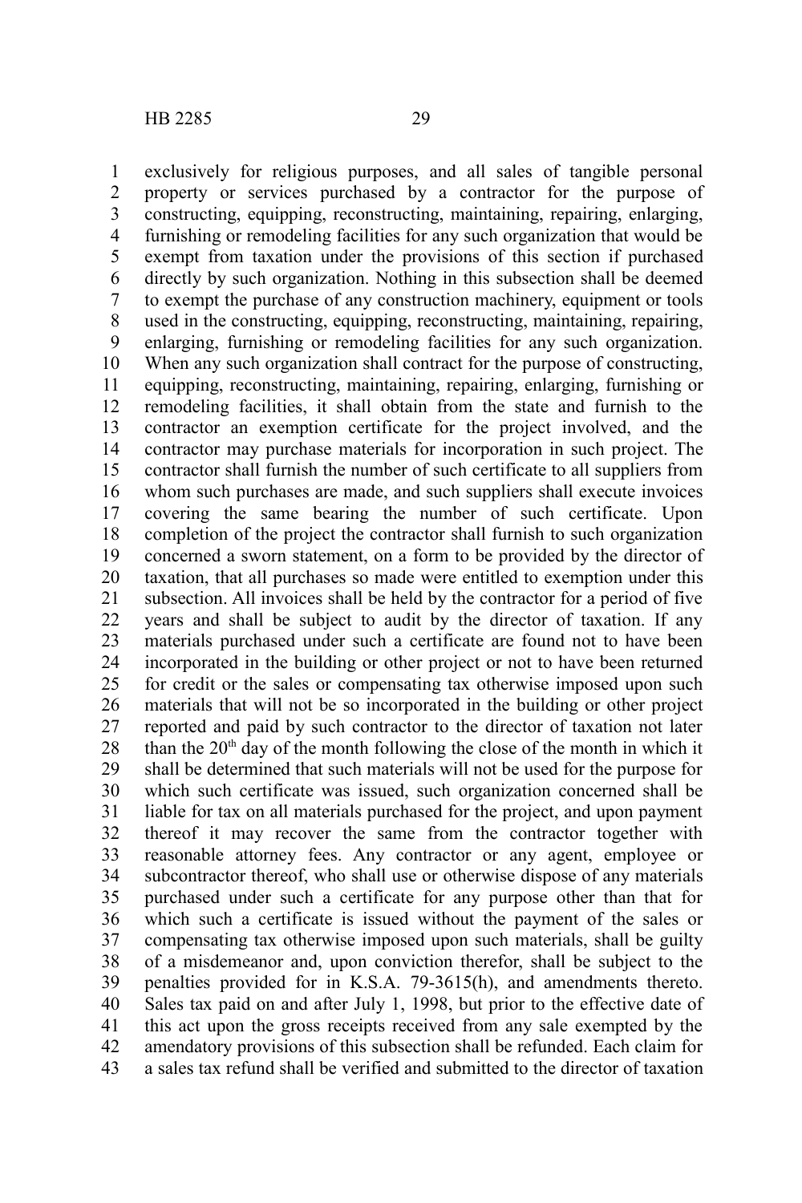exclusively for religious purposes, and all sales of tangible personal property or services purchased by a contractor for the purpose of constructing, equipping, reconstructing, maintaining, repairing, enlarging, furnishing or remodeling facilities for any such organization that would be exempt from taxation under the provisions of this section if purchased directly by such organization. Nothing in this subsection shall be deemed to exempt the purchase of any construction machinery, equipment or tools used in the constructing, equipping, reconstructing, maintaining, repairing, enlarging, furnishing or remodeling facilities for any such organization. When any such organization shall contract for the purpose of constructing, equipping, reconstructing, maintaining, repairing, enlarging, furnishing or remodeling facilities, it shall obtain from the state and furnish to the contractor an exemption certificate for the project involved, and the contractor may purchase materials for incorporation in such project. The contractor shall furnish the number of such certificate to all suppliers from whom such purchases are made, and such suppliers shall execute invoices covering the same bearing the number of such certificate. Upon completion of the project the contractor shall furnish to such organization concerned a sworn statement, on a form to be provided by the director of taxation, that all purchases so made were entitled to exemption under this subsection. All invoices shall be held by the contractor for a period of five years and shall be subject to audit by the director of taxation. If any materials purchased under such a certificate are found not to have been incorporated in the building or other project or not to have been returned for credit or the sales or compensating tax otherwise imposed upon such materials that will not be so incorporated in the building or other project reported and paid by such contractor to the director of taxation not later than the 20th day of the month following the close of the month in which it shall be determined that such materials will not be used for the purpose for which such certificate was issued, such organization concerned shall be liable for tax on all materials purchased for the project, and upon payment thereof it may recover the same from the contractor together with reasonable attorney fees. Any contractor or any agent, employee or subcontractor thereof, who shall use or otherwise dispose of any materials purchased under such a certificate for any purpose other than that for which such a certificate is issued without the payment of the sales or compensating tax otherwise imposed upon such materials, shall be guilty of a misdemeanor and, upon conviction therefor, shall be subject to the penalties provided for in K.S.A. 79-3615(h), and amendments thereto. Sales tax paid on and after July 1, 1998, but prior to the effective date of this act upon the gross receipts received from any sale exempted by the amendatory provisions of this subsection shall be refunded. Each claim for a sales tax refund shall be verified and submitted to the director of taxation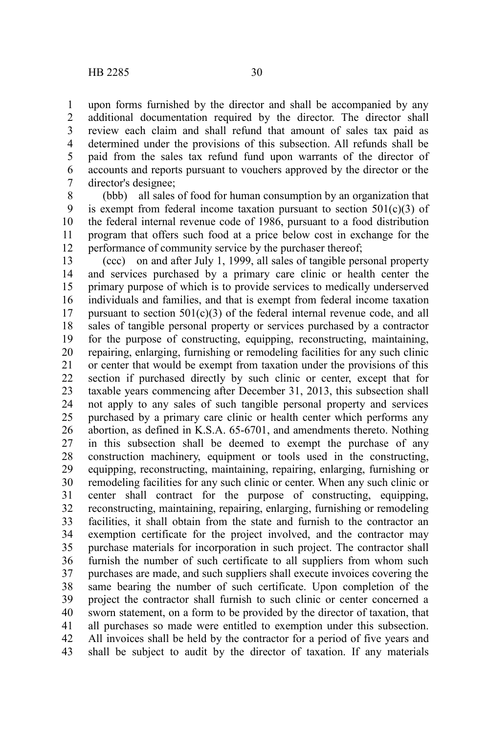upon forms furnished by the director and shall be accompanied by any additional documentation required by the director. The director shall review each claim and shall refund that amount of sales tax paid as determined under the provisions of this subsection. All refunds shall be paid from the sales tax refund fund upon warrants of the director of accounts and reports pursuant to vouchers approved by the director or the director's designee;

(bbb) all sales of food for human consumption by an organization that is exempt from federal income taxation pursuant to section 501(c)(3) of the federal internal revenue code of 1986, pursuant to a food distribution program that offers such food at a price below cost in exchange for the performance of community service by the purchaser thereof;

(ccc) on and after July 1, 1999, all sales of tangible personal property and services purchased by a primary care clinic or health center the primary purpose of which is to provide services to medically underserved individuals and families, and that is exempt from federal income taxation pursuant to section 501(c)(3) of the federal internal revenue code, and all sales of tangible personal property or services purchased by a contractor for the purpose of constructing, equipping, reconstructing, maintaining, repairing, enlarging, furnishing or remodeling facilities for any such clinic or center that would be exempt from taxation under the provisions of this section if purchased directly by such clinic or center, except that for taxable years commencing after December 31, 2013, this subsection shall not apply to any sales of such tangible personal property and services purchased by a primary care clinic or health center which performs any abortion, as defined in K.S.A. 65-6701, and amendments thereto. Nothing in this subsection shall be deemed to exempt the purchase of any construction machinery, equipment or tools used in the constructing, equipping, reconstructing, maintaining, repairing, enlarging, furnishing or remodeling facilities for any such clinic or center. When any such clinic or center shall contract for the purpose of constructing, equipping, reconstructing, maintaining, repairing, enlarging, furnishing or remodeling facilities, it shall obtain from the state and furnish to the contractor an exemption certificate for the project involved, and the contractor may purchase materials for incorporation in such project. The contractor shall furnish the number of such certificate to all suppliers from whom such purchases are made, and such suppliers shall execute invoices covering the same bearing the number of such certificate. Upon completion of the project the contractor shall furnish to such clinic or center concerned a sworn statement, on a form to be provided by the director of taxation, that all purchases so made were entitled to exemption under this subsection. All invoices shall be held by the contractor for a period of five years and shall be subject to audit by the director of taxation. If any materials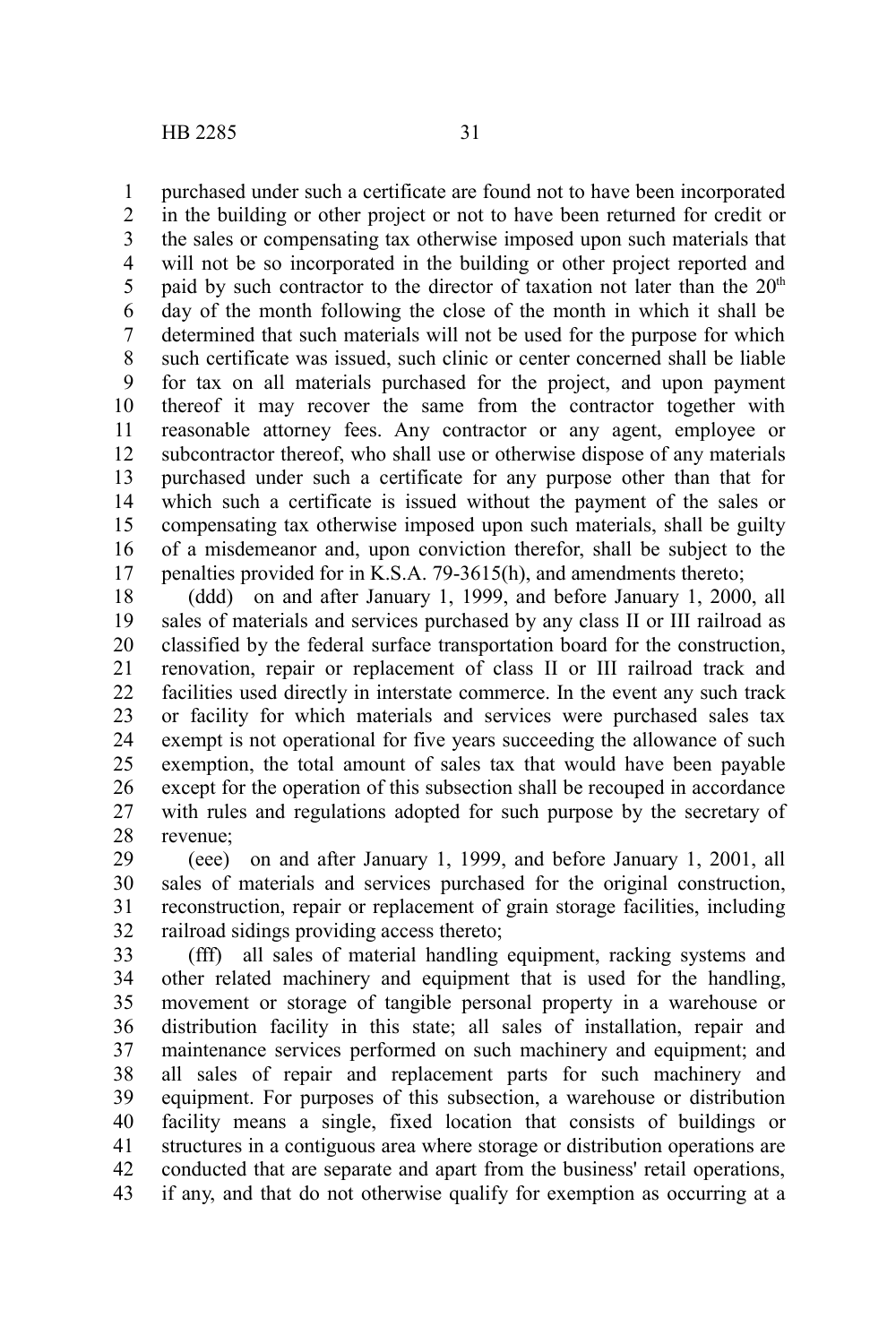purchased under such a certificate are found not to have been incorporated in the building or other project or not to have been returned for credit or the sales or compensating tax otherwise imposed upon such materials that will not be so incorporated in the building or other project reported and paid by such contractor to the director of taxation not later than the 20th day of the month following the close of the month in which it shall be determined that such materials will not be used for the purpose for which such certificate was issued, such clinic or center concerned shall be liable for tax on all materials purchased for the project, and upon payment thereof it may recover the same from the contractor together with reasonable attorney fees. Any contractor or any agent, employee or subcontractor thereof, who shall use or otherwise dispose of any materials purchased under such a certificate for any purpose other than that for which such a certificate is issued without the payment of the sales or compensating tax otherwise imposed upon such materials, shall be guilty of a misdemeanor and, upon conviction therefor, shall be subject to the penalties provided for in K.S.A. 79-3615(h), and amendments thereto;

(ddd) on and after January 1, 1999, and before January 1, 2000, all sales of materials and services purchased by any class II or III railroad as classified by the federal surface transportation board for the construction, renovation, repair or replacement of class II or III railroad track and facilities used directly in interstate commerce. In the event any such track or facility for which materials and services were purchased sales tax exempt is not operational for five years succeeding the allowance of such exemption, the total amount of sales tax that would have been payable except for the operation of this subsection shall be recouped in accordance with rules and regulations adopted for such purpose by the secretary of revenue;

(eee) on and after January 1, 1999, and before January 1, 2001, all sales of materials and services purchased for the original construction, reconstruction, repair or replacement of grain storage facilities, including railroad sidings providing access thereto;

(fff) all sales of material handling equipment, racking systems and other related machinery and equipment that is used for the handling, movement or storage of tangible personal property in a warehouse or distribution facility in this state; all sales of installation, repair and maintenance services performed on such machinery and equipment; and all sales of repair and replacement parts for such machinery and equipment. For purposes of this subsection, a warehouse or distribution facility means a single, fixed location that consists of buildings or structures in a contiguous area where storage or distribution operations are conducted that are separate and apart from the business' retail operations, if any, and that do not otherwise qualify for exemption as occurring at a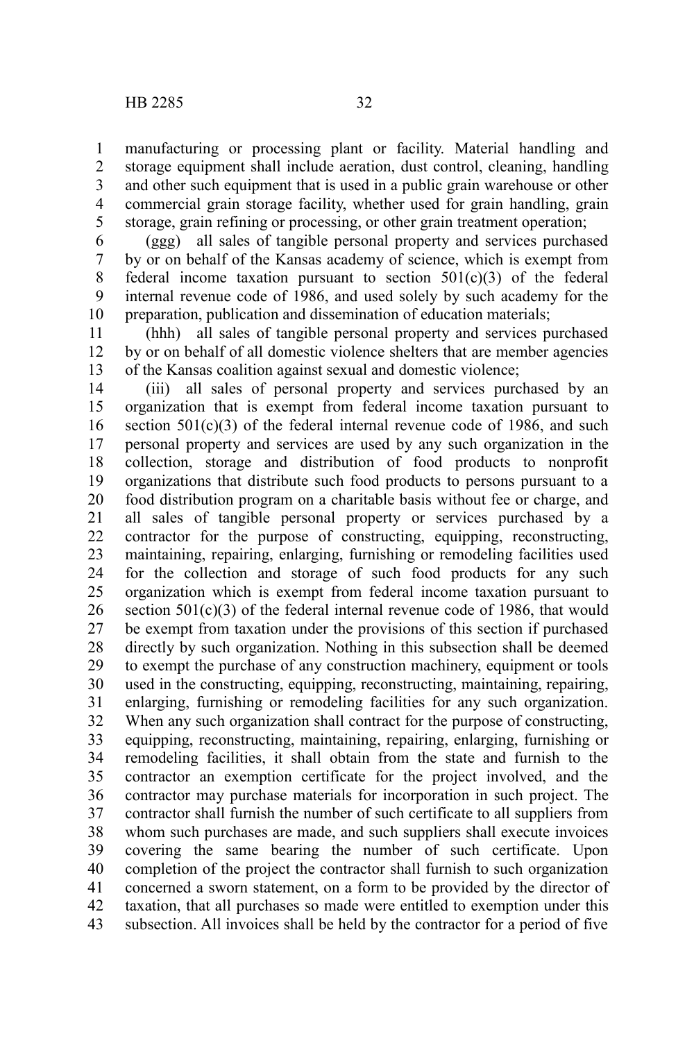manufacturing or processing plant or facility. Material handling and storage equipment shall include aeration, dust control, cleaning, handling and other such equipment that is used in a public grain warehouse or other commercial grain storage facility, whether used for grain handling, grain storage, grain refining or processing, or other grain treatment operation;

(ggg) all sales of tangible personal property and services purchased by or on behalf of the Kansas academy of science, which is exempt from federal income taxation pursuant to section 501(c)(3) of the federal internal revenue code of 1986, and used solely by such academy for the preparation, publication and dissemination of education materials;

(hhh) all sales of tangible personal property and services purchased by or on behalf of all domestic violence shelters that are member agencies of the Kansas coalition against sexual and domestic violence;

(iii) all sales of personal property and services purchased by an organization that is exempt from federal income taxation pursuant to section 501(c)(3) of the federal internal revenue code of 1986, and such personal property and services are used by any such organization in the collection, storage and distribution of food products to nonprofit organizations that distribute such food products to persons pursuant to a food distribution program on a charitable basis without fee or charge, and all sales of tangible personal property or services purchased by a contractor for the purpose of constructing, equipping, reconstructing, maintaining, repairing, enlarging, furnishing or remodeling facilities used for the collection and storage of such food products for any such organization which is exempt from federal income taxation pursuant to section 501(c)(3) of the federal internal revenue code of 1986, that would be exempt from taxation under the provisions of this section if purchased directly by such organization. Nothing in this subsection shall be deemed to exempt the purchase of any construction machinery, equipment or tools used in the constructing, equipping, reconstructing, maintaining, repairing, enlarging, furnishing or remodeling facilities for any such organization. When any such organization shall contract for the purpose of constructing, equipping, reconstructing, maintaining, repairing, enlarging, furnishing or remodeling facilities, it shall obtain from the state and furnish to the contractor an exemption certificate for the project involved, and the contractor may purchase materials for incorporation in such project. The contractor shall furnish the number of such certificate to all suppliers from whom such purchases are made, and such suppliers shall execute invoices covering the same bearing the number of such certificate. Upon completion of the project the contractor shall furnish to such organization concerned a sworn statement, on a form to be provided by the director of taxation, that all purchases so made were entitled to exemption under this subsection. All invoices shall be held by the contractor for a period of five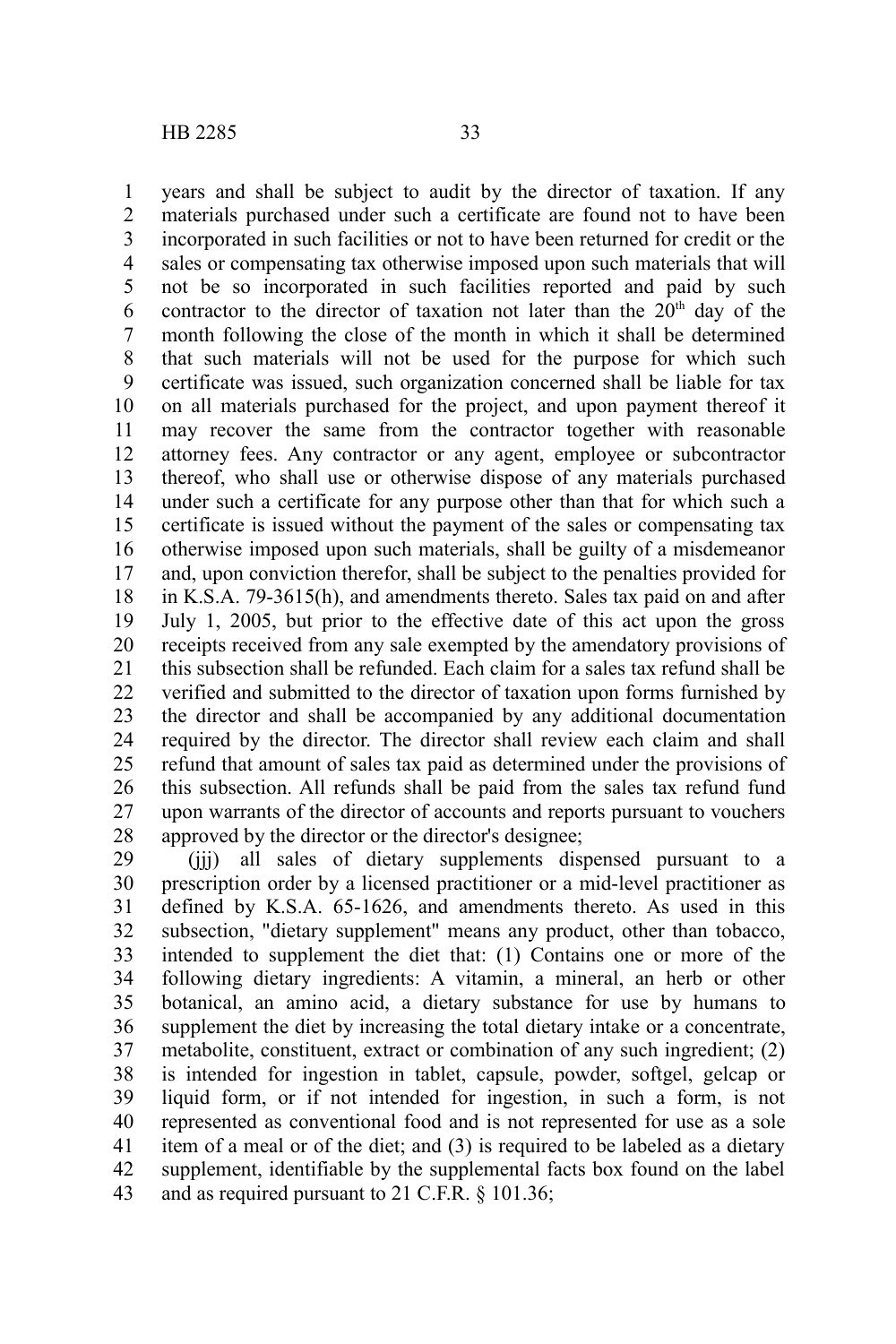years and shall be subject to audit by the director of taxation. If any materials purchased under such a certificate are found not to have been incorporated in such facilities or not to have been returned for credit or the sales or compensating tax otherwise imposed upon such materials that will not be so incorporated in such facilities reported and paid by such contractor to the director of taxation not later than the 20th day of the month following the close of the month in which it shall be determined that such materials will not be used for the purpose for which such certificate was issued, such organization concerned shall be liable for tax on all materials purchased for the project, and upon payment thereof it may recover the same from the contractor together with reasonable attorney fees. Any contractor or any agent, employee or subcontractor thereof, who shall use or otherwise dispose of any materials purchased under such a certificate for any purpose other than that for which such a certificate is issued without the payment of the sales or compensating tax otherwise imposed upon such materials, shall be guilty of a misdemeanor and, upon conviction therefor, shall be subject to the penalties provided for in K.S.A. 79-3615(h), and amendments thereto. Sales tax paid on and after July 1, 2005, but prior to the effective date of this act upon the gross receipts received from any sale exempted by the amendatory provisions of this subsection shall be refunded. Each claim for a sales tax refund shall be verified and submitted to the director of taxation upon forms furnished by the director and shall be accompanied by any additional documentation required by the director. The director shall review each claim and shall refund that amount of sales tax paid as determined under the provisions of this subsection. All refunds shall be paid from the sales tax refund fund upon warrants of the director of accounts and reports pursuant to vouchers approved by the director or the director's designee;

(jjj) all sales of dietary supplements dispensed pursuant to a prescription order by a licensed practitioner or a mid-level practitioner as defined by K.S.A. 65-1626, and amendments thereto. As used in this subsection, "dietary supplement" means any product, other than tobacco, intended to supplement the diet that: (1) Contains one or more of the following dietary ingredients: A vitamin, a mineral, an herb or other botanical, an amino acid, a dietary substance for use by humans to supplement the diet by increasing the total dietary intake or a concentrate, metabolite, constituent, extract or combination of any such ingredient; (2) is intended for ingestion in tablet, capsule, powder, softgel, gelcap or liquid form, or if not intended for ingestion, in such a form, is not represented as conventional food and is not represented for use as a sole item of a meal or of the diet; and (3) is required to be labeled as a dietary supplement, identifiable by the supplemental facts box found on the label and as required pursuant to 21 C.F.R. § 101.36;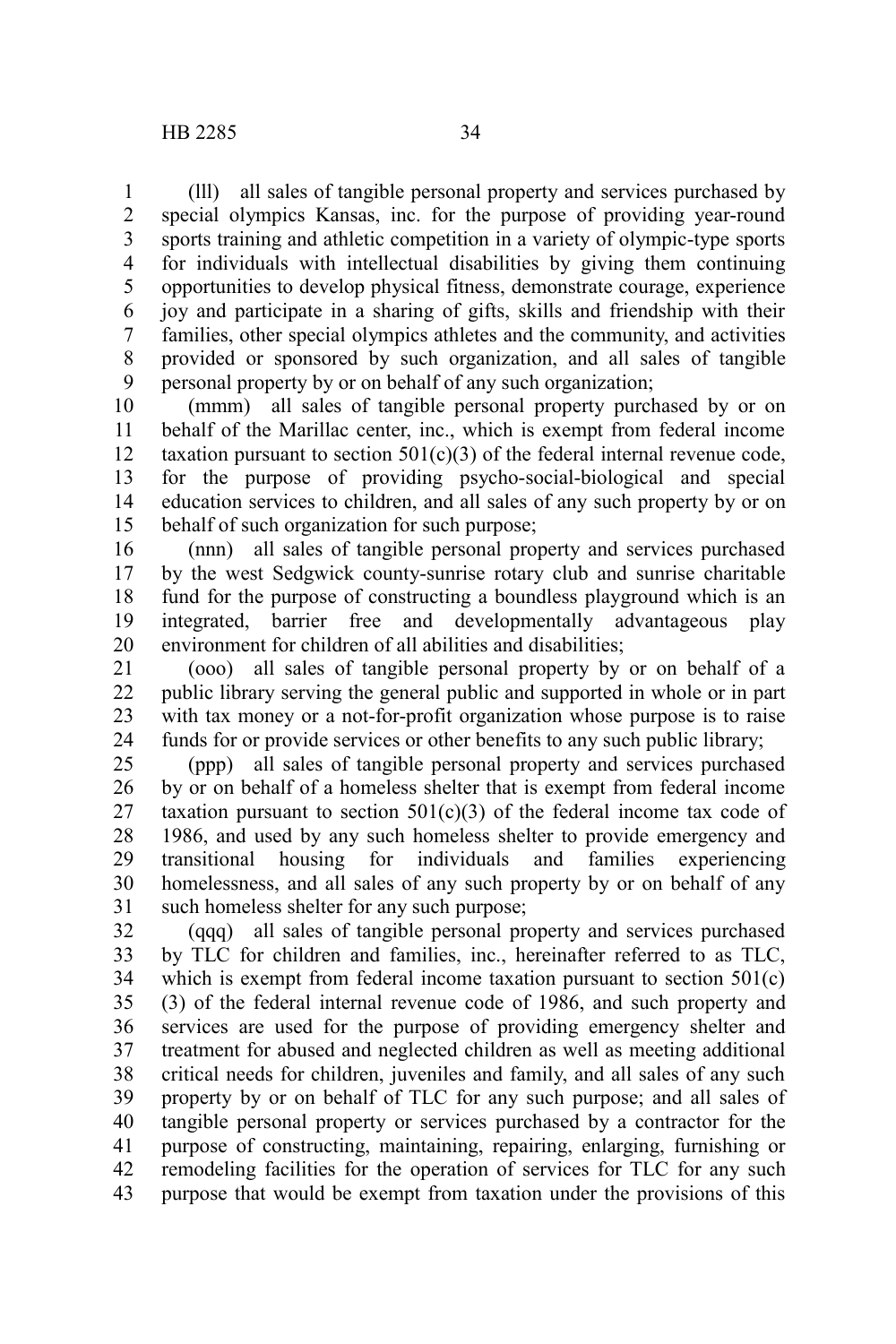(lll) all sales of tangible personal property and services purchased by special olympics Kansas, inc. for the purpose of providing year-round sports training and athletic competition in a variety of olympic-type sports for individuals with intellectual disabilities by giving them continuing opportunities to develop physical fitness, demonstrate courage, experience joy and participate in a sharing of gifts, skills and friendship with their families, other special olympics athletes and the community, and activities provided or sponsored by such organization, and all sales of tangible personal property by or on behalf of any such organization;

(mmm) all sales of tangible personal property purchased by or on behalf of the Marillac center, inc., which is exempt from federal income taxation pursuant to section 501(c)(3) of the federal internal revenue code, for the purpose of providing psycho-social-biological and special education services to children, and all sales of any such property by or on behalf of such organization for such purpose;

(nnn) all sales of tangible personal property and services purchased by the west Sedgwick county-sunrise rotary club and sunrise charitable fund for the purpose of constructing a boundless playground which is an integrated, barrier free and developmentally advantageous play environment for children of all abilities and disabilities;

(ooo) all sales of tangible personal property by or on behalf of a public library serving the general public and supported in whole or in part with tax money or a not-for-profit organization whose purpose is to raise funds for or provide services or other benefits to any such public library;

(ppp) all sales of tangible personal property and services purchased by or on behalf of a homeless shelter that is exempt from federal income taxation pursuant to section 501(c)(3) of the federal income tax code of 1986, and used by any such homeless shelter to provide emergency and transitional housing for individuals and families experiencing homelessness, and all sales of any such property by or on behalf of any such homeless shelter for any such purpose;

(qqq) all sales of tangible personal property and services purchased by TLC for children and families, inc., hereinafter referred to as TLC, which is exempt from federal income taxation pursuant to section 501(c)(3) of the federal internal revenue code of 1986, and such property and services are used for the purpose of providing emergency shelter and treatment for abused and neglected children as well as meeting additional critical needs for children, juveniles and family, and all sales of any such property by or on behalf of TLC for any such purpose; and all sales of tangible personal property or services purchased by a contractor for the purpose of constructing, maintaining, repairing, enlarging, furnishing or remodeling facilities for the operation of services for TLC for any such purpose that would be exempt from taxation under the provisions of this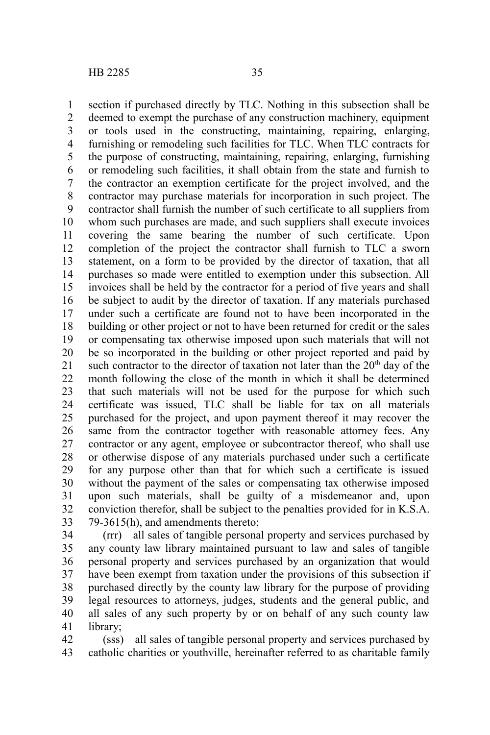section if purchased directly by TLC. Nothing in this subsection shall be deemed to exempt the purchase of any construction machinery, equipment or tools used in the constructing, maintaining, repairing, enlarging, furnishing or remodeling such facilities for TLC. When TLC contracts for the purpose of constructing, maintaining, repairing, enlarging, furnishing or remodeling such facilities, it shall obtain from the state and furnish to the contractor an exemption certificate for the project involved, and the contractor may purchase materials for incorporation in such project. The contractor shall furnish the number of such certificate to all suppliers from whom such purchases are made, and such suppliers shall execute invoices covering the same bearing the number of such certificate. Upon completion of the project the contractor shall furnish to TLC a sworn statement, on a form to be provided by the director of taxation, that all purchases so made were entitled to exemption under this subsection. All invoices shall be held by the contractor for a period of five years and shall be subject to audit by the director of taxation. If any materials purchased under such a certificate are found not to have been incorporated in the building or other project or not to have been returned for credit or the sales or compensating tax otherwise imposed upon such materials that will not be so incorporated in the building or other project reported and paid by such contractor to the director of taxation not later than the 20th day of the month following the close of the month in which it shall be determined that such materials will not be used for the purpose for which such certificate was issued, TLC shall be liable for tax on all materials purchased for the project, and upon payment thereof it may recover the same from the contractor together with reasonable attorney fees. Any contractor or any agent, employee or subcontractor thereof, who shall use or otherwise dispose of any materials purchased under such a certificate for any purpose other than that for which such a certificate is issued without the payment of the sales or compensating tax otherwise imposed upon such materials, shall be guilty of a misdemeanor and, upon conviction therefor, shall be subject to the penalties provided for in K.S.A. 79-3615(h), and amendments thereto;

(rrr) all sales of tangible personal property and services purchased by any county law library maintained pursuant to law and sales of tangible personal property and services purchased by an organization that would have been exempt from taxation under the provisions of this subsection if purchased directly by the county law library for the purpose of providing legal resources to attorneys, judges, students and the general public, and all sales of any such property by or on behalf of any such county law library;

(sss) all sales of tangible personal property and services purchased by catholic charities or youthville, hereinafter referred to as charitable family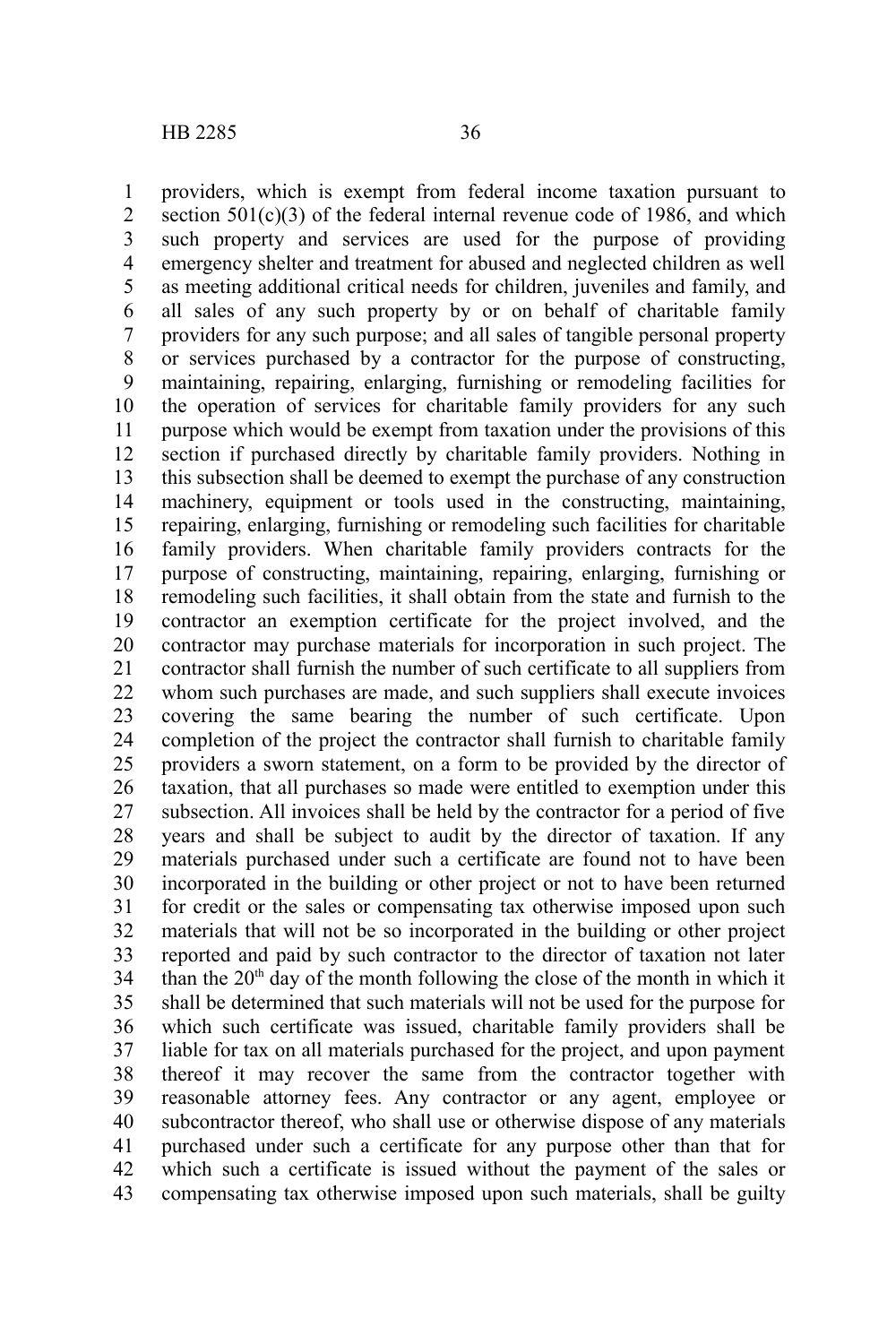providers, which is exempt from federal income taxation pursuant to section 501(c)(3) of the federal internal revenue code of 1986, and which such property and services are used for the purpose of providing emergency shelter and treatment for abused and neglected children as well as meeting additional critical needs for children, juveniles and family, and all sales of any such property by or on behalf of charitable family providers for any such purpose; and all sales of tangible personal property or services purchased by a contractor for the purpose of constructing, maintaining, repairing, enlarging, furnishing or remodeling facilities for the operation of services for charitable family providers for any such purpose which would be exempt from taxation under the provisions of this section if purchased directly by charitable family providers. Nothing in this subsection shall be deemed to exempt the purchase of any construction machinery, equipment or tools used in the constructing, maintaining, repairing, enlarging, furnishing or remodeling such facilities for charitable family providers. When charitable family providers contracts for the purpose of constructing, maintaining, repairing, enlarging, furnishing or remodeling such facilities, it shall obtain from the state and furnish to the contractor an exemption certificate for the project involved, and the contractor may purchase materials for incorporation in such project. The contractor shall furnish the number of such certificate to all suppliers from whom such purchases are made, and such suppliers shall execute invoices covering the same bearing the number of such certificate. Upon completion of the project the contractor shall furnish to charitable family providers a sworn statement, on a form to be provided by the director of taxation, that all purchases so made were entitled to exemption under this subsection. All invoices shall be held by the contractor for a period of five years and shall be subject to audit by the director of taxation. If any materials purchased under such a certificate are found not to have been incorporated in the building or other project or not to have been returned for credit or the sales or compensating tax otherwise imposed upon such materials that will not be so incorporated in the building or other project reported and paid by such contractor to the director of taxation not later than the 20th day of the month following the close of the month in which it shall be determined that such materials will not be used for the purpose for which such certificate was issued, charitable family providers shall be liable for tax on all materials purchased for the project, and upon payment thereof it may recover the same from the contractor together with reasonable attorney fees. Any contractor or any agent, employee or subcontractor thereof, who shall use or otherwise dispose of any materials purchased under such a certificate for any purpose other than that for which such a certificate is issued without the payment of the sales or compensating tax otherwise imposed upon such materials, shall be guilty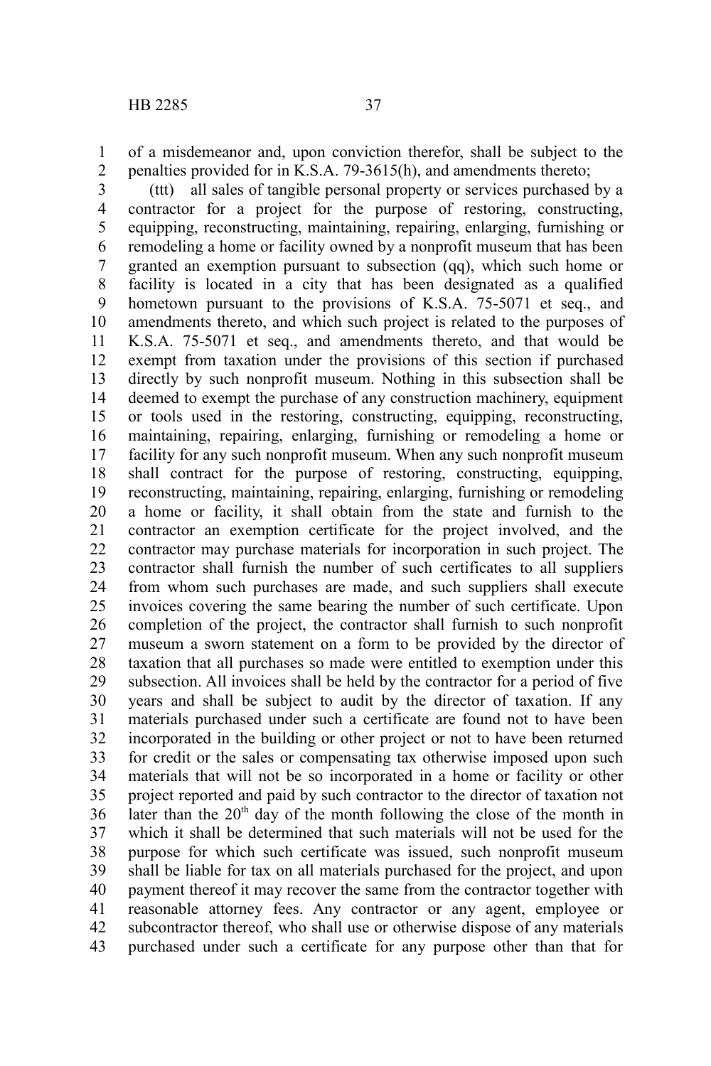of a misdemeanor and, upon conviction therefor, shall be subject to the penalties provided for in K.S.A. 79-3615(h), and amendments thereto;

(ttt) all sales of tangible personal property or services purchased by a contractor for a project for the purpose of restoring, constructing, equipping, reconstructing, maintaining, repairing, enlarging, furnishing or remodeling a home or facility owned by a nonprofit museum that has been granted an exemption pursuant to subsection (qq), which such home or facility is located in a city that has been designated as a qualified hometown pursuant to the provisions of K.S.A. 75-5071 et seq., and amendments thereto, and which such project is related to the purposes of K.S.A. 75-5071 et seq., and amendments thereto, and that would be exempt from taxation under the provisions of this section if purchased directly by such nonprofit museum. Nothing in this subsection shall be deemed to exempt the purchase of any construction machinery, equipment or tools used in the restoring, constructing, equipping, reconstructing, maintaining, repairing, enlarging, furnishing or remodeling a home or facility for any such nonprofit museum. When any such nonprofit museum shall contract for the purpose of restoring, constructing, equipping, reconstructing, maintaining, repairing, enlarging, furnishing or remodeling a home or facility, it shall obtain from the state and furnish to the contractor an exemption certificate for the project involved, and the contractor may purchase materials for incorporation in such project. The contractor shall furnish the number of such certificates to all suppliers from whom such purchases are made, and such suppliers shall execute invoices covering the same bearing the number of such certificate. Upon completion of the project, the contractor shall furnish to such nonprofit museum a sworn statement on a form to be provided by the director of taxation that all purchases so made were entitled to exemption under this subsection. All invoices shall be held by the contractor for a period of five years and shall be subject to audit by the director of taxation. If any materials purchased under such a certificate are found not to have been incorporated in the building or other project or not to have been returned for credit or the sales or compensating tax otherwise imposed upon such materials that will not be so incorporated in a home or facility or other project reported and paid by such contractor to the director of taxation not later than the 20th day of the month following the close of the month in which it shall be determined that such materials will not be used for the purpose for which such certificate was issued, such nonprofit museum shall be liable for tax on all materials purchased for the project, and upon payment thereof it may recover the same from the contractor together with reasonable attorney fees. Any contractor or any agent, employee or subcontractor thereof, who shall use or otherwise dispose of any materials purchased under such a certificate for any purpose other than that for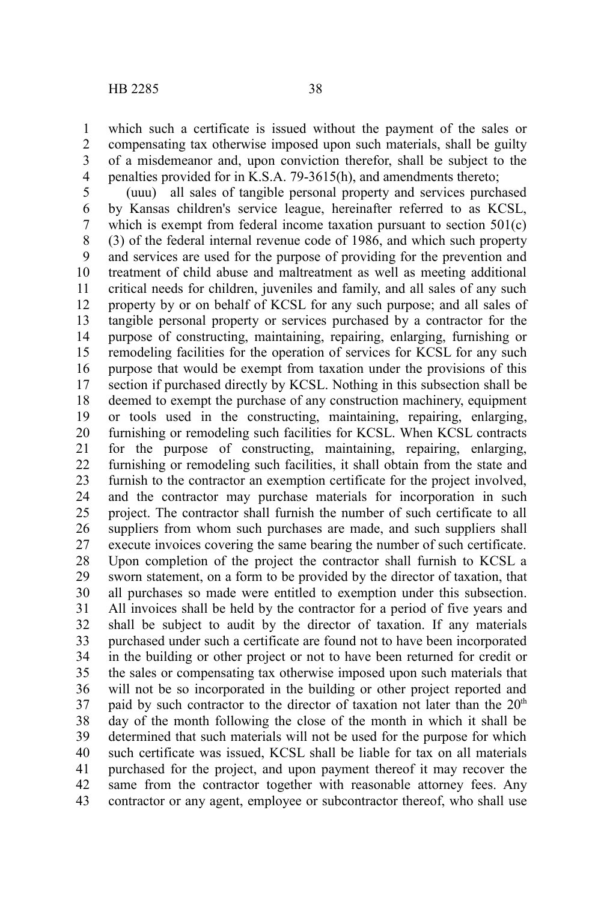which such a certificate is issued without the payment of the sales or compensating tax otherwise imposed upon such materials, shall be guilty of a misdemeanor and, upon conviction therefor, shall be subject to the penalties provided for in K.S.A. 79-3615(h), and amendments thereto;

(uuu) all sales of tangible personal property and services purchased by Kansas children's service league, hereinafter referred to as KCSL, which is exempt from federal income taxation pursuant to section 501(c)(3) of the federal internal revenue code of 1986, and which such property and services are used for the purpose of providing for the prevention and treatment of child abuse and maltreatment as well as meeting additional critical needs for children, juveniles and family, and all sales of any such property by or on behalf of KCSL for any such purpose; and all sales of tangible personal property or services purchased by a contractor for the purpose of constructing, maintaining, repairing, enlarging, furnishing or remodeling facilities for the operation of services for KCSL for any such purpose that would be exempt from taxation under the provisions of this section if purchased directly by KCSL. Nothing in this subsection shall be deemed to exempt the purchase of any construction machinery, equipment or tools used in the constructing, maintaining, repairing, enlarging, furnishing or remodeling such facilities for KCSL. When KCSL contracts for the purpose of constructing, maintaining, repairing, enlarging, furnishing or remodeling such facilities, it shall obtain from the state and furnish to the contractor an exemption certificate for the project involved, and the contractor may purchase materials for incorporation in such project. The contractor shall furnish the number of such certificate to all suppliers from whom such purchases are made, and such suppliers shall execute invoices covering the same bearing the number of such certificate. Upon completion of the project the contractor shall furnish to KCSL a sworn statement, on a form to be provided by the director of taxation, that all purchases so made were entitled to exemption under this subsection. All invoices shall be held by the contractor for a period of five years and shall be subject to audit by the director of taxation. If any materials purchased under such a certificate are found not to have been incorporated in the building or other project or not to have been returned for credit or the sales or compensating tax otherwise imposed upon such materials that will not be so incorporated in the building or other project reported and paid by such contractor to the director of taxation not later than the 20th day of the month following the close of the month in which it shall be determined that such materials will not be used for the purpose for which such certificate was issued, KCSL shall be liable for tax on all materials purchased for the project, and upon payment thereof it may recover the same from the contractor together with reasonable attorney fees. Any contractor or any agent, employee or subcontractor thereof, who shall use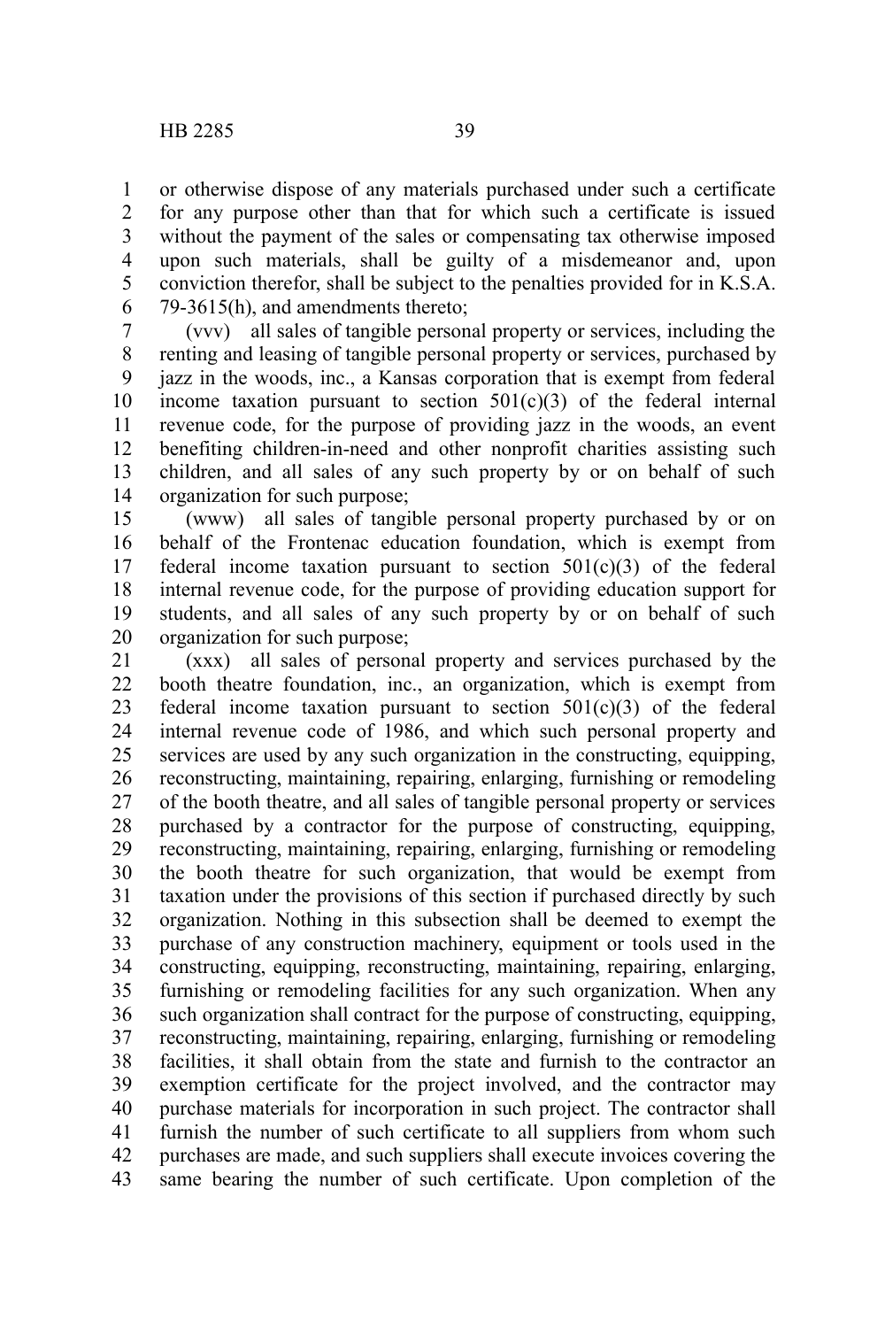or otherwise dispose of any materials purchased under such a certificate for any purpose other than that for which such a certificate is issued without the payment of the sales or compensating tax otherwise imposed upon such materials, shall be guilty of a misdemeanor and, upon conviction therefor, shall be subject to the penalties provided for in K.S.A. 79-3615(h), and amendments thereto;

(vvv) all sales of tangible personal property or services, including the renting and leasing of tangible personal property or services, purchased by jazz in the woods, inc., a Kansas corporation that is exempt from federal income taxation pursuant to section 501(c)(3) of the federal internal revenue code, for the purpose of providing jazz in the woods, an event benefiting children-in-need and other nonprofit charities assisting such children, and all sales of any such property by or on behalf of such organization for such purpose;

(www) all sales of tangible personal property purchased by or on behalf of the Frontenac education foundation, which is exempt from federal income taxation pursuant to section 501(c)(3) of the federal internal revenue code, for the purpose of providing education support for students, and all sales of any such property by or on behalf of such organization for such purpose;

(xxx) all sales of personal property and services purchased by the booth theatre foundation, inc., an organization, which is exempt from federal income taxation pursuant to section 501(c)(3) of the federal internal revenue code of 1986, and which such personal property and services are used by any such organization in the constructing, equipping, reconstructing, maintaining, repairing, enlarging, furnishing or remodeling of the booth theatre, and all sales of tangible personal property or services purchased by a contractor for the purpose of constructing, equipping, reconstructing, maintaining, repairing, enlarging, furnishing or remodeling the booth theatre for such organization, that would be exempt from taxation under the provisions of this section if purchased directly by such organization. Nothing in this subsection shall be deemed to exempt the purchase of any construction machinery, equipment or tools used in the constructing, equipping, reconstructing, maintaining, repairing, enlarging, furnishing or remodeling facilities for any such organization. When any such organization shall contract for the purpose of constructing, equipping, reconstructing, maintaining, repairing, enlarging, furnishing or remodeling facilities, it shall obtain from the state and furnish to the contractor an exemption certificate for the project involved, and the contractor may purchase materials for incorporation in such project. The contractor shall furnish the number of such certificate to all suppliers from whom such purchases are made, and such suppliers shall execute invoices covering the same bearing the number of such certificate. Upon completion of the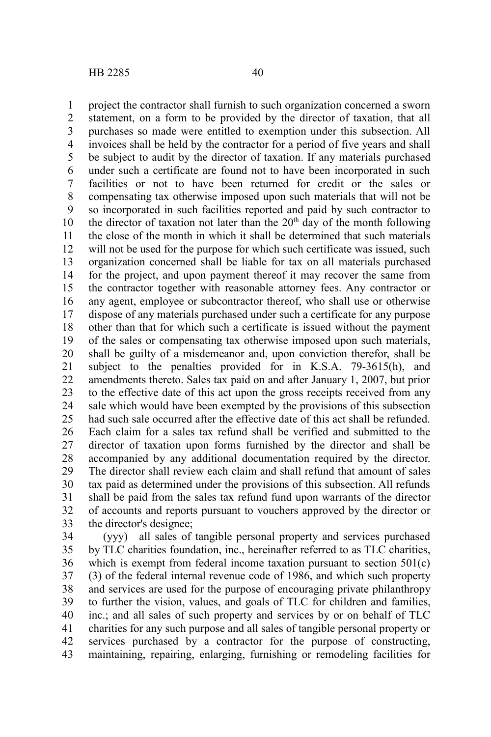project the contractor shall furnish to such organization concerned a sworn statement, on a form to be provided by the director of taxation, that all purchases so made were entitled to exemption under this subsection. All invoices shall be held by the contractor for a period of five years and shall be subject to audit by the director of taxation. If any materials purchased under such a certificate are found not to have been incorporated in such facilities or not to have been returned for credit or the sales or compensating tax otherwise imposed upon such materials that will not be so incorporated in such facilities reported and paid by such contractor to the director of taxation not later than the 20th day of the month following the close of the month in which it shall be determined that such materials will not be used for the purpose for which such certificate was issued, such organization concerned shall be liable for tax on all materials purchased for the project, and upon payment thereof it may recover the same from the contractor together with reasonable attorney fees. Any contractor or any agent, employee or subcontractor thereof, who shall use or otherwise dispose of any materials purchased under such a certificate for any purpose other than that for which such a certificate is issued without the payment of the sales or compensating tax otherwise imposed upon such materials, shall be guilty of a misdemeanor and, upon conviction therefor, shall be subject to the penalties provided for in K.S.A. 79-3615(h), and amendments thereto. Sales tax paid on and after January 1, 2007, but prior to the effective date of this act upon the gross receipts received from any sale which would have been exempted by the provisions of this subsection had such sale occurred after the effective date of this act shall be refunded. Each claim for a sales tax refund shall be verified and submitted to the director of taxation upon forms furnished by the director and shall be accompanied by any additional documentation required by the director. The director shall review each claim and shall refund that amount of sales tax paid as determined under the provisions of this subsection. All refunds shall be paid from the sales tax refund fund upon warrants of the director of accounts and reports pursuant to vouchers approved by the director or the director's designee;

(yyy) all sales of tangible personal property and services purchased by TLC charities foundation, inc., hereinafter referred to as TLC charities, which is exempt from federal income taxation pursuant to section 501(c)(3) of the federal internal revenue code of 1986, and which such property and services are used for the purpose of encouraging private philanthropy to further the vision, values, and goals of TLC for children and families, inc.; and all sales of such property and services by or on behalf of TLC charities for any such purpose and all sales of tangible personal property or services purchased by a contractor for the purpose of constructing, maintaining, repairing, enlarging, furnishing or remodeling facilities for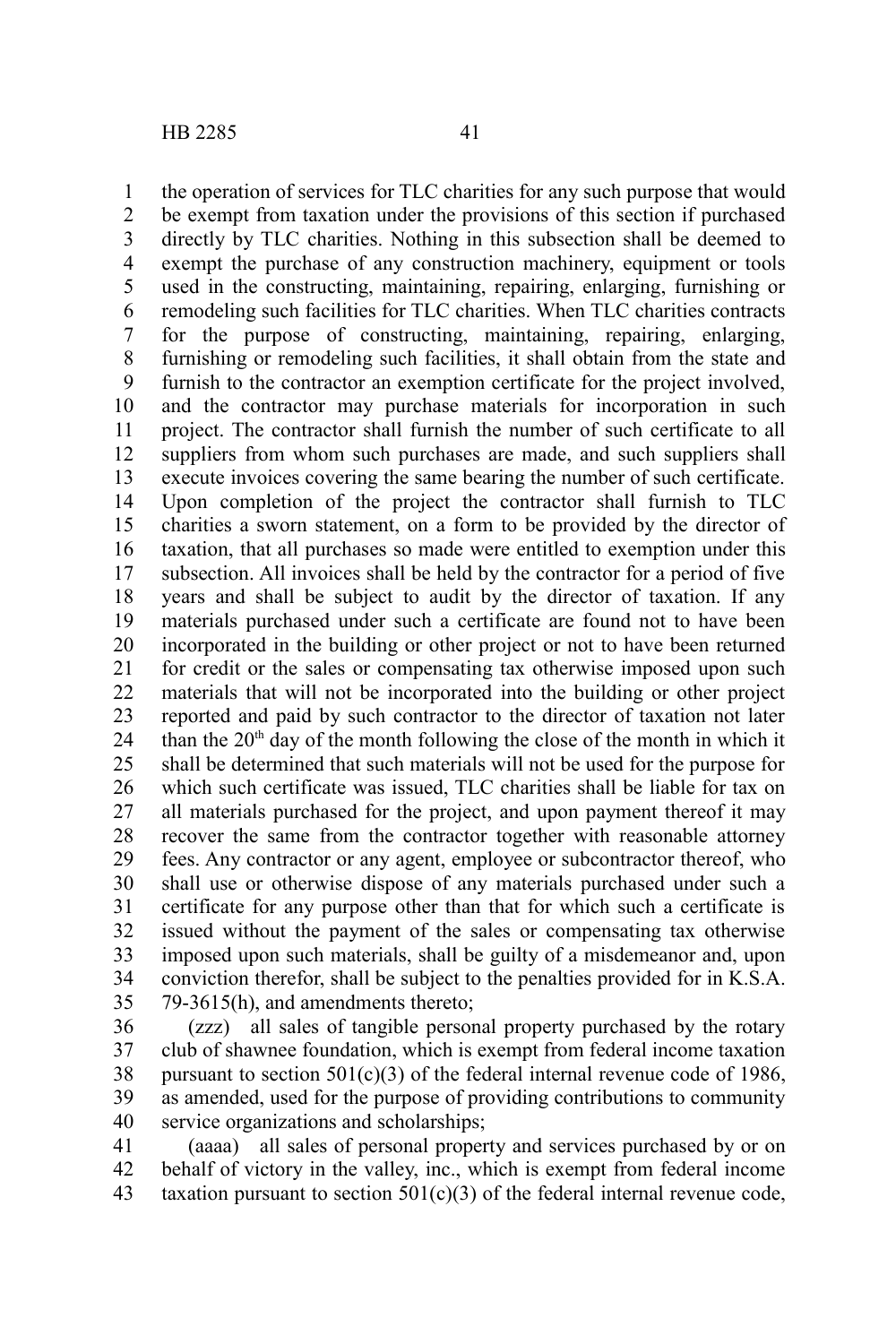the operation of services for TLC charities for any such purpose that would be exempt from taxation under the provisions of this section if purchased directly by TLC charities. Nothing in this subsection shall be deemed to exempt the purchase of any construction machinery, equipment or tools used in the constructing, maintaining, repairing, enlarging, furnishing or remodeling such facilities for TLC charities. When TLC charities contracts for the purpose of constructing, maintaining, repairing, enlarging, furnishing or remodeling such facilities, it shall obtain from the state and furnish to the contractor an exemption certificate for the project involved, and the contractor may purchase materials for incorporation in such project. The contractor shall furnish the number of such certificate to all suppliers from whom such purchases are made, and such suppliers shall execute invoices covering the same bearing the number of such certificate. Upon completion of the project the contractor shall furnish to TLC charities a sworn statement, on a form to be provided by the director of taxation, that all purchases so made were entitled to exemption under this subsection. All invoices shall be held by the contractor for a period of five years and shall be subject to audit by the director of taxation. If any materials purchased under such a certificate are found not to have been incorporated in the building or other project or not to have been returned for credit or the sales or compensating tax otherwise imposed upon such materials that will not be incorporated into the building or other project reported and paid by such contractor to the director of taxation not later than the 20th day of the month following the close of the month in which it shall be determined that such materials will not be used for the purpose for which such certificate was issued, TLC charities shall be liable for tax on all materials purchased for the project, and upon payment thereof it may recover the same from the contractor together with reasonable attorney fees. Any contractor or any agent, employee or subcontractor thereof, who shall use or otherwise dispose of any materials purchased under such a certificate for any purpose other than that for which such a certificate is issued without the payment of the sales or compensating tax otherwise imposed upon such materials, shall be guilty of a misdemeanor and, upon conviction therefor, shall be subject to the penalties provided for in K.S.A. 79-3615(h), and amendments thereto;

(zzz) all sales of tangible personal property purchased by the rotary club of shawnee foundation, which is exempt from federal income taxation pursuant to section 501(c)(3) of the federal internal revenue code of 1986, as amended, used for the purpose of providing contributions to community service organizations and scholarships;

(aaaa) all sales of personal property and services purchased by or on behalf of victory in the valley, inc., which is exempt from federal income taxation pursuant to section 501(c)(3) of the federal internal revenue code,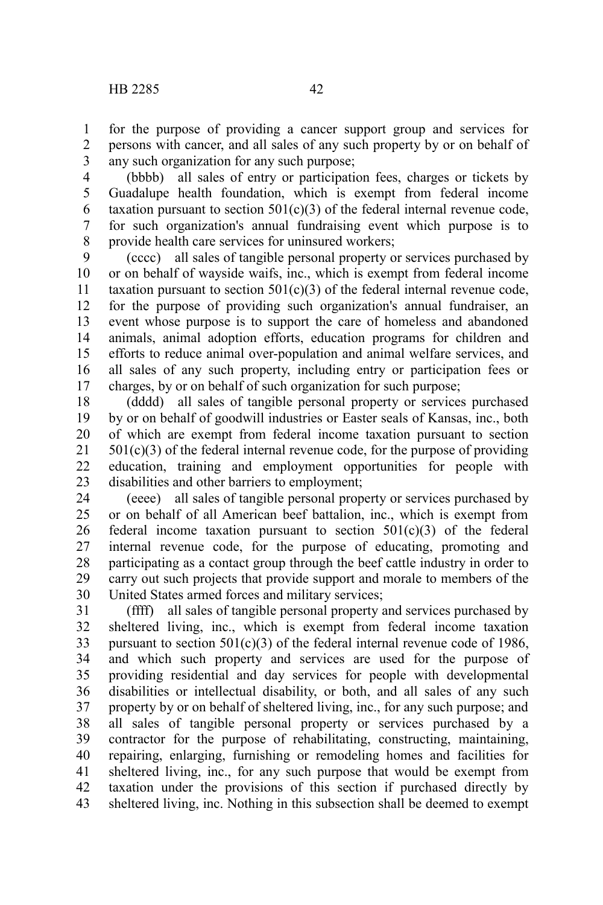for the purpose of providing a cancer support group and services for persons with cancer, and all sales of any such property by or on behalf of any such organization for any such purpose;

(bbbb) all sales of entry or participation fees, charges or tickets by Guadalupe health foundation, which is exempt from federal income taxation pursuant to section 501(c)(3) of the federal internal revenue code, for such organization's annual fundraising event which purpose is to provide health care services for uninsured workers;

(cccc) all sales of tangible personal property or services purchased by or on behalf of wayside waifs, inc., which is exempt from federal income taxation pursuant to section 501(c)(3) of the federal internal revenue code, for the purpose of providing such organization's annual fundraiser, an event whose purpose is to support the care of homeless and abandoned animals, animal adoption efforts, education programs for children and efforts to reduce animal over-population and animal welfare services, and all sales of any such property, including entry or participation fees or charges, by or on behalf of such organization for such purpose;

(dddd) all sales of tangible personal property or services purchased by or on behalf of goodwill industries or Easter seals of Kansas, inc., both of which are exempt from federal income taxation pursuant to section 501(c)(3) of the federal internal revenue code, for the purpose of providing education, training and employment opportunities for people with disabilities and other barriers to employment;

(eeee) all sales of tangible personal property or services purchased by or on behalf of all American beef battalion, inc., which is exempt from federal income taxation pursuant to section 501(c)(3) of the federal internal revenue code, for the purpose of educating, promoting and participating as a contact group through the beef cattle industry in order to carry out such projects that provide support and morale to members of the United States armed forces and military services;

(ffff) all sales of tangible personal property and services purchased by sheltered living, inc., which is exempt from federal income taxation pursuant to section 501(c)(3) of the federal internal revenue code of 1986, and which such property and services are used for the purpose of providing residential and day services for people with developmental disabilities or intellectual disability, or both, and all sales of any such property by or on behalf of sheltered living, inc., for any such purpose; and all sales of tangible personal property or services purchased by a contractor for the purpose of rehabilitating, constructing, maintaining, repairing, enlarging, furnishing or remodeling homes and facilities for sheltered living, inc., for any such purpose that would be exempt from taxation under the provisions of this section if purchased directly by sheltered living, inc. Nothing in this subsection shall be deemed to exempt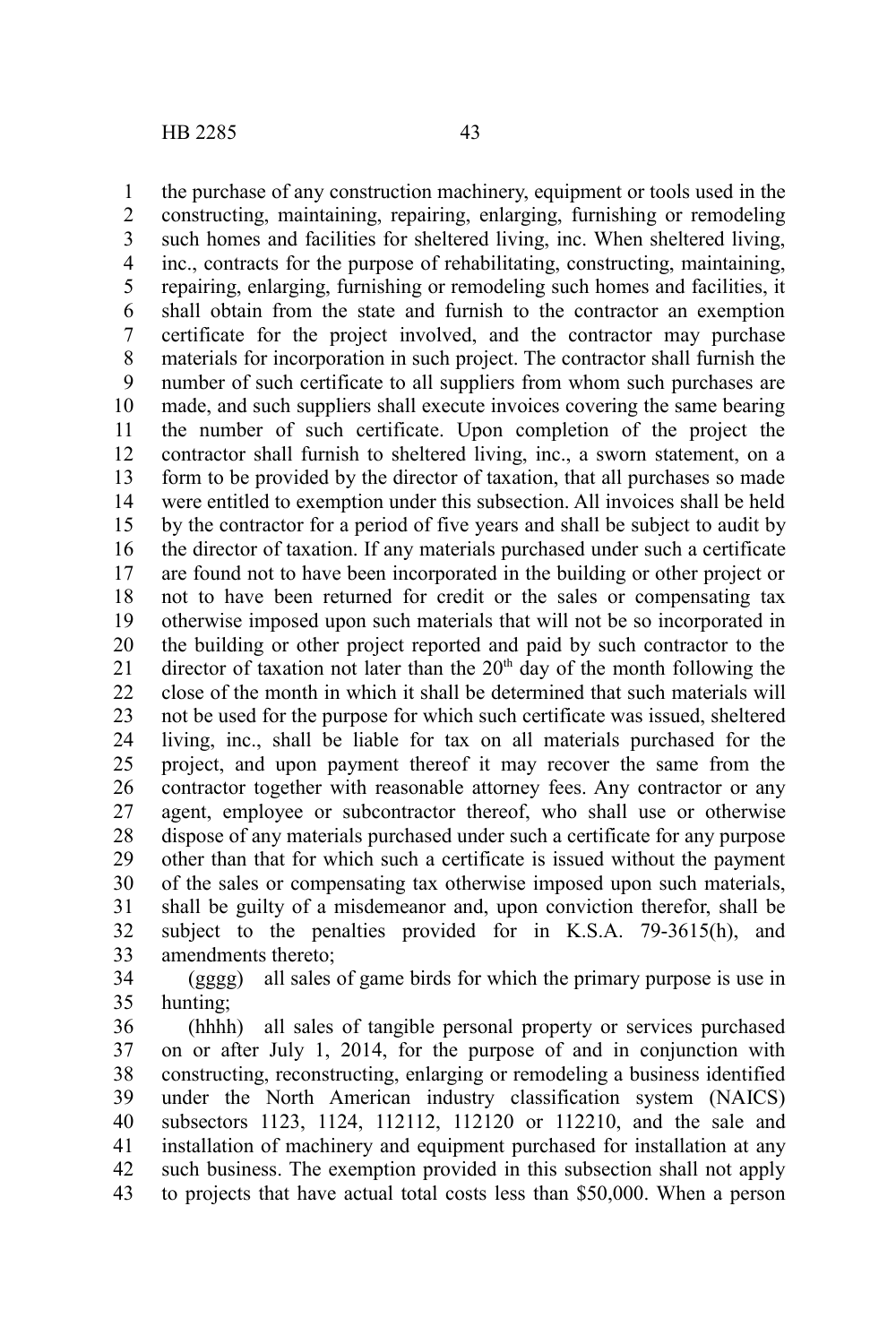the purchase of any construction machinery, equipment or tools used in the constructing, maintaining, repairing, enlarging, furnishing or remodeling such homes and facilities for sheltered living, inc. When sheltered living, inc., contracts for the purpose of rehabilitating, constructing, maintaining, repairing, enlarging, furnishing or remodeling such homes and facilities, it shall obtain from the state and furnish to the contractor an exemption certificate for the project involved, and the contractor may purchase materials for incorporation in such project. The contractor shall furnish the number of such certificate to all suppliers from whom such purchases are made, and such suppliers shall execute invoices covering the same bearing the number of such certificate. Upon completion of the project the contractor shall furnish to sheltered living, inc., a sworn statement, on a form to be provided by the director of taxation, that all purchases so made were entitled to exemption under this subsection. All invoices shall be held by the contractor for a period of five years and shall be subject to audit by the director of taxation. If any materials purchased under such a certificate are found not to have been incorporated in the building or other project or not to have been returned for credit or the sales or compensating tax otherwise imposed upon such materials that will not be so incorporated in the building or other project reported and paid by such contractor to the director of taxation not later than the 20th day of the month following the close of the month in which it shall be determined that such materials will not be used for the purpose for which such certificate was issued, sheltered living, inc., shall be liable for tax on all materials purchased for the project, and upon payment thereof it may recover the same from the contractor together with reasonable attorney fees. Any contractor or any agent, employee or subcontractor thereof, who shall use or otherwise dispose of any materials purchased under such a certificate for any purpose other than that for which such a certificate is issued without the payment of the sales or compensating tax otherwise imposed upon such materials, shall be guilty of a misdemeanor and, upon conviction therefor, shall be subject to the penalties provided for in K.S.A. 79-3615(h), and amendments thereto;

(gggg) all sales of game birds for which the primary purpose is use in hunting;

(hhhh) all sales of tangible personal property or services purchased on or after July 1, 2014, for the purpose of and in conjunction with constructing, reconstructing, enlarging or remodeling a business identified under the North American industry classification system (NAICS) subsectors 1123, 1124, 112112, 112120 or 112210, and the sale and installation of machinery and equipment purchased for installation at any such business. The exemption provided in this subsection shall not apply to projects that have actual total costs less than $50,000. When a person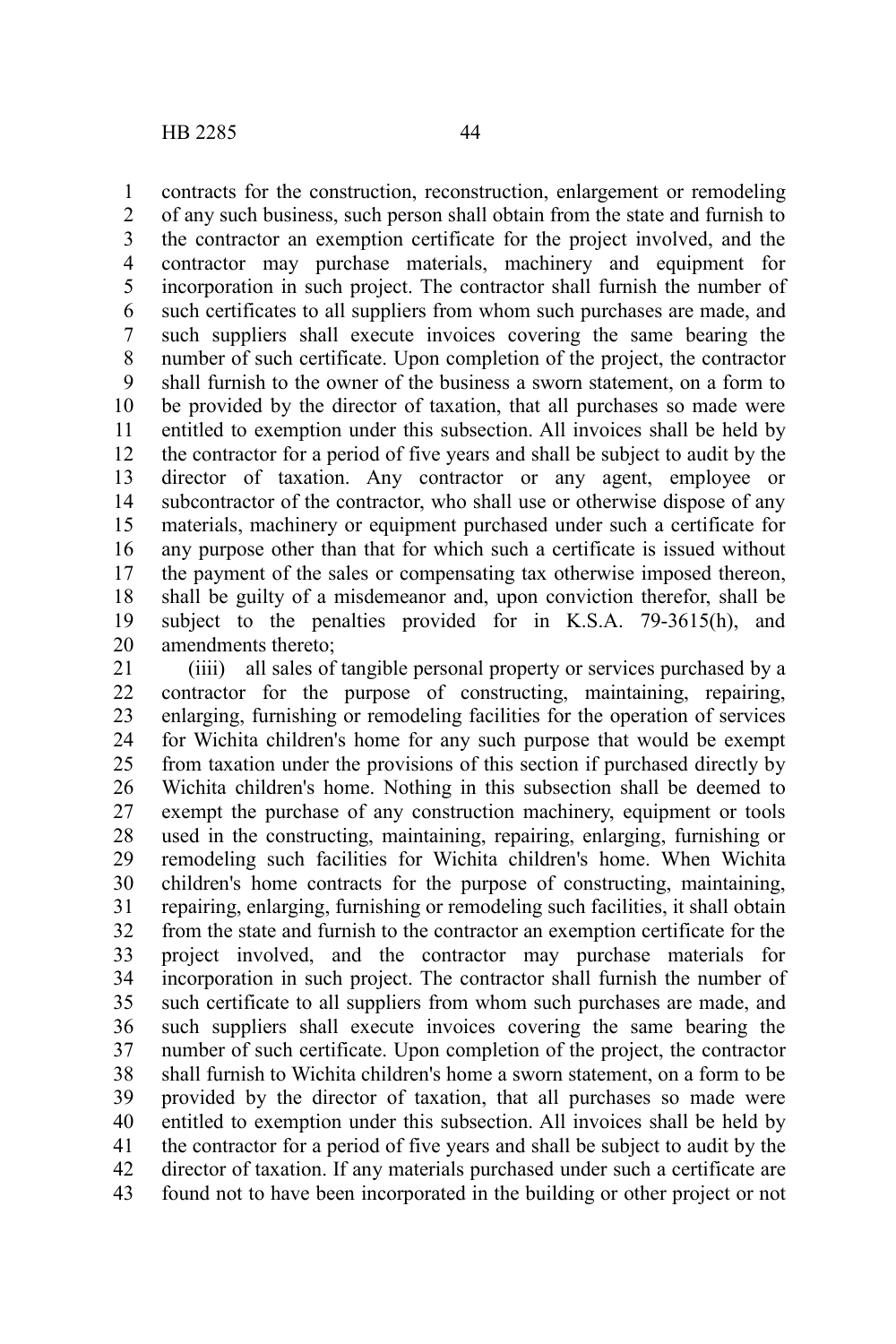contracts for the construction, reconstruction, enlargement or remodeling of any such business, such person shall obtain from the state and furnish to the contractor an exemption certificate for the project involved, and the contractor may purchase materials, machinery and equipment for incorporation in such project. The contractor shall furnish the number of such certificates to all suppliers from whom such purchases are made, and such suppliers shall execute invoices covering the same bearing the number of such certificate. Upon completion of the project, the contractor shall furnish to the owner of the business a sworn statement, on a form to be provided by the director of taxation, that all purchases so made were entitled to exemption under this subsection. All invoices shall be held by the contractor for a period of five years and shall be subject to audit by the director of taxation. Any contractor or any agent, employee or subcontractor of the contractor, who shall use or otherwise dispose of any materials, machinery or equipment purchased under such a certificate for any purpose other than that for which such a certificate is issued without the payment of the sales or compensating tax otherwise imposed thereon, shall be guilty of a misdemeanor and, upon conviction therefor, shall be subject to the penalties provided for in K.S.A. 79-3615(h), and amendments thereto;

(iiii) all sales of tangible personal property or services purchased by a contractor for the purpose of constructing, maintaining, repairing, enlarging, furnishing or remodeling facilities for the operation of services for Wichita children's home for any such purpose that would be exempt from taxation under the provisions of this section if purchased directly by Wichita children's home. Nothing in this subsection shall be deemed to exempt the purchase of any construction machinery, equipment or tools used in the constructing, maintaining, repairing, enlarging, furnishing or remodeling such facilities for Wichita children's home. When Wichita children's home contracts for the purpose of constructing, maintaining, repairing, enlarging, furnishing or remodeling such facilities, it shall obtain from the state and furnish to the contractor an exemption certificate for the project involved, and the contractor may purchase materials for incorporation in such project. The contractor shall furnish the number of such certificate to all suppliers from whom such purchases are made, and such suppliers shall execute invoices covering the same bearing the number of such certificate. Upon completion of the project, the contractor shall furnish to Wichita children's home a sworn statement, on a form to be provided by the director of taxation, that all purchases so made were entitled to exemption under this subsection. All invoices shall be held by the contractor for a period of five years and shall be subject to audit by the director of taxation. If any materials purchased under such a certificate are found not to have been incorporated in the building or other project or not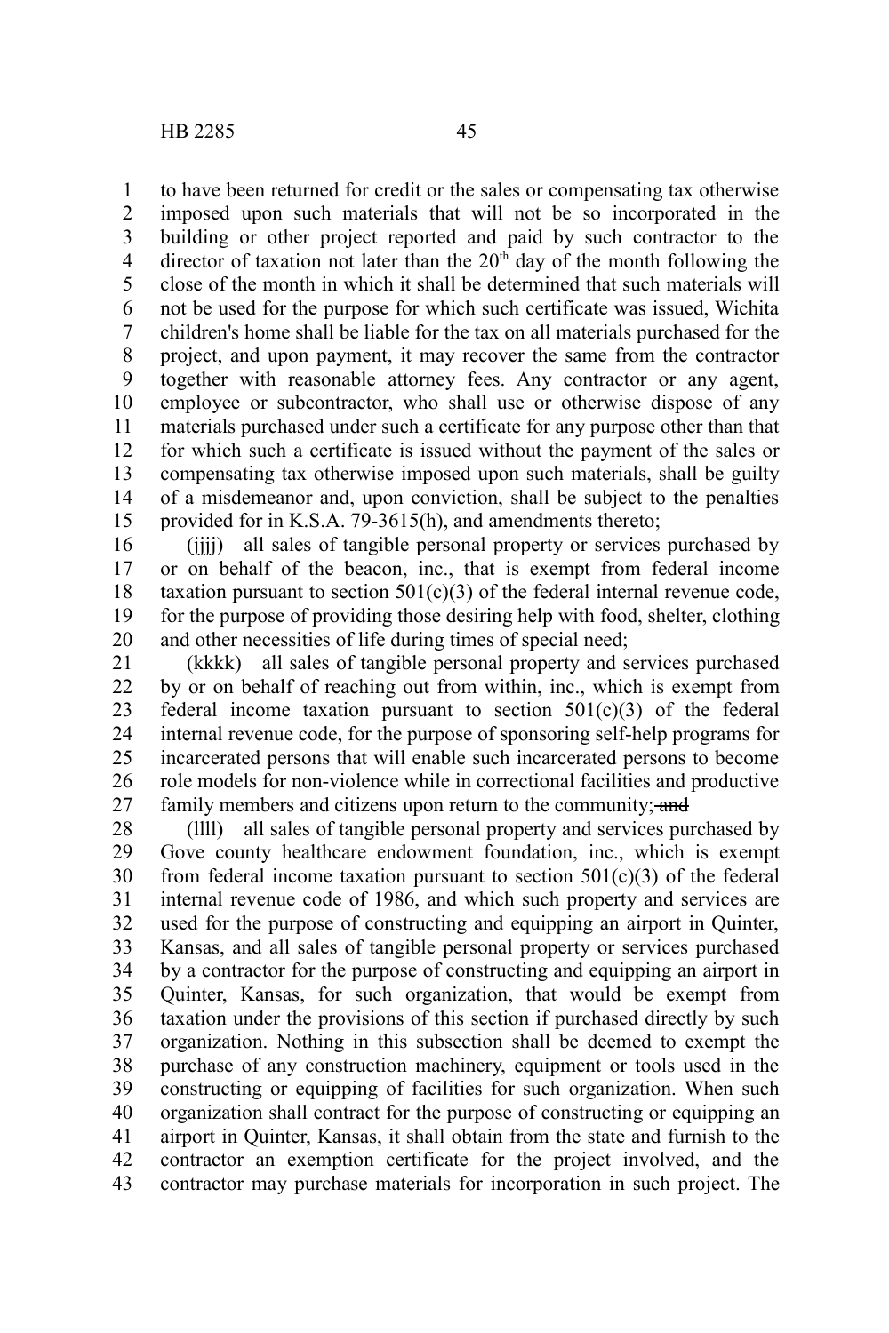to have been returned for credit or the sales or compensating tax otherwise imposed upon such materials that will not be so incorporated in the building or other project reported and paid by such contractor to the director of taxation not later than the 20th day of the month following the close of the month in which it shall be determined that such materials will not be used for the purpose for which such certificate was issued, Wichita children's home shall be liable for the tax on all materials purchased for the project, and upon payment, it may recover the same from the contractor together with reasonable attorney fees. Any contractor or any agent, employee or subcontractor, who shall use or otherwise dispose of any materials purchased under such a certificate for any purpose other than that for which such a certificate is issued without the payment of the sales or compensating tax otherwise imposed upon such materials, shall be guilty of a misdemeanor and, upon conviction, shall be subject to the penalties provided for in K.S.A. 79-3615(h), and amendments thereto;

(jjjj) all sales of tangible personal property or services purchased by or on behalf of the beacon, inc., that is exempt from federal income taxation pursuant to section 501(c)(3) of the federal internal revenue code, for the purpose of providing those desiring help with food, shelter, clothing and other necessities of life during times of special need;

(kkkk) all sales of tangible personal property and services purchased by or on behalf of reaching out from within, inc., which is exempt from federal income taxation pursuant to section 501(c)(3) of the federal internal revenue code, for the purpose of sponsoring self-help programs for incarcerated persons that will enable such incarcerated persons to become role models for non-violence while in correctional facilities and productive family members and citizens upon return to the community; ~~and~~

(llll) all sales of tangible personal property and services purchased by Gove county healthcare endowment foundation, inc., which is exempt from federal income taxation pursuant to section 501(c)(3) of the federal internal revenue code of 1986, and which such property and services are used for the purpose of constructing and equipping an airport in Quinter, Kansas, and all sales of tangible personal property or services purchased by a contractor for the purpose of constructing and equipping an airport in Quinter, Kansas, for such organization, that would be exempt from taxation under the provisions of this section if purchased directly by such organization. Nothing in this subsection shall be deemed to exempt the purchase of any construction machinery, equipment or tools used in the constructing or equipping of facilities for such organization. When such organization shall contract for the purpose of constructing or equipping an airport in Quinter, Kansas, it shall obtain from the state and furnish to the contractor an exemption certificate for the project involved, and the contractor may purchase materials for incorporation in such project. The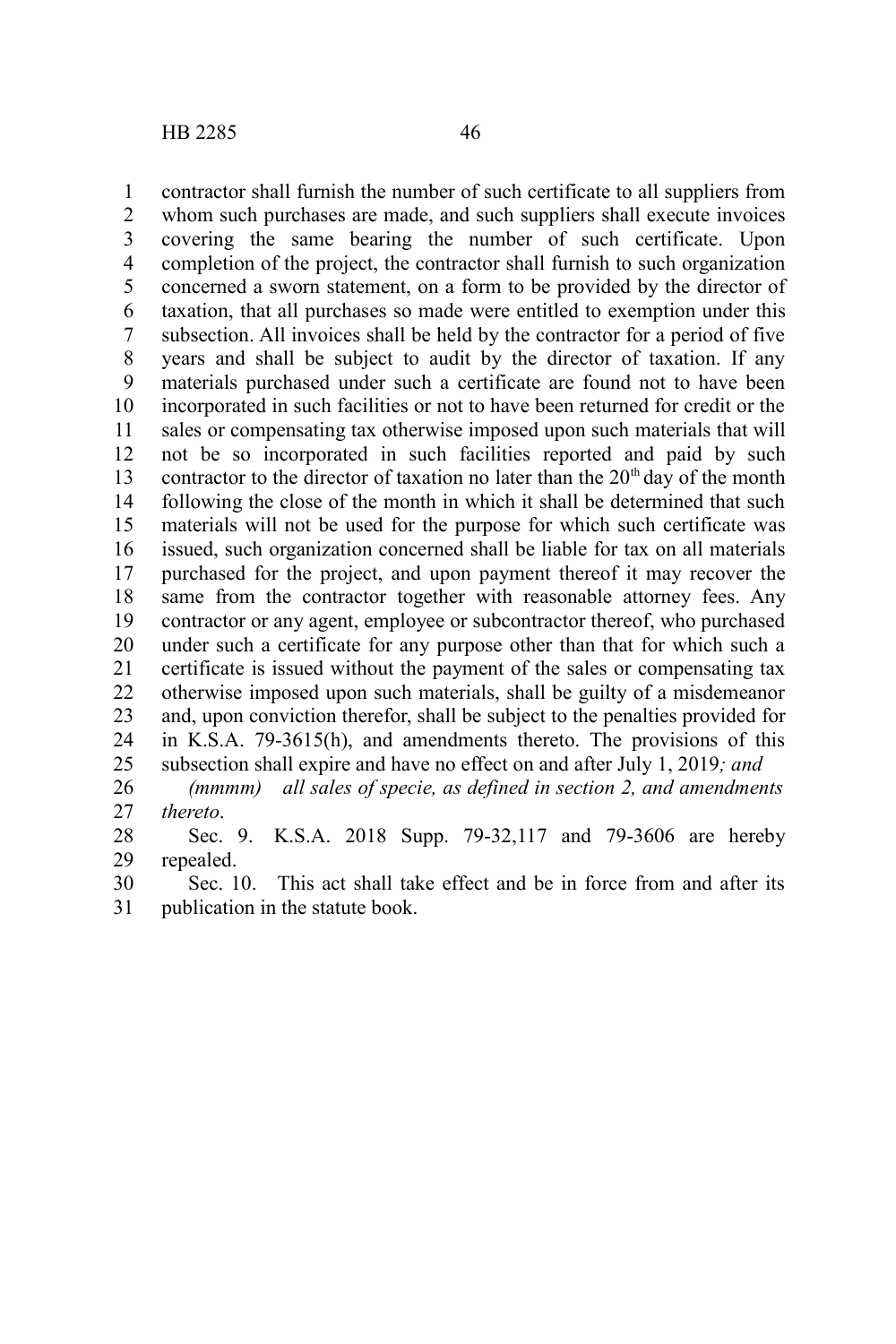contractor shall furnish the number of such certificate to all suppliers from whom such purchases are made, and such suppliers shall execute invoices covering the same bearing the number of such certificate. Upon completion of the project, the contractor shall furnish to such organization concerned a sworn statement, on a form to be provided by the director of taxation, that all purchases so made were entitled to exemption under this subsection. All invoices shall be held by the contractor for a period of five years and shall be subject to audit by the director of taxation. If any materials purchased under such a certificate are found not to have been incorporated in such facilities or not to have been returned for credit or the sales or compensating tax otherwise imposed upon such materials that will not be so incorporated in such facilities reported and paid by such contractor to the director of taxation no later than the 20th day of the month following the close of the month in which it shall be determined that such materials will not be used for the purpose for which such certificate was issued, such organization concerned shall be liable for tax on all materials purchased for the project, and upon payment thereof it may recover the same from the contractor together with reasonable attorney fees. Any contractor or any agent, employee or subcontractor thereof, who purchased under such a certificate for any purpose other than that for which such a certificate is issued without the payment of the sales or compensating tax otherwise imposed upon such materials, shall be guilty of a misdemeanor and, upon conviction therefor, shall be subject to the penalties provided for in K.S.A. 79-3615(h), and amendments thereto. The provisions of this subsection shall expire and have no effect on and after July 1, 2019*; and*

*(mmmm) all sales of specie, as defined in section 2, and amendments thereto*.

Sec. 9. K.S.A. 2018 Supp. 79-32,117 and 79-3606 are hereby repealed.

Sec. 10. This act shall take effect and be in force from and after its publication in the statute book.